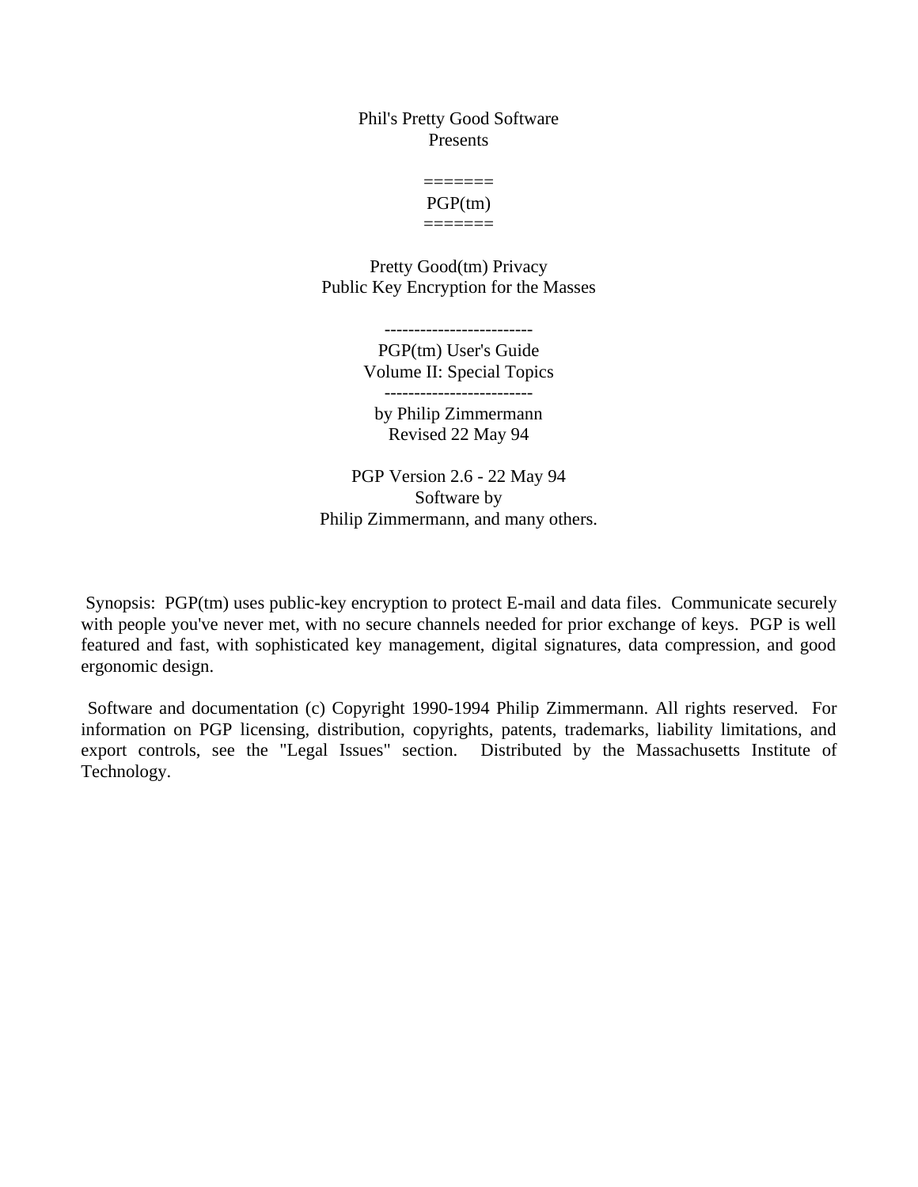Phil's Pretty Good Software
Presents

=======
PGP(tm)
=======

Pretty Good(tm) Privacy
Public Key Encryption for the Masses

-------------------------
PGP(tm) User's Guide
Volume II: Special Topics
-------------------------
by Philip Zimmermann
Revised 22 May 94

PGP Version 2.6 - 22 May 94
Software by
Philip Zimmermann, and many others.

Synopsis: PGP(tm) uses public-key encryption to protect E-mail and data files. Communicate securely with people you've never met, with no secure channels needed for prior exchange of keys. PGP is well featured and fast, with sophisticated key management, digital signatures, data compression, and good ergonomic design.

Software and documentation (c) Copyright 1990-1994 Philip Zimmermann. All rights reserved. For information on PGP licensing, distribution, copyrights, patents, trademarks, liability limitations, and export controls, see the "Legal Issues" section. Distributed by the Massachusetts Institute of Technology.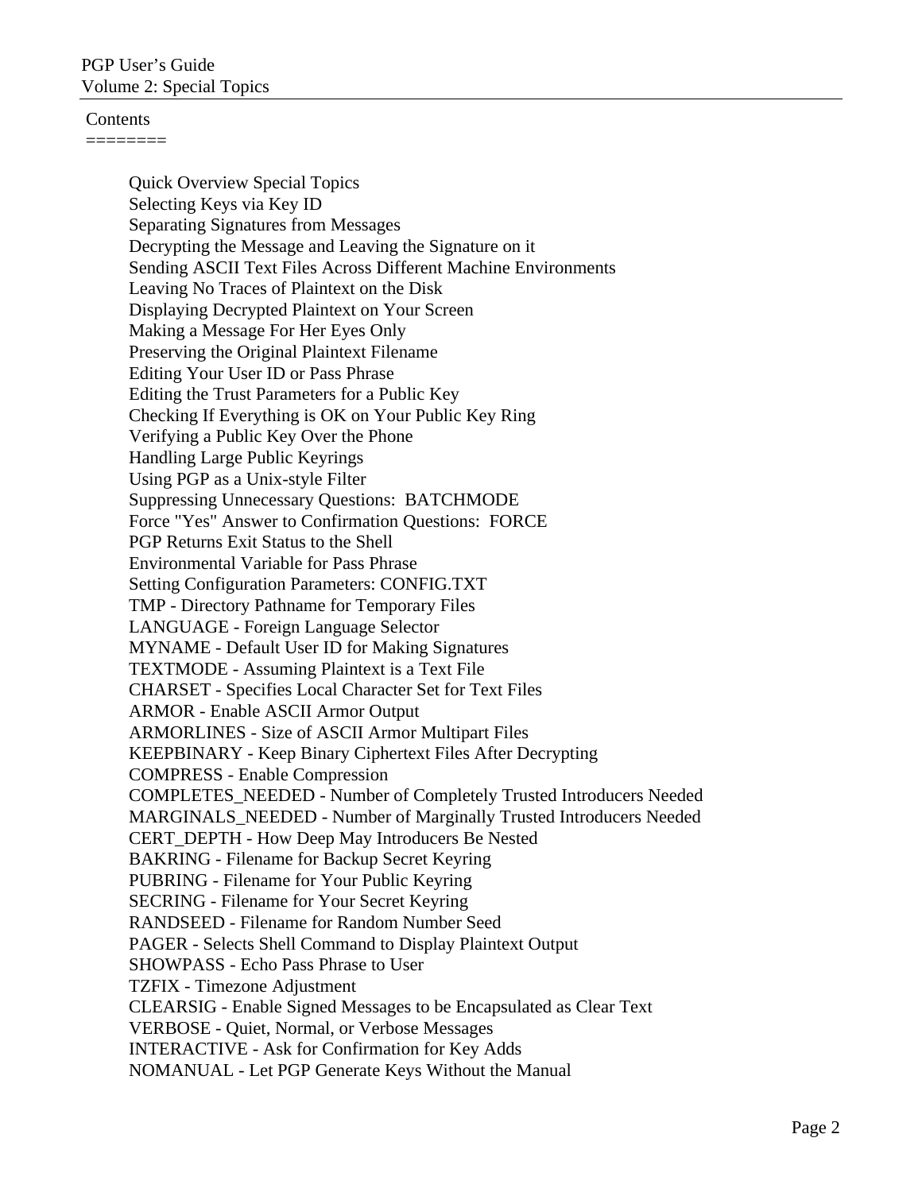Contents
========

- Quick Overview Special Topics
- Selecting Keys via Key ID
- Separating Signatures from Messages
- Decrypting the Message and Leaving the Signature on it
- Sending ASCII Text Files Across Different Machine Environments
- Leaving No Traces of Plaintext on the Disk
- Displaying Decrypted Plaintext on Your Screen
- Making a Message For Her Eyes Only
- Preserving the Original Plaintext Filename
- Editing Your User ID or Pass Phrase
- Editing the Trust Parameters for a Public Key
- Checking If Everything is OK on Your Public Key Ring
- Verifying a Public Key Over the Phone
- Handling Large Public Keyrings
- Using PGP as a Unix-style Filter
- Suppressing Unnecessary Questions: BATCHMODE
- Force "Yes" Answer to Confirmation Questions: FORCE
- PGP Returns Exit Status to the Shell
- Environmental Variable for Pass Phrase
- Setting Configuration Parameters: CONFIG.TXT
- TMP - Directory Pathname for Temporary Files
- LANGUAGE - Foreign Language Selector
- MYNAME - Default User ID for Making Signatures
- TEXTMODE - Assuming Plaintext is a Text File
- CHARSET - Specifies Local Character Set for Text Files
- ARMOR - Enable ASCII Armor Output
- ARMORLINES - Size of ASCII Armor Multipart Files
- KEEPBINARY - Keep Binary Ciphertext Files After Decrypting
- COMPRESS - Enable Compression
- COMPLETES_NEEDED - Number of Completely Trusted Introducers Needed
- MARGINALS_NEEDED - Number of Marginally Trusted Introducers Needed
- CERT_DEPTH - How Deep May Introducers Be Nested
- BAKRING - Filename for Backup Secret Keyring
- PUBRING - Filename for Your Public Keyring
- SECRING - Filename for Your Secret Keyring
- RANDSEED - Filename for Random Number Seed
- PAGER - Selects Shell Command to Display Plaintext Output
- SHOWPASS - Echo Pass Phrase to User
- TZFIX - Timezone Adjustment
- CLEARSIG - Enable Signed Messages to be Encapsulated as Clear Text
- VERBOSE - Quiet, Normal, or Verbose Messages
- INTERACTIVE - Ask for Confirmation for Key Adds
- NOMANUAL - Let PGP Generate Keys Without the Manual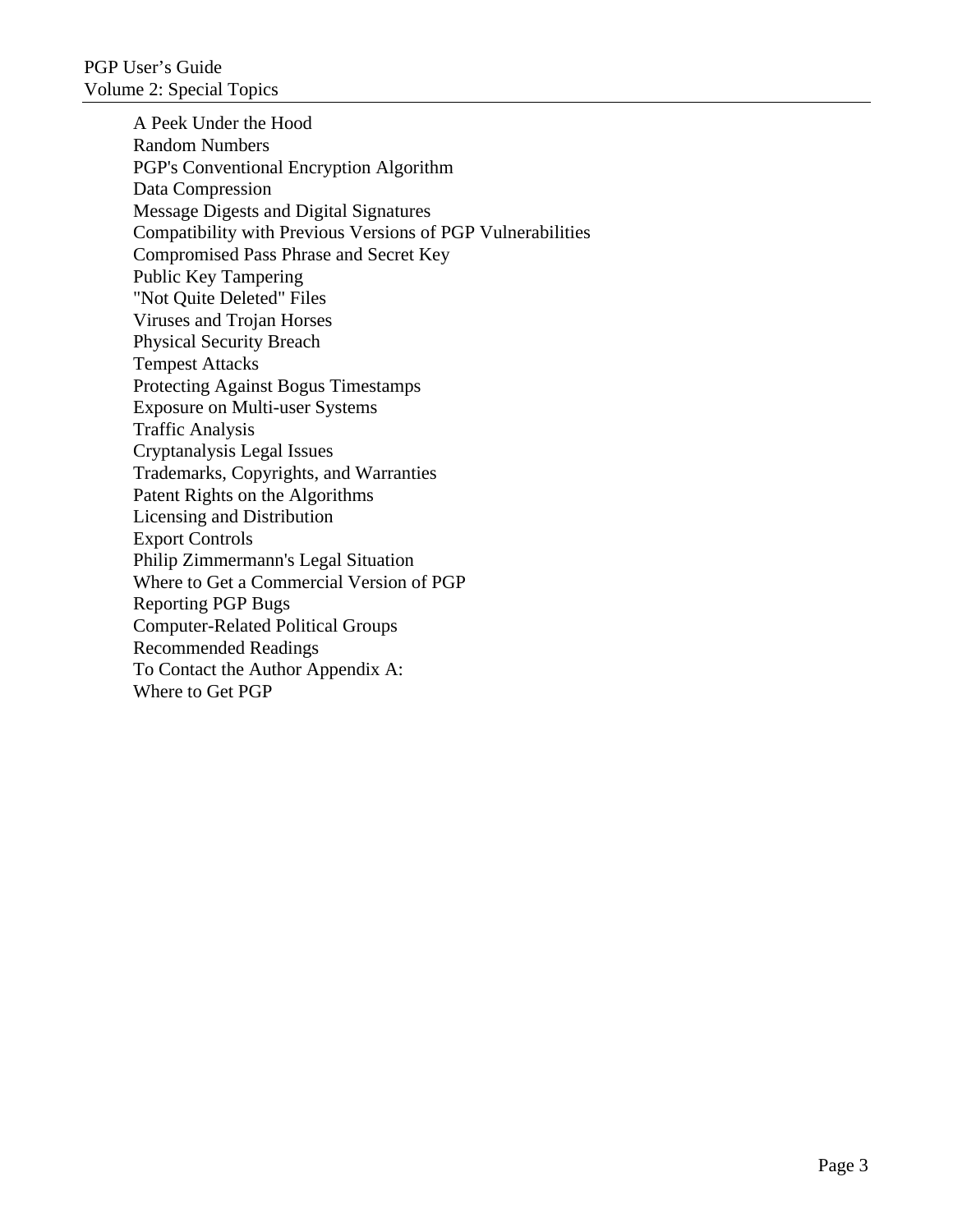A Peek Under the Hood
Random Numbers
PGP's Conventional Encryption Algorithm
Data Compression
Message Digests and Digital Signatures
Compatibility with Previous Versions of PGP Vulnerabilities
Compromised Pass Phrase and Secret Key
Public Key Tampering
"Not Quite Deleted" Files
Viruses and Trojan Horses
Physical Security Breach
Tempest Attacks
Protecting Against Bogus Timestamps
Exposure on Multi-user Systems
Traffic Analysis
Cryptanalysis Legal Issues
Trademarks, Copyrights, and Warranties
Patent Rights on the Algorithms
Licensing and Distribution
Export Controls
Philip Zimmermann's Legal Situation
Where to Get a Commercial Version of PGP
Reporting PGP Bugs
Computer-Related Political Groups
Recommended Readings
To Contact the Author Appendix A:
Where to Get PGP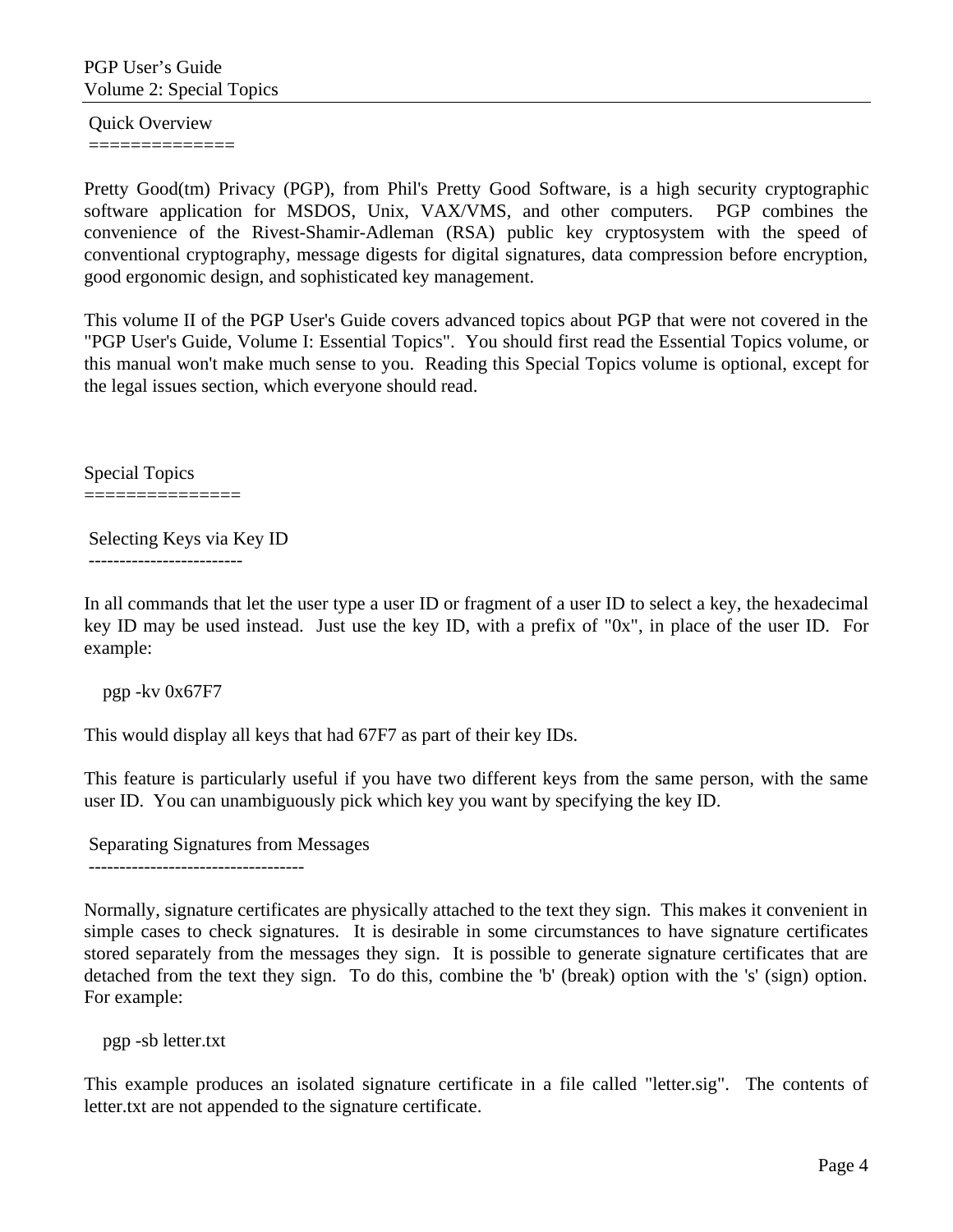## Quick Overview

Pretty Good(tm) Privacy (PGP), from Phil's Pretty Good Software, is a high security cryptographic software application for MSDOS, Unix, VAX/VMS, and other computers. PGP combines the convenience of the Rivest-Shamir-Adleman (RSA) public key cryptosystem with the speed of conventional cryptography, message digests for digital signatures, data compression before encryption, good ergonomic design, and sophisticated key management.

This volume II of the PGP User's Guide covers advanced topics about PGP that were not covered in the "PGP User's Guide, Volume I: Essential Topics". You should first read the Essential Topics volume, or this manual won't make much sense to you. Reading this Special Topics volume is optional, except for the legal issues section, which everyone should read.

## Special Topics

### Selecting Keys via Key ID

In all commands that let the user type a user ID or fragment of a user ID to select a key, the hexadecimal key ID may be used instead. Just use the key ID, with a prefix of "0x", in place of the user ID. For example:

```
pgp -kv 0x67F7
```

This would display all keys that had 67F7 as part of their key IDs.

This feature is particularly useful if you have two different keys from the same person, with the same user ID. You can unambiguously pick which key you want by specifying the key ID.

### Separating Signatures from Messages

Normally, signature certificates are physically attached to the text they sign. This makes it convenient in simple cases to check signatures. It is desirable in some circumstances to have signature certificates stored separately from the messages they sign. It is possible to generate signature certificates that are detached from the text they sign. To do this, combine the 'b' (break) option with the 's' (sign) option. For example:

```
pgp -sb letter.txt
```

This example produces an isolated signature certificate in a file called "letter.sig". The contents of letter.txt are not appended to the signature certificate.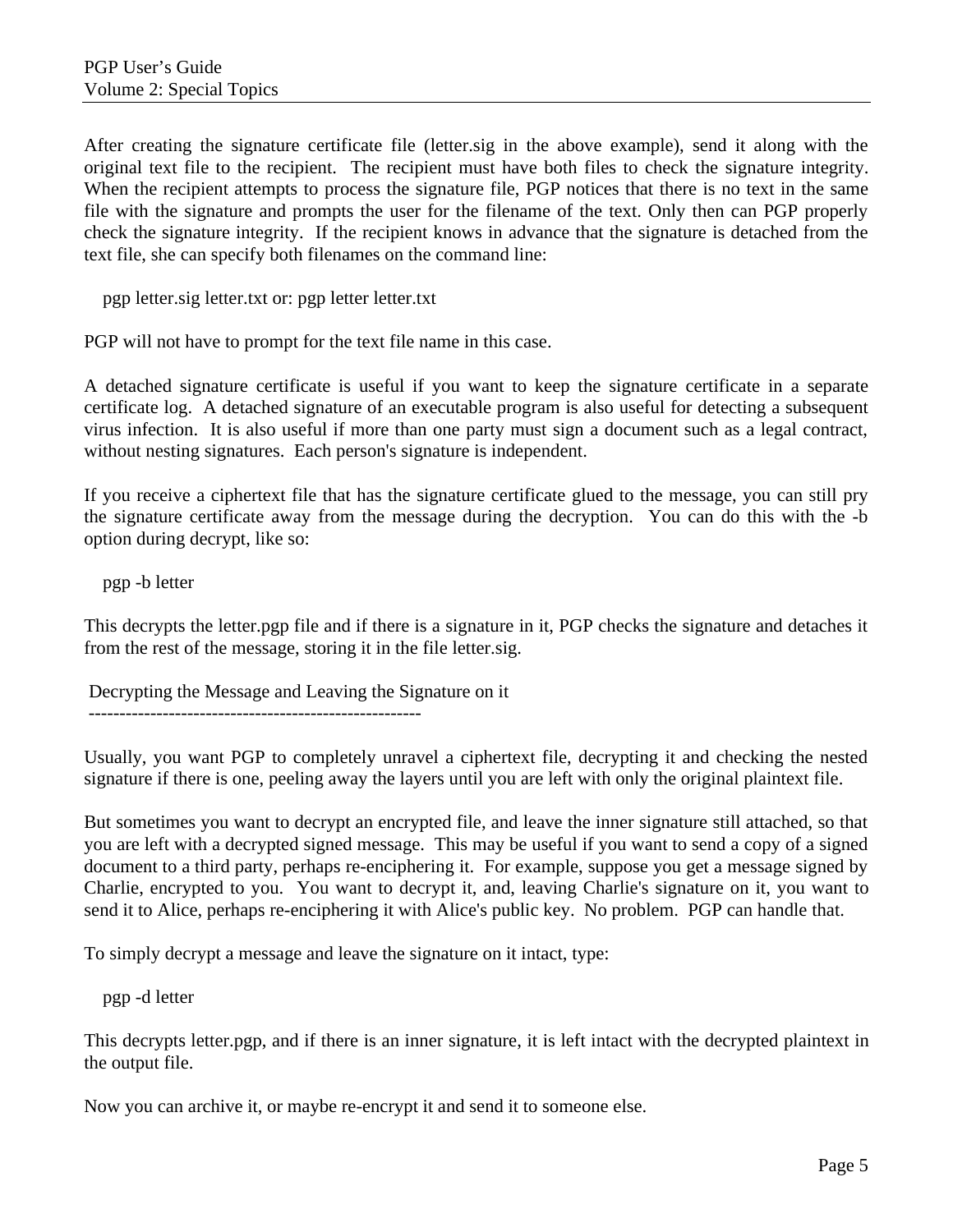After creating the signature certificate file (letter.sig in the above example), send it along with the original text file to the recipient. The recipient must have both files to check the signature integrity. When the recipient attempts to process the signature file, PGP notices that there is no text in the same file with the signature and prompts the user for the filename of the text. Only then can PGP properly check the signature integrity. If the recipient knows in advance that the signature is detached from the text file, she can specify both filenames on the command line:

```
pgp letter.sig letter.txt or: pgp letter letter.txt
```

PGP will not have to prompt for the text file name in this case.

A detached signature certificate is useful if you want to keep the signature certificate in a separate certificate log. A detached signature of an executable program is also useful for detecting a subsequent virus infection. It is also useful if more than one party must sign a document such as a legal contract, without nesting signatures. Each person's signature is independent.

If you receive a ciphertext file that has the signature certificate glued to the message, you can still pry the signature certificate away from the message during the decryption. You can do this with the -b option during decrypt, like so:

```
pgp -b letter
```

This decrypts the letter.pgp file and if there is a signature in it, PGP checks the signature and detaches it from the rest of the message, storing it in the file letter.sig.

## Decrypting the Message and Leaving the Signature on it

Usually, you want PGP to completely unravel a ciphertext file, decrypting it and checking the nested signature if there is one, peeling away the layers until you are left with only the original plaintext file.

But sometimes you want to decrypt an encrypted file, and leave the inner signature still attached, so that you are left with a decrypted signed message. This may be useful if you want to send a copy of a signed document to a third party, perhaps re-enciphering it. For example, suppose you get a message signed by Charlie, encrypted to you. You want to decrypt it, and, leaving Charlie's signature on it, you want to send it to Alice, perhaps re-enciphering it with Alice's public key. No problem. PGP can handle that.

To simply decrypt a message and leave the signature on it intact, type:

```
pgp -d letter
```

This decrypts letter.pgp, and if there is an inner signature, it is left intact with the decrypted plaintext in the output file.

Now you can archive it, or maybe re-encrypt it and send it to someone else.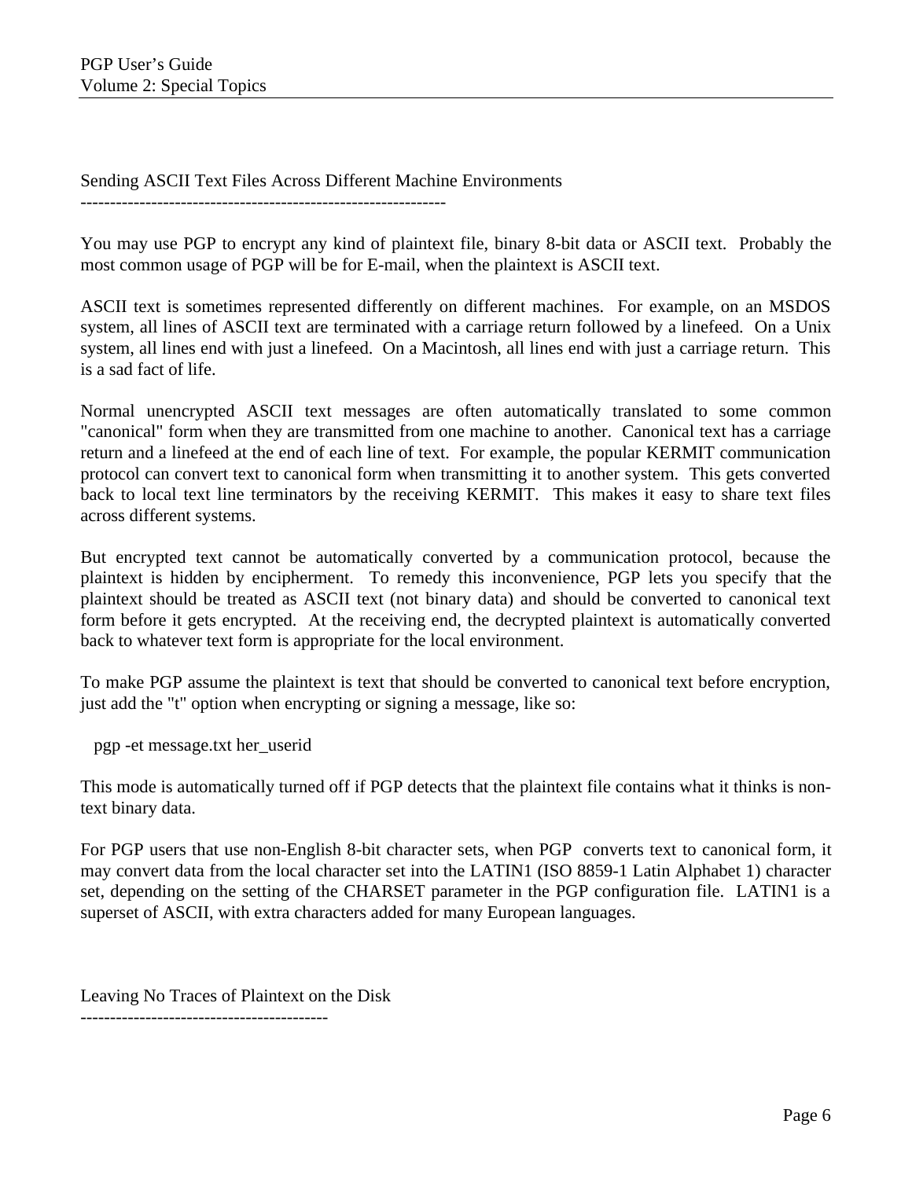## Sending ASCII Text Files Across Different Machine Environments

You may use PGP to encrypt any kind of plaintext file, binary 8-bit data or ASCII text. Probably the most common usage of PGP will be for E-mail, when the plaintext is ASCII text.

ASCII text is sometimes represented differently on different machines. For example, on an MSDOS system, all lines of ASCII text are terminated with a carriage return followed by a linefeed. On a Unix system, all lines end with just a linefeed. On a Macintosh, all lines end with just a carriage return. This is a sad fact of life.

Normal unencrypted ASCII text messages are often automatically translated to some common "canonical" form when they are transmitted from one machine to another. Canonical text has a carriage return and a linefeed at the end of each line of text. For example, the popular KERMIT communication protocol can convert text to canonical form when transmitting it to another system. This gets converted back to local text line terminators by the receiving KERMIT. This makes it easy to share text files across different systems.

But encrypted text cannot be automatically converted by a communication protocol, because the plaintext is hidden by encipherment. To remedy this inconvenience, PGP lets you specify that the plaintext should be treated as ASCII text (not binary data) and should be converted to canonical text form before it gets encrypted. At the receiving end, the decrypted plaintext is automatically converted back to whatever text form is appropriate for the local environment.

To make PGP assume the plaintext is text that should be converted to canonical text before encryption, just add the "t" option when encrypting or signing a message, like so:

```
pgp -et message.txt her_userid
```

This mode is automatically turned off if PGP detects that the plaintext file contains what it thinks is non-text binary data.

For PGP users that use non-English 8-bit character sets, when PGP converts text to canonical form, it may convert data from the local character set into the LATIN1 (ISO 8859-1 Latin Alphabet 1) character set, depending on the setting of the CHARSET parameter in the PGP configuration file. LATIN1 is a superset of ASCII, with extra characters added for many European languages.

## Leaving No Traces of Plaintext on the Disk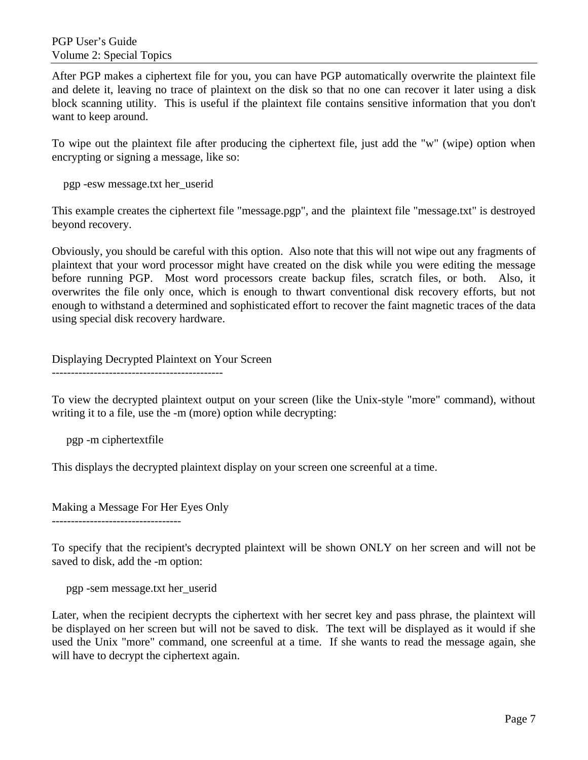After PGP makes a ciphertext file for you, you can have PGP automatically overwrite the plaintext file and delete it, leaving no trace of plaintext on the disk so that no one can recover it later using a disk block scanning utility. This is useful if the plaintext file contains sensitive information that you don't want to keep around.

To wipe out the plaintext file after producing the ciphertext file, just add the "w" (wipe) option when encrypting or signing a message, like so:

```
pgp -esw message.txt her_userid
```

This example creates the ciphertext file "message.pgp", and the plaintext file "message.txt" is destroyed beyond recovery.

Obviously, you should be careful with this option. Also note that this will not wipe out any fragments of plaintext that your word processor might have created on the disk while you were editing the message before running PGP. Most word processors create backup files, scratch files, or both. Also, it overwrites the file only once, which is enough to thwart conventional disk recovery efforts, but not enough to withstand a determined and sophisticated effort to recover the faint magnetic traces of the data using special disk recovery hardware.

## Displaying Decrypted Plaintext on Your Screen

To view the decrypted plaintext output on your screen (like the Unix-style "more" command), without writing it to a file, use the -m (more) option while decrypting:

```
pgp -m ciphertextfile
```

This displays the decrypted plaintext display on your screen one screenful at a time.

## Making a Message For Her Eyes Only

To specify that the recipient's decrypted plaintext will be shown ONLY on her screen and will not be saved to disk, add the -m option:

```
pgp -sem message.txt her_userid
```

Later, when the recipient decrypts the ciphertext with her secret key and pass phrase, the plaintext will be displayed on her screen but will not be saved to disk. The text will be displayed as it would if she used the Unix "more" command, one screenful at a time. If she wants to read the message again, she will have to decrypt the ciphertext again.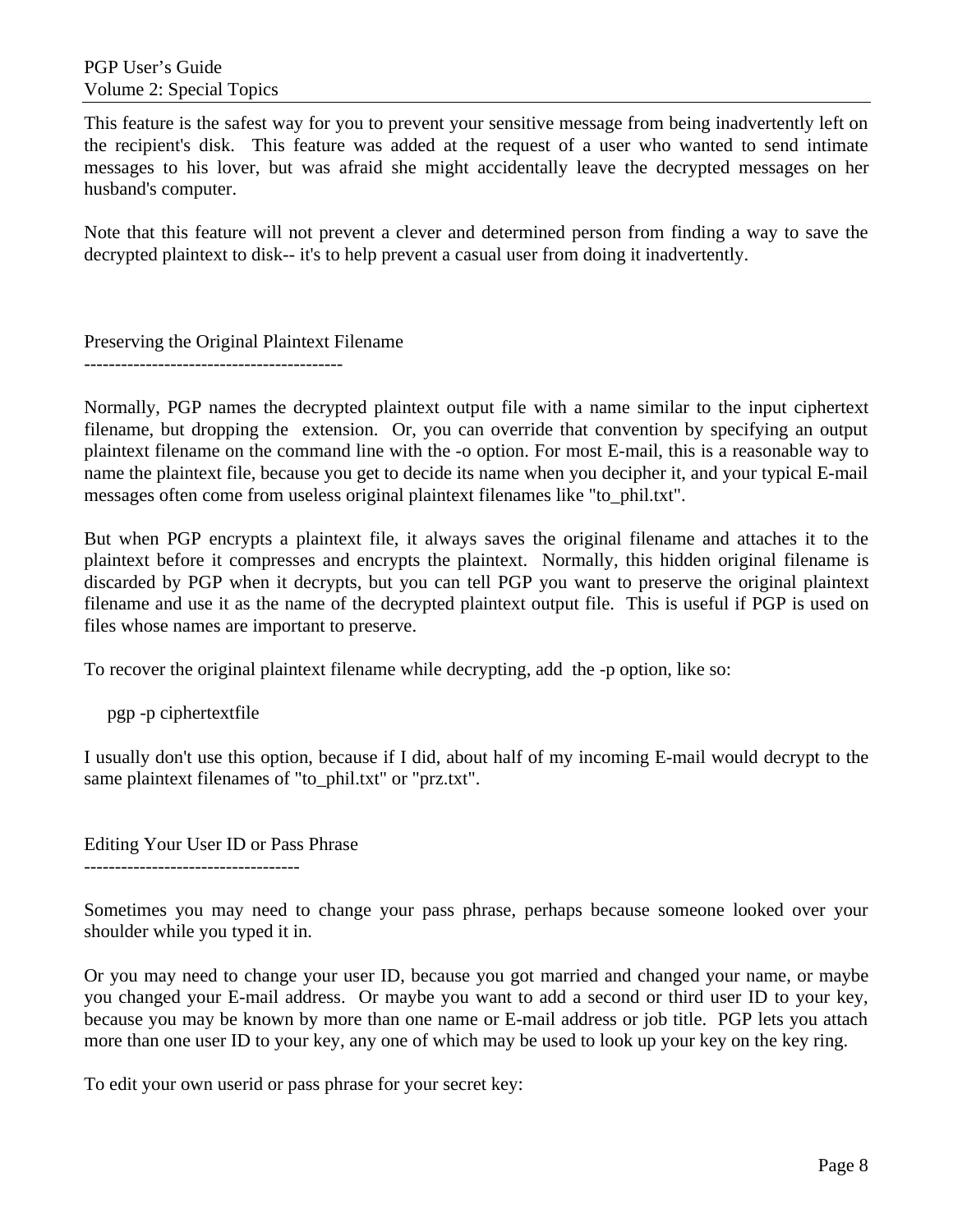This feature is the safest way for you to prevent your sensitive message from being inadvertently left on the recipient's disk. This feature was added at the request of a user who wanted to send intimate messages to his lover, but was afraid she might accidentally leave the decrypted messages on her husband's computer.

Note that this feature will not prevent a clever and determined person from finding a way to save the decrypted plaintext to disk-- it's to help prevent a casual user from doing it inadvertently.

## Preserving the Original Plaintext Filename

Normally, PGP names the decrypted plaintext output file with a name similar to the input ciphertext filename, but dropping the extension. Or, you can override that convention by specifying an output plaintext filename on the command line with the -o option. For most E-mail, this is a reasonable way to name the plaintext file, because you get to decide its name when you decipher it, and your typical E-mail messages often come from useless original plaintext filenames like "to_phil.txt".

But when PGP encrypts a plaintext file, it always saves the original filename and attaches it to the plaintext before it compresses and encrypts the plaintext. Normally, this hidden original filename is discarded by PGP when it decrypts, but you can tell PGP you want to preserve the original plaintext filename and use it as the name of the decrypted plaintext output file. This is useful if PGP is used on files whose names are important to preserve.

To recover the original plaintext filename while decrypting, add the -p option, like so:

```
pgp -p ciphertextfile
```

I usually don't use this option, because if I did, about half of my incoming E-mail would decrypt to the same plaintext filenames of "to_phil.txt" or "prz.txt".

## Editing Your User ID or Pass Phrase

Sometimes you may need to change your pass phrase, perhaps because someone looked over your shoulder while you typed it in.

Or you may need to change your user ID, because you got married and changed your name, or maybe you changed your E-mail address. Or maybe you want to add a second or third user ID to your key, because you may be known by more than one name or E-mail address or job title. PGP lets you attach more than one user ID to your key, any one of which may be used to look up your key on the key ring.

To edit your own userid or pass phrase for your secret key: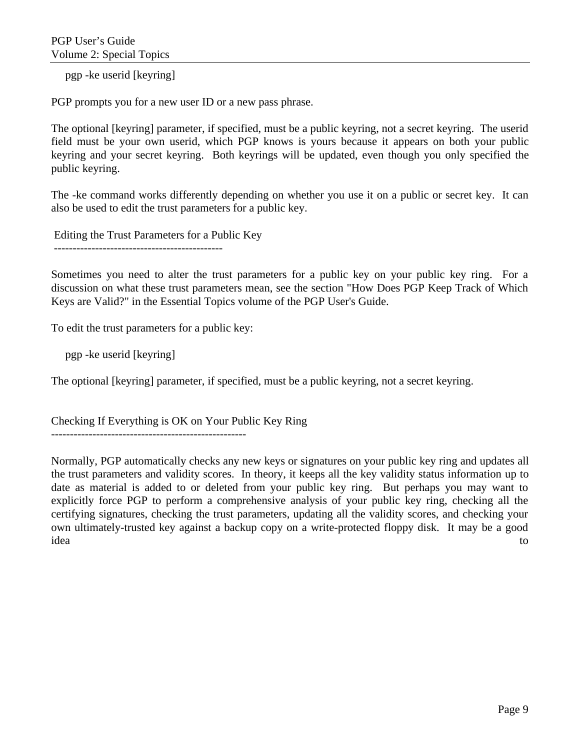```
pgp -ke userid [keyring]
```

PGP prompts you for a new user ID or a new pass phrase.

The optional [keyring] parameter, if specified, must be a public keyring, not a secret keyring. The userid field must be your own userid, which PGP knows is yours because it appears on both your public keyring and your secret keyring. Both keyrings will be updated, even though you only specified the public keyring.

The -ke command works differently depending on whether you use it on a public or secret key. It can also be used to edit the trust parameters for a public key.

## Editing the Trust Parameters for a Public Key

Sometimes you need to alter the trust parameters for a public key on your public key ring. For a discussion on what these trust parameters mean, see the section "How Does PGP Keep Track of Which Keys are Valid?" in the Essential Topics volume of the PGP User's Guide.

To edit the trust parameters for a public key:

```
pgp -ke userid [keyring]
```

The optional [keyring] parameter, if specified, must be a public keyring, not a secret keyring.

## Checking If Everything is OK on Your Public Key Ring

Normally, PGP automatically checks any new keys or signatures on your public key ring and updates all the trust parameters and validity scores. In theory, it keeps all the key validity status information up to date as material is added to or deleted from your public key ring. But perhaps you may want to explicitly force PGP to perform a comprehensive analysis of your public key ring, checking all the certifying signatures, checking the trust parameters, updating all the validity scores, and checking your own ultimately-trusted key against a backup copy on a write-protected floppy disk. It may be a good idea to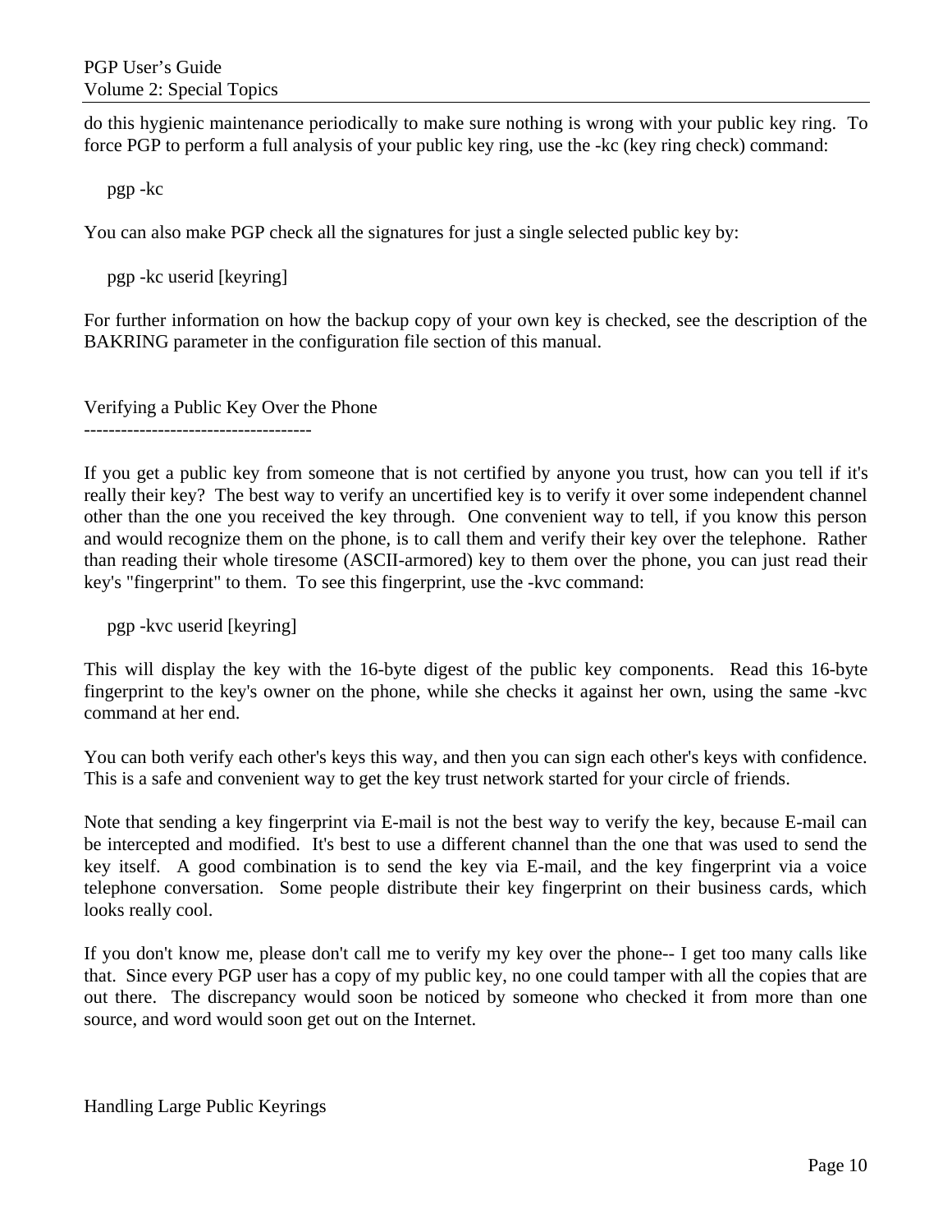do this hygienic maintenance periodically to make sure nothing is wrong with your public key ring. To force PGP to perform a full analysis of your public key ring, use the -kc (key ring check) command:

```
pgp -kc
```

You can also make PGP check all the signatures for just a single selected public key by:

```
pgp -kc userid [keyring]
```

For further information on how the backup copy of your own key is checked, see the description of the BAKRING parameter in the configuration file section of this manual.

## Verifying a Public Key Over the Phone

If you get a public key from someone that is not certified by anyone you trust, how can you tell if it's really their key? The best way to verify an uncertified key is to verify it over some independent channel other than the one you received the key through. One convenient way to tell, if you know this person and would recognize them on the phone, is to call them and verify their key over the telephone. Rather than reading their whole tiresome (ASCII-armored) key to them over the phone, you can just read their key's "fingerprint" to them. To see this fingerprint, use the -kvc command:

```
pgp -kvc userid [keyring]
```

This will display the key with the 16-byte digest of the public key components. Read this 16-byte fingerprint to the key's owner on the phone, while she checks it against her own, using the same -kvc command at her end.

You can both verify each other's keys this way, and then you can sign each other's keys with confidence. This is a safe and convenient way to get the key trust network started for your circle of friends.

Note that sending a key fingerprint via E-mail is not the best way to verify the key, because E-mail can be intercepted and modified. It's best to use a different channel than the one that was used to send the key itself. A good combination is to send the key via E-mail, and the key fingerprint via a voice telephone conversation. Some people distribute their key fingerprint on their business cards, which looks really cool.

If you don't know me, please don't call me to verify my key over the phone-- I get too many calls like that. Since every PGP user has a copy of my public key, no one could tamper with all the copies that are out there. The discrepancy would soon be noticed by someone who checked it from more than one source, and word would soon get out on the Internet.

## Handling Large Public Keyrings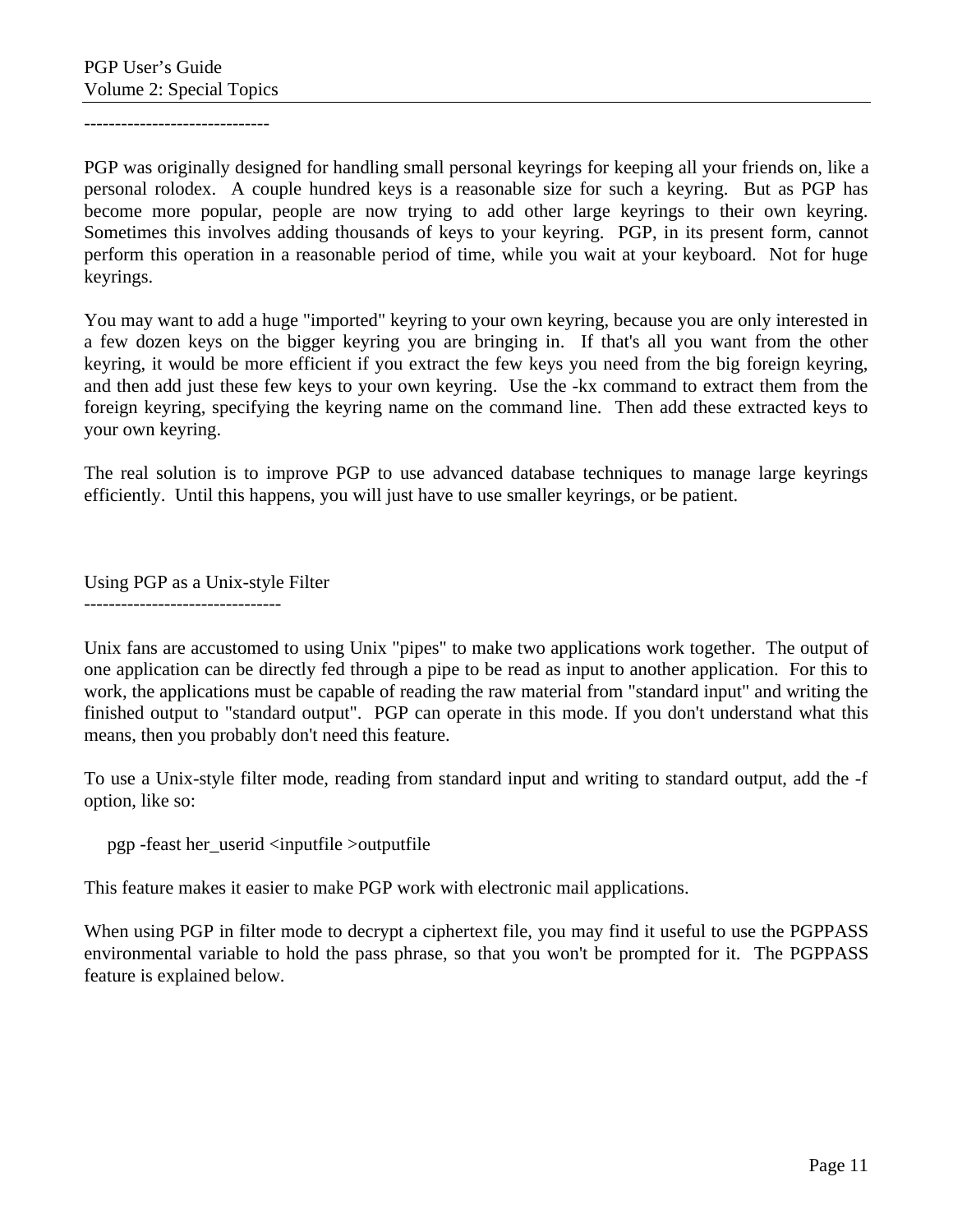------------------------------

PGP was originally designed for handling small personal keyrings for keeping all your friends on, like a personal rolodex.  A couple hundred keys is a reasonable size for such a keyring.  But as PGP has become more popular, people are now trying to add other large keyrings to their own keyring.  Sometimes this involves adding thousands of keys to your keyring.  PGP, in its present form, cannot perform this operation in a reasonable period of time, while you wait at your keyboard.  Not for huge keyrings.

You may want to add a huge "imported" keyring to your own keyring, because you are only interested in a few dozen keys on the bigger keyring you are bringing in.  If that's all you want from the other keyring, it would be more efficient if you extract the few keys you need from the big foreign keyring, and then add just these few keys to your own keyring.  Use the -kx command to extract them from the foreign keyring, specifying the keyring name on the command line.  Then add these extracted keys to your own keyring.

The real solution is to improve PGP to use advanced database techniques to manage large keyrings efficiently.  Until this happens, you will just have to use smaller keyrings, or be patient.

## Using PGP as a Unix-style Filter

--------------------------------

Unix fans are accustomed to using Unix "pipes" to make two applications work together.  The output of one application can be directly fed through a pipe to be read as input to another application.  For this to work, the applications must be capable of reading the raw material from "standard input" and writing the finished output to "standard output".  PGP can operate in this mode. If you don't understand what this means, then you probably don't need this feature.

To use a Unix-style filter mode, reading from standard input and writing to standard output, add the -f option, like so:

```
pgp -feast her_userid <inputfile >outputfile
```

This feature makes it easier to make PGP work with electronic mail applications.

When using PGP in filter mode to decrypt a ciphertext file, you may find it useful to use the PGPPASS environmental variable to hold the pass phrase, so that you won't be prompted for it.  The PGPPASS feature is explained below.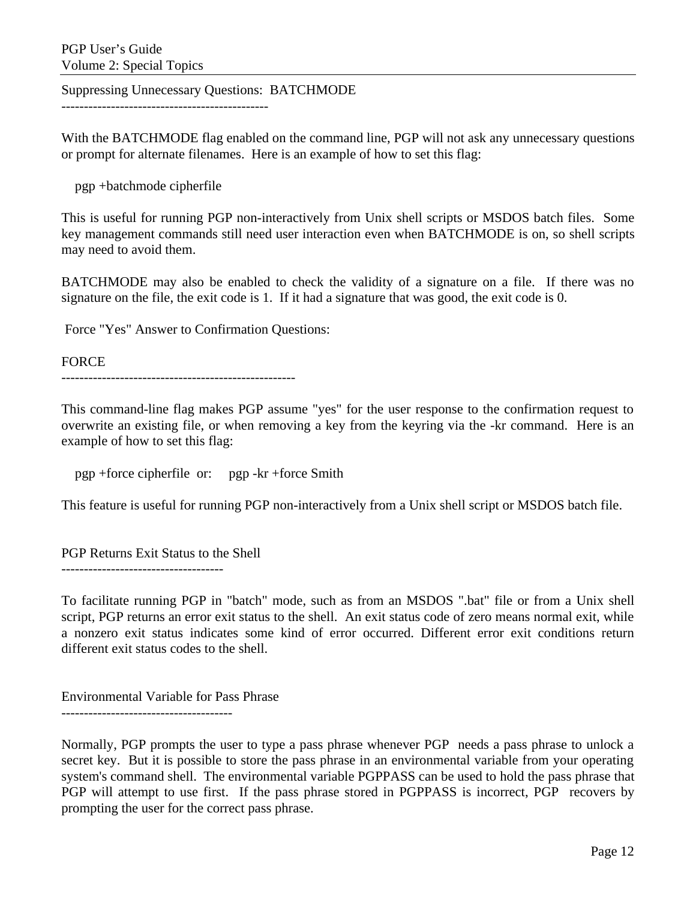## Suppressing Unnecessary Questions:  BATCHMODE

With the BATCHMODE flag enabled on the command line, PGP will not ask any unnecessary questions or prompt for alternate filenames.  Here is an example of how to set this flag:

```
pgp +batchmode cipherfile
```

This is useful for running PGP non-interactively from Unix shell scripts or MSDOS batch files.  Some key management commands still need user interaction even when BATCHMODE is on, so shell scripts may need to avoid them.

BATCHMODE may also be enabled to check the validity of a signature on a file.  If there was no signature on the file, the exit code is 1.  If it had a signature that was good, the exit code is 0.

## Force "Yes" Answer to Confirmation Questions:

## FORCE

This command-line flag makes PGP assume "yes" for the user response to the confirmation request to overwrite an existing file, or when removing a key from the keyring via the -kr command.  Here is an example of how to set this flag:

```
pgp +force cipherfile  or:     pgp -kr +force Smith
```

This feature is useful for running PGP non-interactively from a Unix shell script or MSDOS batch file.

## PGP Returns Exit Status to the Shell

To facilitate running PGP in "batch" mode, such as from an MSDOS ".bat" file or from a Unix shell script, PGP returns an error exit status to the shell.  An exit status code of zero means normal exit, while a nonzero exit status indicates some kind of error occurred. Different error exit conditions return different exit status codes to the shell.

## Environmental Variable for Pass Phrase

Normally, PGP prompts the user to type a pass phrase whenever PGP  needs a pass phrase to unlock a secret key.  But it is possible to store the pass phrase in an environmental variable from your operating system's command shell.  The environmental variable PGPPASS can be used to hold the pass phrase that PGP will attempt to use first.  If the pass phrase stored in PGPPASS is incorrect, PGP  recovers by prompting the user for the correct pass phrase.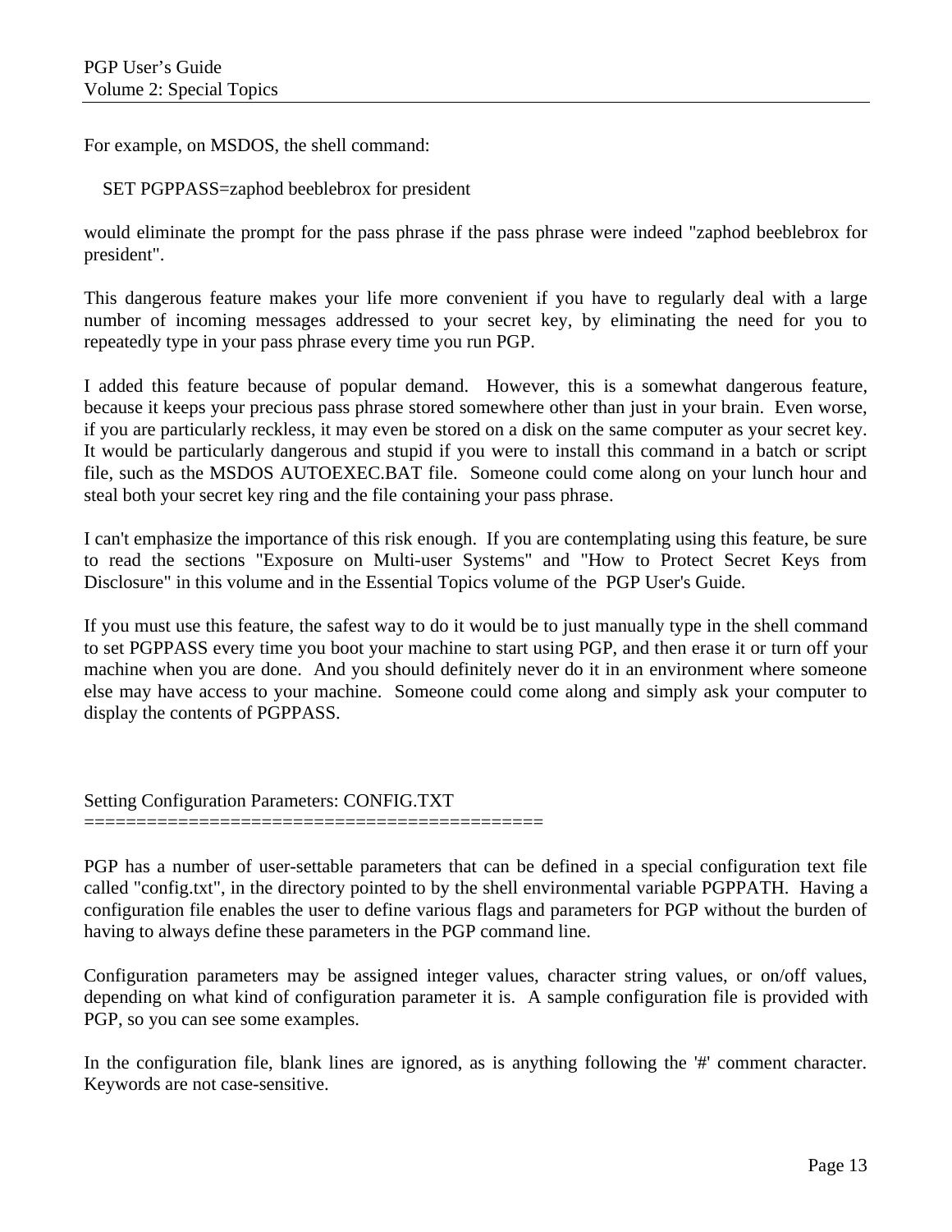For example, on MSDOS, the shell command:

```
SET PGPPASS=zaphod beeblebrox for president
```

would eliminate the prompt for the pass phrase if the pass phrase were indeed "zaphod beeblebrox for president".

This dangerous feature makes your life more convenient if you have to regularly deal with a large number of incoming messages addressed to your secret key, by eliminating the need for you to repeatedly type in your pass phrase every time you run PGP.

I added this feature because of popular demand. However, this is a somewhat dangerous feature, because it keeps your precious pass phrase stored somewhere other than just in your brain. Even worse, if you are particularly reckless, it may even be stored on a disk on the same computer as your secret key. It would be particularly dangerous and stupid if you were to install this command in a batch or script file, such as the MSDOS AUTOEXEC.BAT file. Someone could come along on your lunch hour and steal both your secret key ring and the file containing your pass phrase.

I can't emphasize the importance of this risk enough. If you are contemplating using this feature, be sure to read the sections "Exposure on Multi-user Systems" and "How to Protect Secret Keys from Disclosure" in this volume and in the Essential Topics volume of the PGP User's Guide.

If you must use this feature, the safest way to do it would be to just manually type in the shell command to set PGPPASS every time you boot your machine to start using PGP, and then erase it or turn off your machine when you are done. And you should definitely never do it in an environment where someone else may have access to your machine. Someone could come along and simply ask your computer to display the contents of PGPPASS.

## Setting Configuration Parameters: CONFIG.TXT

PGP has a number of user-settable parameters that can be defined in a special configuration text file called "config.txt", in the directory pointed to by the shell environmental variable PGPPATH. Having a configuration file enables the user to define various flags and parameters for PGP without the burden of having to always define these parameters in the PGP command line.

Configuration parameters may be assigned integer values, character string values, or on/off values, depending on what kind of configuration parameter it is. A sample configuration file is provided with PGP, so you can see some examples.

In the configuration file, blank lines are ignored, as is anything following the '#' comment character. Keywords are not case-sensitive.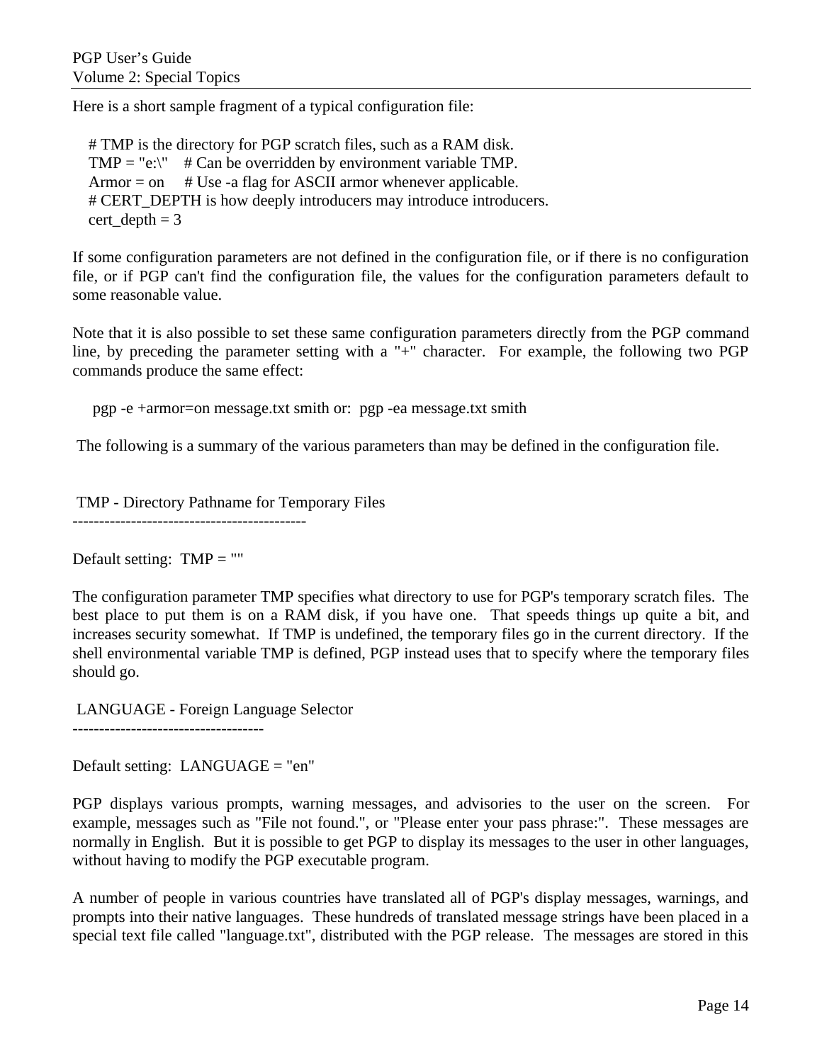Here is a short sample fragment of a typical configuration file:

```
# TMP is the directory for PGP scratch files, such as a RAM disk.
TMP = "e:\"    # Can be overridden by environment variable TMP.
Armor = on     # Use -a flag for ASCII armor whenever applicable.
# CERT_DEPTH is how deeply introducers may introduce introducers.
cert_depth = 3
```

If some configuration parameters are not defined in the configuration file, or if there is no configuration file, or if PGP can't find the configuration file, the values for the configuration parameters default to some reasonable value.

Note that it is also possible to set these same configuration parameters directly from the PGP command line, by preceding the parameter setting with a "+" character. For example, the following two PGP commands produce the same effect:

```
pgp -e +armor=on message.txt smith or:  pgp -ea message.txt smith
```

The following is a summary of the various parameters than may be defined in the configuration file.

## TMP - Directory Pathname for Temporary Files

Default setting: TMP = ""

The configuration parameter TMP specifies what directory to use for PGP's temporary scratch files. The best place to put them is on a RAM disk, if you have one. That speeds things up quite a bit, and increases security somewhat. If TMP is undefined, the temporary files go in the current directory. If the shell environmental variable TMP is defined, PGP instead uses that to specify where the temporary files should go.

## LANGUAGE - Foreign Language Selector

Default setting: LANGUAGE = "en"

PGP displays various prompts, warning messages, and advisories to the user on the screen. For example, messages such as "File not found.", or "Please enter your pass phrase:". These messages are normally in English. But it is possible to get PGP to display its messages to the user in other languages, without having to modify the PGP executable program.

A number of people in various countries have translated all of PGP's display messages, warnings, and prompts into their native languages. These hundreds of translated message strings have been placed in a special text file called "language.txt", distributed with the PGP release. The messages are stored in this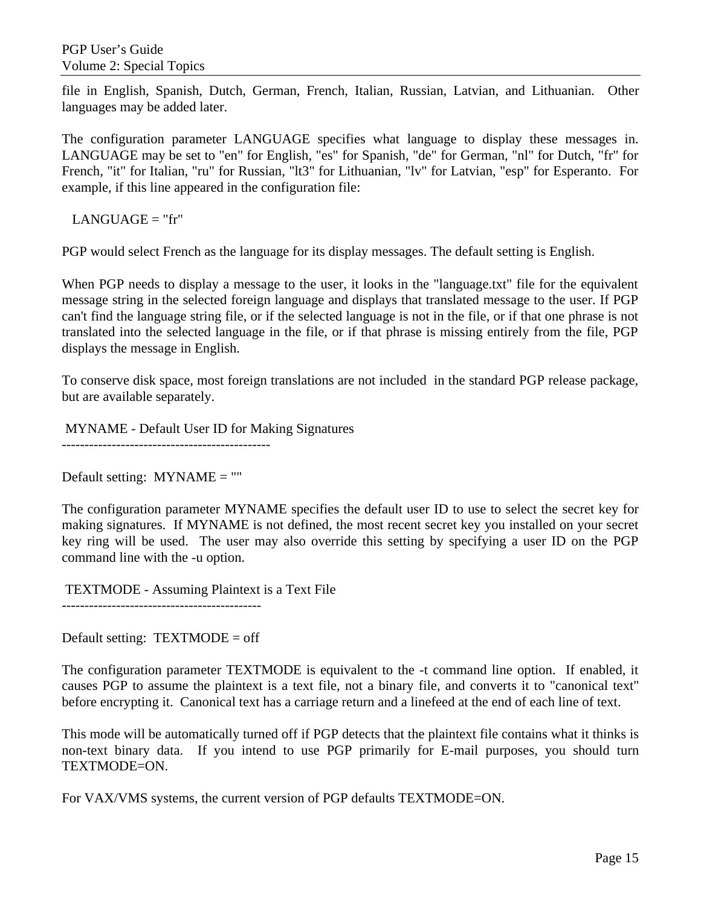file in English, Spanish, Dutch, German, French, Italian, Russian, Latvian, and Lithuanian. Other languages may be added later.

The configuration parameter LANGUAGE specifies what language to display these messages in. LANGUAGE may be set to "en" for English, "es" for Spanish, "de" for German, "nl" for Dutch, "fr" for French, "it" for Italian, "ru" for Russian, "lt3" for Lithuanian, "lv" for Latvian, "esp" for Esperanto. For example, if this line appeared in the configuration file:

```
LANGUAGE = "fr"
```

PGP would select French as the language for its display messages. The default setting is English.

When PGP needs to display a message to the user, it looks in the "language.txt" file for the equivalent message string in the selected foreign language and displays that translated message to the user. If PGP can't find the language string file, or if the selected language is not in the file, or if that one phrase is not translated into the selected language in the file, or if that phrase is missing entirely from the file, PGP displays the message in English.

To conserve disk space, most foreign translations are not included in the standard PGP release package, but are available separately.

## MYNAME - Default User ID for Making Signatures

Default setting: MYNAME = ""

The configuration parameter MYNAME specifies the default user ID to use to select the secret key for making signatures. If MYNAME is not defined, the most recent secret key you installed on your secret key ring will be used. The user may also override this setting by specifying a user ID on the PGP command line with the -u option.

## TEXTMODE - Assuming Plaintext is a Text File

Default setting: TEXTMODE = off

The configuration parameter TEXTMODE is equivalent to the -t command line option. If enabled, it causes PGP to assume the plaintext is a text file, not a binary file, and converts it to "canonical text" before encrypting it. Canonical text has a carriage return and a linefeed at the end of each line of text.

This mode will be automatically turned off if PGP detects that the plaintext file contains what it thinks is non-text binary data. If you intend to use PGP primarily for E-mail purposes, you should turn TEXTMODE=ON.

For VAX/VMS systems, the current version of PGP defaults TEXTMODE=ON.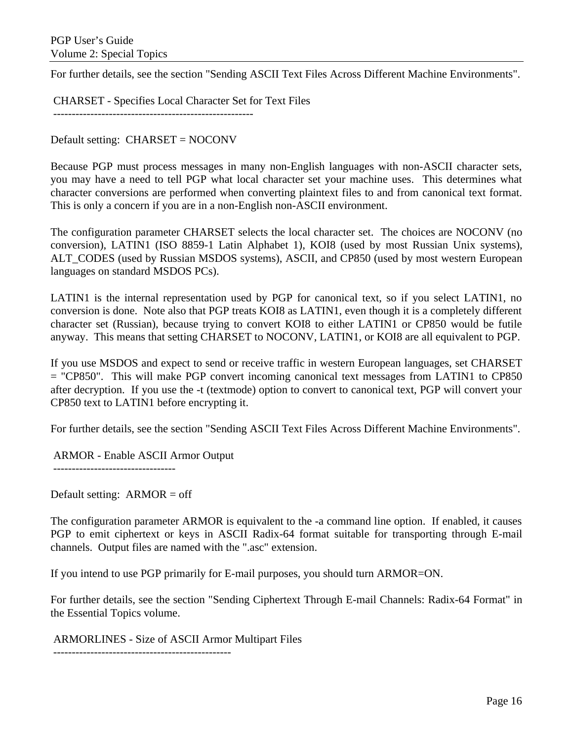For further details, see the section "Sending ASCII Text Files Across Different Machine Environments".

## CHARSET - Specifies Local Character Set for Text Files

Default setting:  CHARSET = NOCONV

Because PGP must process messages in many non-English languages with non-ASCII character sets, you may have a need to tell PGP what local character set your machine uses.  This determines what character conversions are performed when converting plaintext files to and from canonical text format.  This is only a concern if you are in a non-English non-ASCII environment.

The configuration parameter CHARSET selects the local character set.  The choices are NOCONV (no conversion), LATIN1 (ISO 8859-1 Latin Alphabet 1), KOI8 (used by most Russian Unix systems), ALT_CODES (used by Russian MSDOS systems), ASCII, and CP850 (used by most western European languages on standard MSDOS PCs).

LATIN1 is the internal representation used by PGP for canonical text, so if you select LATIN1, no conversion is done.  Note also that PGP treats KOI8 as LATIN1, even though it is a completely different character set (Russian), because trying to convert KOI8 to either LATIN1 or CP850 would be futile anyway.  This means that setting CHARSET to NOCONV, LATIN1, or KOI8 are all equivalent to PGP.

If you use MSDOS and expect to send or receive traffic in western European languages, set CHARSET = "CP850".  This will make PGP convert incoming canonical text messages from LATIN1 to CP850 after decryption.  If you use the -t (textmode) option to convert to canonical text, PGP will convert your CP850 text to LATIN1 before encrypting it.

For further details, see the section "Sending ASCII Text Files Across Different Machine Environments".

## ARMOR - Enable ASCII Armor Output

Default setting:  ARMOR = off

The configuration parameter ARMOR is equivalent to the -a command line option.  If enabled, it causes PGP to emit ciphertext or keys in ASCII Radix-64 format suitable for transporting through E-mail channels.  Output files are named with the ".asc" extension.

If you intend to use PGP primarily for E-mail purposes, you should turn ARMOR=ON.

For further details, see the section "Sending Ciphertext Through E-mail Channels: Radix-64 Format" in the Essential Topics volume.

## ARMORLINES - Size of ASCII Armor Multipart Files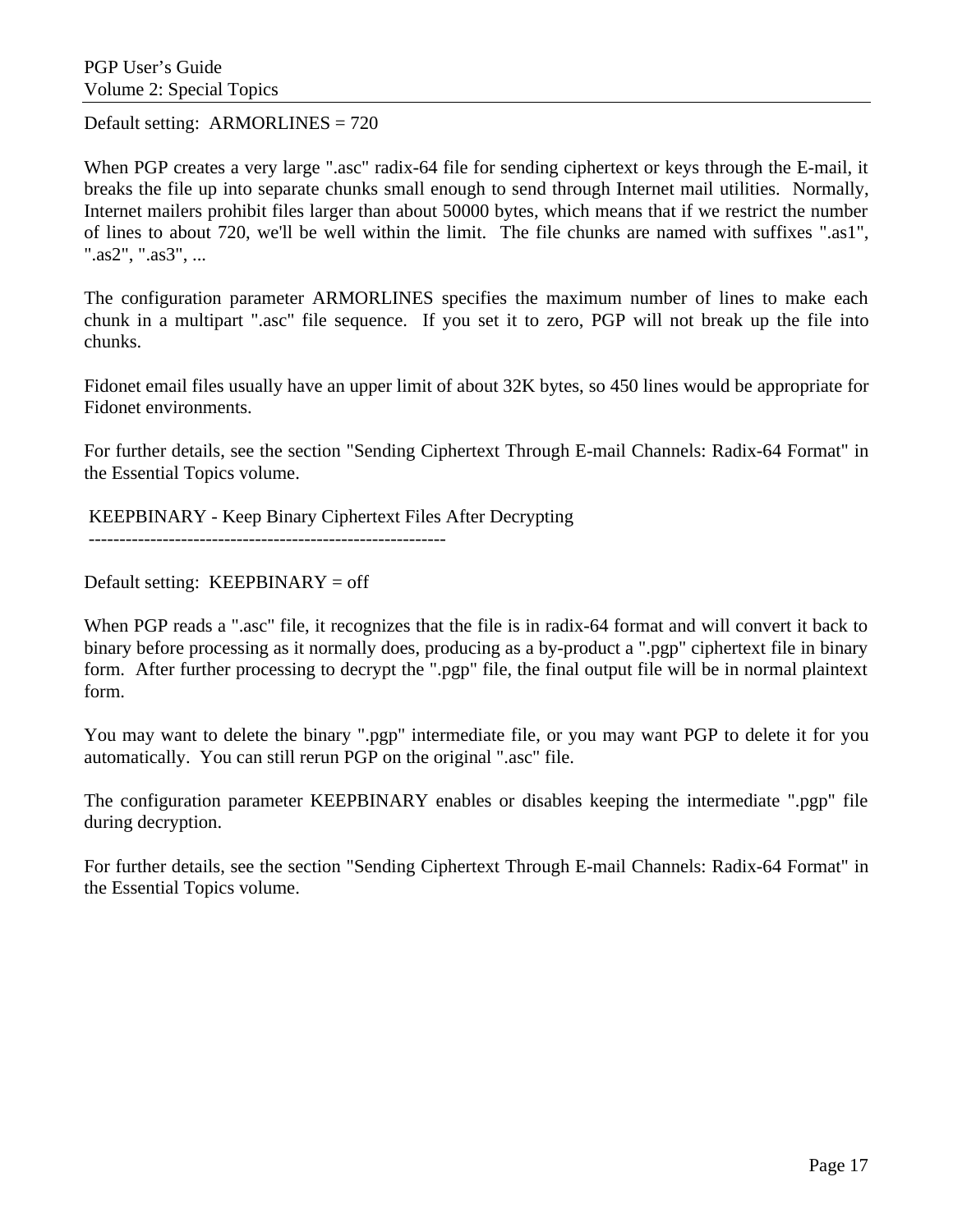Default setting:  ARMORLINES = 720

When PGP creates a very large ".asc" radix-64 file for sending ciphertext or keys through the E-mail, it breaks the file up into separate chunks small enough to send through Internet mail utilities.  Normally, Internet mailers prohibit files larger than about 50000 bytes, which means that if we restrict the number of lines to about 720, we'll be well within the limit.  The file chunks are named with suffixes ".as1", ".as2", ".as3", ...

The configuration parameter ARMORLINES specifies the maximum number of lines to make each chunk in a multipart ".asc" file sequence.  If you set it to zero, PGP will not break up the file into chunks.

Fidonet email files usually have an upper limit of about 32K bytes, so 450 lines would be appropriate for Fidonet environments.

For further details, see the section "Sending Ciphertext Through E-mail Channels: Radix-64 Format" in the Essential Topics volume.

## KEEPBINARY - Keep Binary Ciphertext Files After Decrypting

Default setting:  KEEPBINARY = off

When PGP reads a ".asc" file, it recognizes that the file is in radix-64 format and will convert it back to binary before processing as it normally does, producing as a by-product a ".pgp" ciphertext file in binary form.  After further processing to decrypt the ".pgp" file, the final output file will be in normal plaintext form.

You may want to delete the binary ".pgp" intermediate file, or you may want PGP to delete it for you automatically.  You can still rerun PGP on the original ".asc" file.

The configuration parameter KEEPBINARY enables or disables keeping the intermediate ".pgp" file during decryption.

For further details, see the section "Sending Ciphertext Through E-mail Channels: Radix-64 Format" in the Essential Topics volume.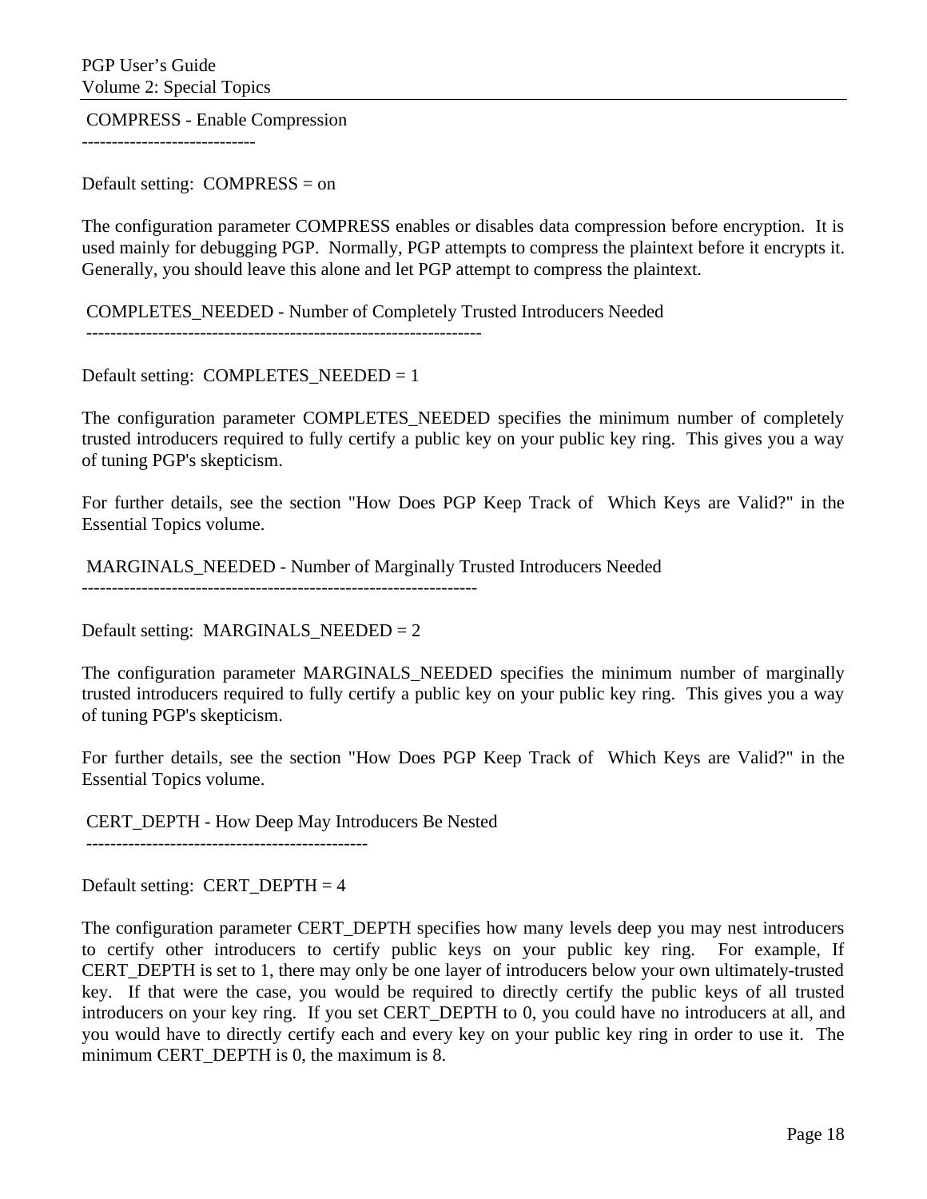### COMPRESS - Enable Compression

Default setting:  COMPRESS = on

The configuration parameter COMPRESS enables or disables data compression before encryption.  It is used mainly for debugging PGP.  Normally, PGP attempts to compress the plaintext before it encrypts it.  Generally, you should leave this alone and let PGP attempt to compress the plaintext.

### COMPLETES_NEEDED - Number of Completely Trusted Introducers Needed

Default setting:  COMPLETES_NEEDED = 1

The configuration parameter COMPLETES_NEEDED specifies the minimum number of completely trusted introducers required to fully certify a public key on your public key ring.  This gives you a way of tuning PGP's skepticism.

For further details, see the section "How Does PGP Keep Track of  Which Keys are Valid?" in the Essential Topics volume.

### MARGINALS_NEEDED - Number of Marginally Trusted Introducers Needed

Default setting:  MARGINALS_NEEDED = 2

The configuration parameter MARGINALS_NEEDED specifies the minimum number of marginally trusted introducers required to fully certify a public key on your public key ring.  This gives you a way of tuning PGP's skepticism.

For further details, see the section "How Does PGP Keep Track of  Which Keys are Valid?" in the Essential Topics volume.

### CERT_DEPTH - How Deep May Introducers Be Nested

Default setting:  CERT_DEPTH = 4

The configuration parameter CERT_DEPTH specifies how many levels deep you may nest introducers to certify other introducers to certify public keys on your public key ring.  For example, If CERT_DEPTH is set to 1, there may only be one layer of introducers below your own ultimately-trusted key.  If that were the case, you would be required to directly certify the public keys of all trusted introducers on your key ring.  If you set CERT_DEPTH to 0, you could have no introducers at all, and you would have to directly certify each and every key on your public key ring in order to use it.  The minimum CERT_DEPTH is 0, the maximum is 8.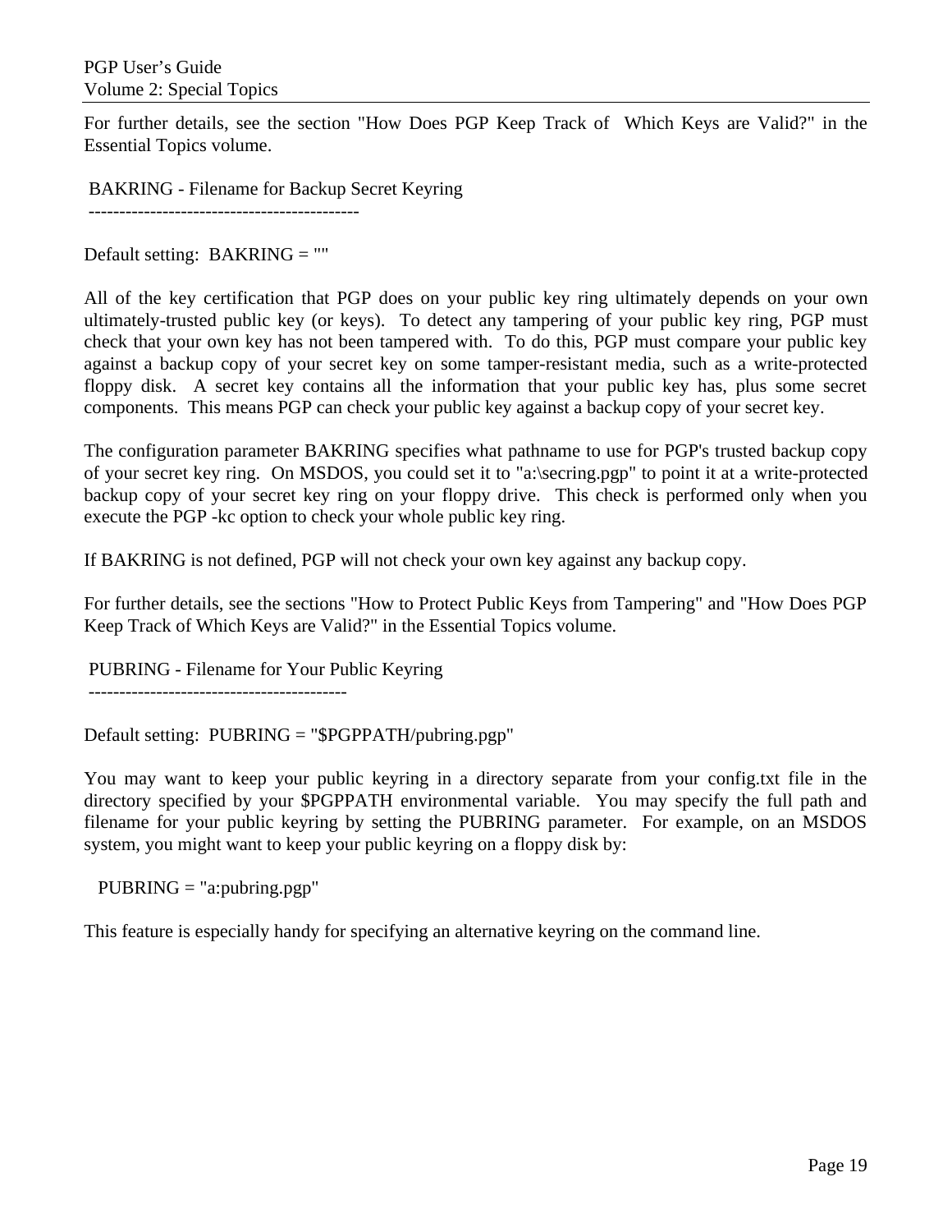For further details, see the section "How Does PGP Keep Track of Which Keys are Valid?" in the Essential Topics volume.

BAKRING - Filename for Backup Secret Keyring
--------------------------------------------

Default setting: BAKRING = ""

All of the key certification that PGP does on your public key ring ultimately depends on your own ultimately-trusted public key (or keys). To detect any tampering of your public key ring, PGP must check that your own key has not been tampered with. To do this, PGP must compare your public key against a backup copy of your secret key on some tamper-resistant media, such as a write-protected floppy disk. A secret key contains all the information that your public key has, plus some secret components. This means PGP can check your public key against a backup copy of your secret key.

The configuration parameter BAKRING specifies what pathname to use for PGP's trusted backup copy of your secret key ring. On MSDOS, you could set it to "a:\secring.pgp" to point it at a write-protected backup copy of your secret key ring on your floppy drive. This check is performed only when you execute the PGP -kc option to check your whole public key ring.

If BAKRING is not defined, PGP will not check your own key against any backup copy.

For further details, see the sections "How to Protect Public Keys from Tampering" and "How Does PGP Keep Track of Which Keys are Valid?" in the Essential Topics volume.

PUBRING - Filename for Your Public Keyring
------------------------------------------

Default setting: PUBRING = "$PGPPATH/pubring.pgp"

You may want to keep your public keyring in a directory separate from your config.txt file in the directory specified by your $PGPPATH environmental variable. You may specify the full path and filename for your public keyring by setting the PUBRING parameter. For example, on an MSDOS system, you might want to keep your public keyring on a floppy disk by:

```
PUBRING = "a:pubring.pgp"
```

This feature is especially handy for specifying an alternative keyring on the command line.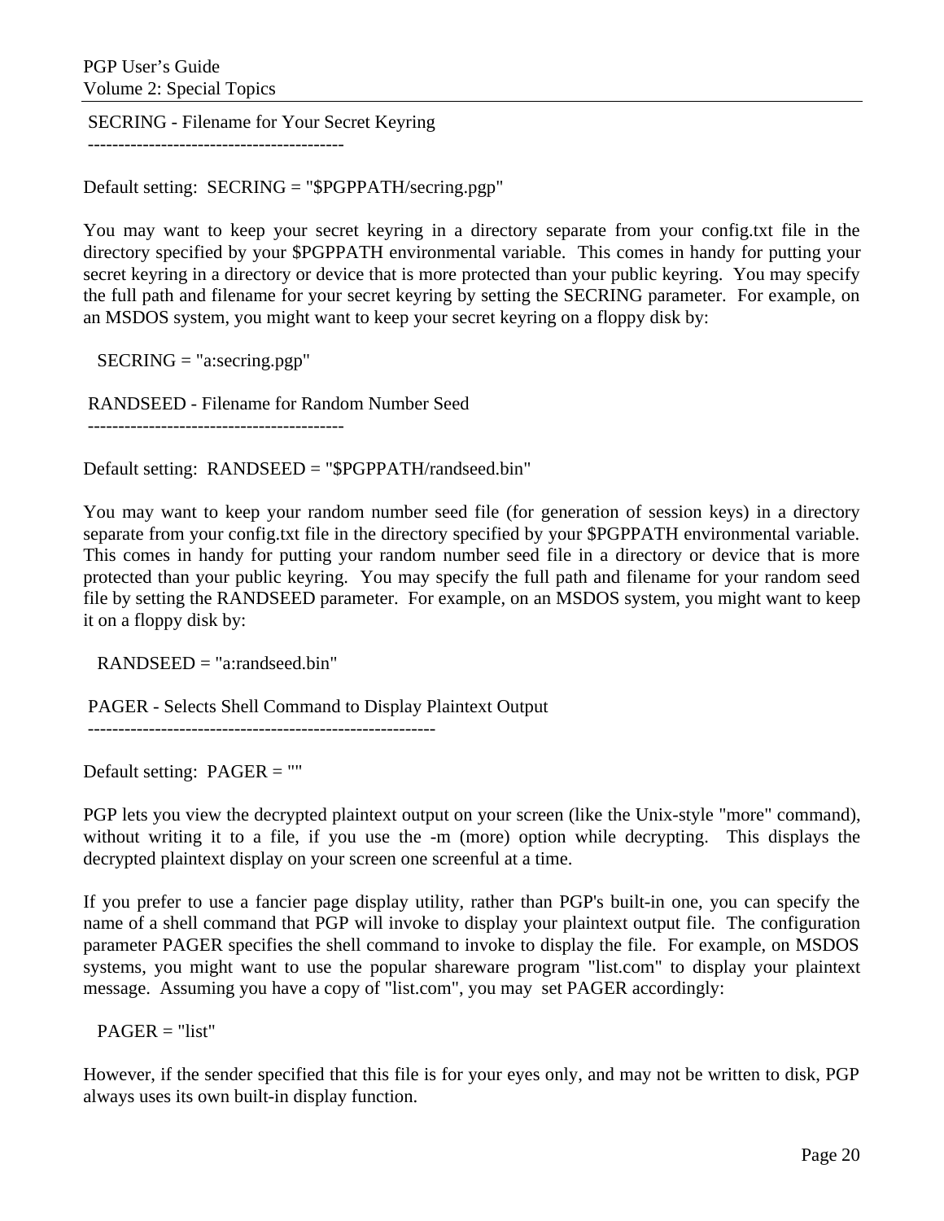SECRING - Filename for Your Secret Keyring
------------------------------------------

Default setting: SECRING = "$PGPPATH/secring.pgp"

You may want to keep your secret keyring in a directory separate from your config.txt file in the directory specified by your $PGPPATH environmental variable. This comes in handy for putting your secret keyring in a directory or device that is more protected than your public keyring. You may specify the full path and filename for your secret keyring by setting the SECRING parameter. For example, on an MSDOS system, you might want to keep your secret keyring on a floppy disk by:

```
SECRING = "a:secring.pgp"
```

RANDSEED - Filename for Random Number Seed
------------------------------------------

Default setting: RANDSEED = "$PGPPATH/randseed.bin"

You may want to keep your random number seed file (for generation of session keys) in a directory separate from your config.txt file in the directory specified by your $PGPPATH environmental variable. This comes in handy for putting your random number seed file in a directory or device that is more protected than your public keyring. You may specify the full path and filename for your random seed file by setting the RANDSEED parameter. For example, on an MSDOS system, you might want to keep it on a floppy disk by:

```
RANDSEED = "a:randseed.bin"
```

PAGER - Selects Shell Command to Display Plaintext Output
---------------------------------------------------------

Default setting: PAGER = ""

PGP lets you view the decrypted plaintext output on your screen (like the Unix-style "more" command), without writing it to a file, if you use the -m (more) option while decrypting. This displays the decrypted plaintext display on your screen one screenful at a time.

If you prefer to use a fancier page display utility, rather than PGP's built-in one, you can specify the name of a shell command that PGP will invoke to display your plaintext output file. The configuration parameter PAGER specifies the shell command to invoke to display the file. For example, on MSDOS systems, you might want to use the popular shareware program "list.com" to display your plaintext message. Assuming you have a copy of "list.com", you may set PAGER accordingly:

```
PAGER = "list"
```

However, if the sender specified that this file is for your eyes only, and may not be written to disk, PGP always uses its own built-in display function.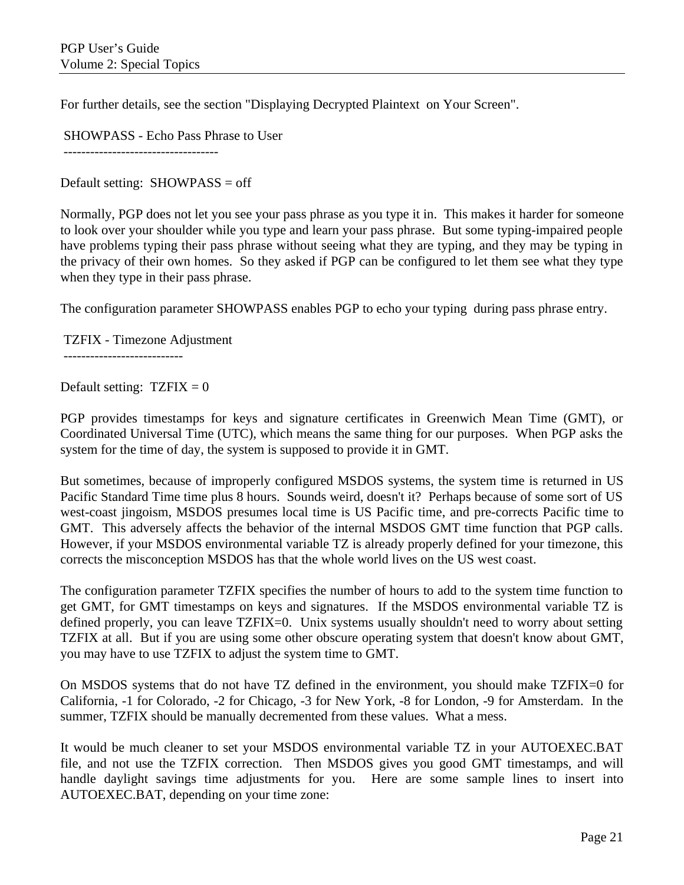For further details, see the section "Displaying Decrypted Plaintext on Your Screen".

SHOWPASS - Echo Pass Phrase to User
-----------------------------------

Default setting: SHOWPASS = off

Normally, PGP does not let you see your pass phrase as you type it in. This makes it harder for someone to look over your shoulder while you type and learn your pass phrase. But some typing-impaired people have problems typing their pass phrase without seeing what they are typing, and they may be typing in the privacy of their own homes. So they asked if PGP can be configured to let them see what they type when they type in their pass phrase.

The configuration parameter SHOWPASS enables PGP to echo your typing during pass phrase entry.

TZFIX - Timezone Adjustment
---------------------------

Default setting: TZFIX = 0

PGP provides timestamps for keys and signature certificates in Greenwich Mean Time (GMT), or Coordinated Universal Time (UTC), which means the same thing for our purposes. When PGP asks the system for the time of day, the system is supposed to provide it in GMT.

But sometimes, because of improperly configured MSDOS systems, the system time is returned in US Pacific Standard Time time plus 8 hours. Sounds weird, doesn't it? Perhaps because of some sort of US west-coast jingoism, MSDOS presumes local time is US Pacific time, and pre-corrects Pacific time to GMT. This adversely affects the behavior of the internal MSDOS GMT time function that PGP calls. However, if your MSDOS environmental variable TZ is already properly defined for your timezone, this corrects the misconception MSDOS has that the whole world lives on the US west coast.

The configuration parameter TZFIX specifies the number of hours to add to the system time function to get GMT, for GMT timestamps on keys and signatures. If the MSDOS environmental variable TZ is defined properly, you can leave TZFIX=0. Unix systems usually shouldn't need to worry about setting TZFIX at all. But if you are using some other obscure operating system that doesn't know about GMT, you may have to use TZFIX to adjust the system time to GMT.

On MSDOS systems that do not have TZ defined in the environment, you should make TZFIX=0 for California, -1 for Colorado, -2 for Chicago, -3 for New York, -8 for London, -9 for Amsterdam. In the summer, TZFIX should be manually decremented from these values. What a mess.

It would be much cleaner to set your MSDOS environmental variable TZ in your AUTOEXEC.BAT file, and not use the TZFIX correction. Then MSDOS gives you good GMT timestamps, and will handle daylight savings time adjustments for you. Here are some sample lines to insert into AUTOEXEC.BAT, depending on your time zone: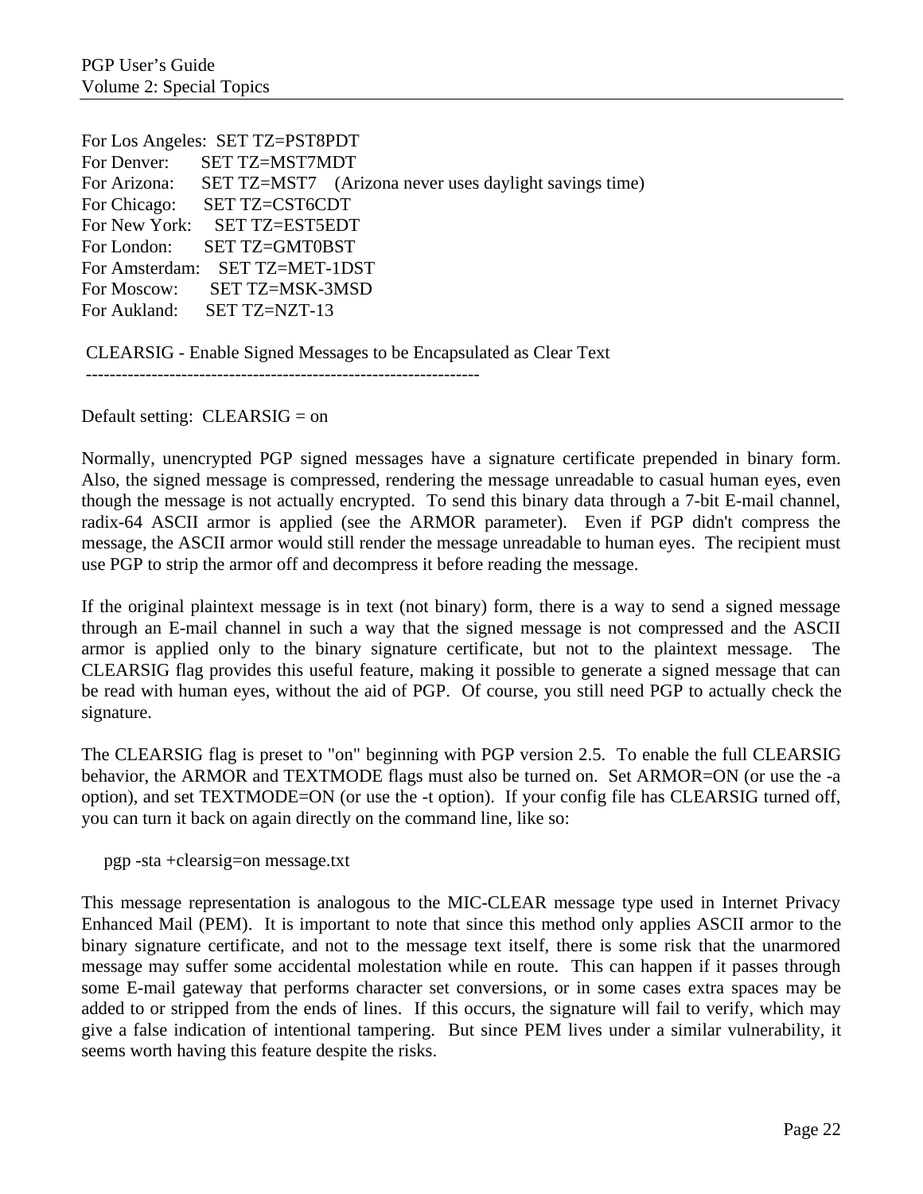For Los Angeles: SET TZ=PST8PDT
For Denver: SET TZ=MST7MDT
For Arizona: SET TZ=MST7 (Arizona never uses daylight savings time)
For Chicago: SET TZ=CST6CDT
For New York: SET TZ=EST5EDT
For London: SET TZ=GMT0BST
For Amsterdam: SET TZ=MET-1DST
For Moscow: SET TZ=MSK-3MSD
For Aukland: SET TZ=NZT-13

CLEARSIG - Enable Signed Messages to be Encapsulated as Clear Text
------------------------------------------------------------------

Default setting: CLEARSIG = on

Normally, unencrypted PGP signed messages have a signature certificate prepended in binary form. Also, the signed message is compressed, rendering the message unreadable to casual human eyes, even though the message is not actually encrypted. To send this binary data through a 7-bit E-mail channel, radix-64 ASCII armor is applied (see the ARMOR parameter). Even if PGP didn't compress the message, the ASCII armor would still render the message unreadable to human eyes. The recipient must use PGP to strip the armor off and decompress it before reading the message.

If the original plaintext message is in text (not binary) form, there is a way to send a signed message through an E-mail channel in such a way that the signed message is not compressed and the ASCII armor is applied only to the binary signature certificate, but not to the plaintext message. The CLEARSIG flag provides this useful feature, making it possible to generate a signed message that can be read with human eyes, without the aid of PGP. Of course, you still need PGP to actually check the signature.

The CLEARSIG flag is preset to "on" beginning with PGP version 2.5. To enable the full CLEARSIG behavior, the ARMOR and TEXTMODE flags must also be turned on. Set ARMOR=ON (or use the -a option), and set TEXTMODE=ON (or use the -t option). If your config file has CLEARSIG turned off, you can turn it back on again directly on the command line, like so:

```
pgp -sta +clearsig=on message.txt
```

This message representation is analogous to the MIC-CLEAR message type used in Internet Privacy Enhanced Mail (PEM). It is important to note that since this method only applies ASCII armor to the binary signature certificate, and not to the message text itself, there is some risk that the unarmored message may suffer some accidental molestation while en route. This can happen if it passes through some E-mail gateway that performs character set conversions, or in some cases extra spaces may be added to or stripped from the ends of lines. If this occurs, the signature will fail to verify, which may give a false indication of intentional tampering. But since PEM lives under a similar vulnerability, it seems worth having this feature despite the risks.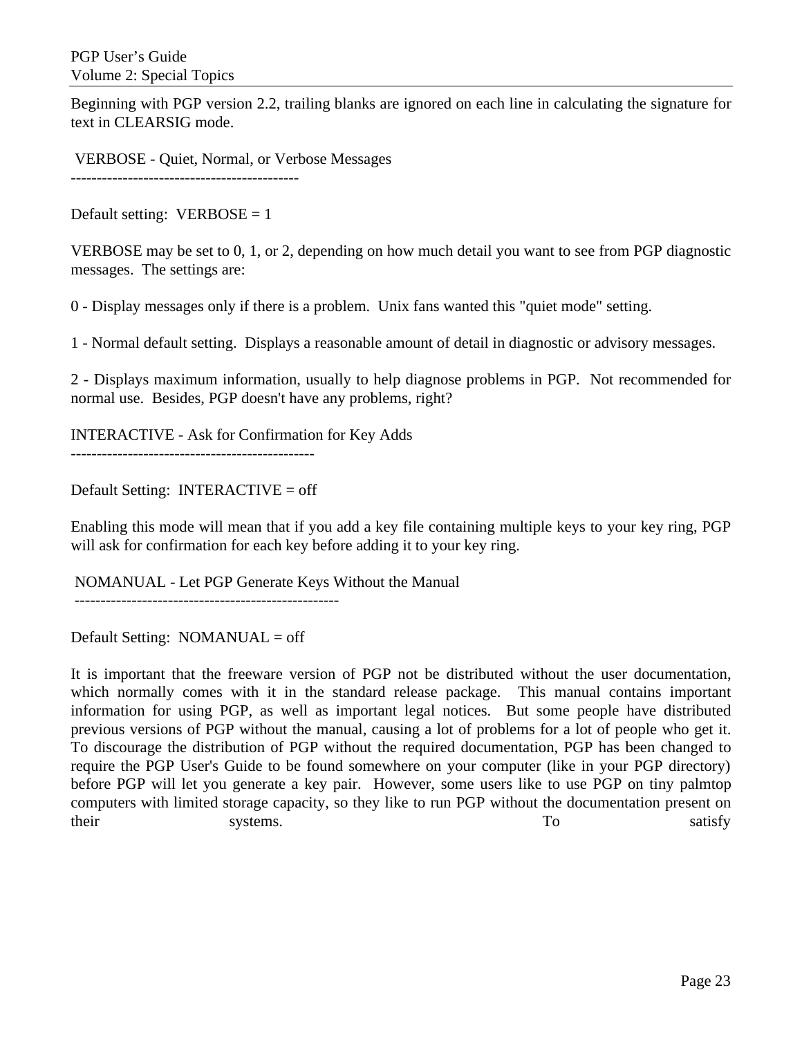Beginning with PGP version 2.2, trailing blanks are ignored on each line in calculating the signature for text in CLEARSIG mode.

### VERBOSE - Quiet, Normal, or Verbose Messages

Default setting:  VERBOSE = 1

VERBOSE may be set to 0, 1, or 2, depending on how much detail you want to see from PGP diagnostic messages.  The settings are:

0 - Display messages only if there is a problem.  Unix fans wanted this "quiet mode" setting.

1 - Normal default setting.  Displays a reasonable amount of detail in diagnostic or advisory messages.

2 - Displays maximum information, usually to help diagnose problems in PGP.  Not recommended for normal use.  Besides, PGP doesn't have any problems, right?

### INTERACTIVE - Ask for Confirmation for Key Adds

Default Setting:  INTERACTIVE = off

Enabling this mode will mean that if you add a key file containing multiple keys to your key ring, PGP will ask for confirmation for each key before adding it to your key ring.

### NOMANUAL - Let PGP Generate Keys Without the Manual

Default Setting:  NOMANUAL = off

It is important that the freeware version of PGP not be distributed without the user documentation, which normally comes with it in the standard release package.  This manual contains important information for using PGP, as well as important legal notices.  But some people have distributed previous versions of PGP without the manual, causing a lot of problems for a lot of people who get it. To discourage the distribution of PGP without the required documentation, PGP has been changed to require the PGP User's Guide to be found somewhere on your computer (like in your PGP directory) before PGP will let you generate a key pair.  However, some users like to use PGP on tiny palmtop computers with limited storage capacity, so they like to run PGP without the documentation present on their systems. To satisfy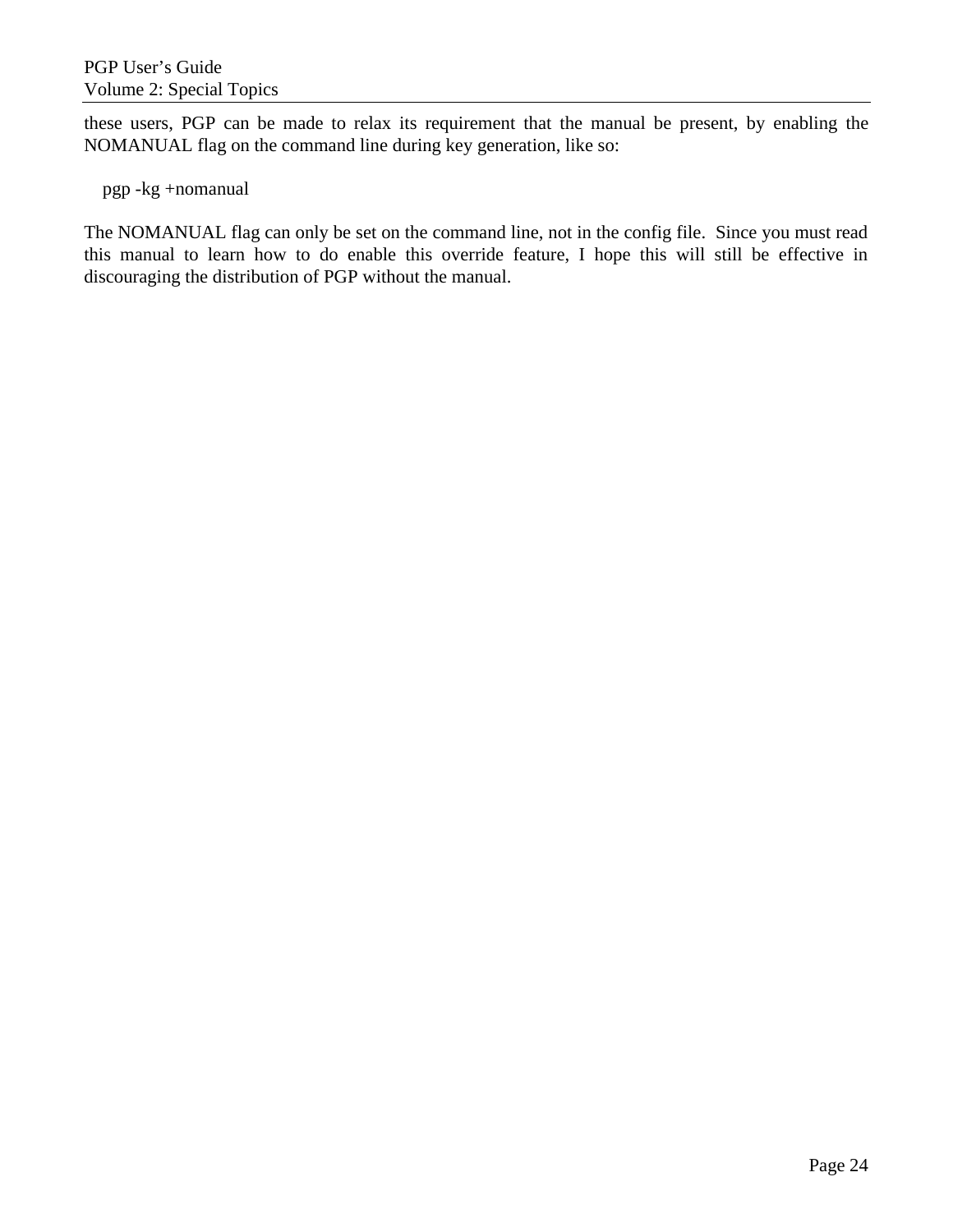these users, PGP can be made to relax its requirement that the manual be present, by enabling the NOMANUAL flag on the command line during key generation, like so:

```
pgp -kg +nomanual
```

The NOMANUAL flag can only be set on the command line, not in the config file. Since you must read this manual to learn how to do enable this override feature, I hope this will still be effective in discouraging the distribution of PGP without the manual.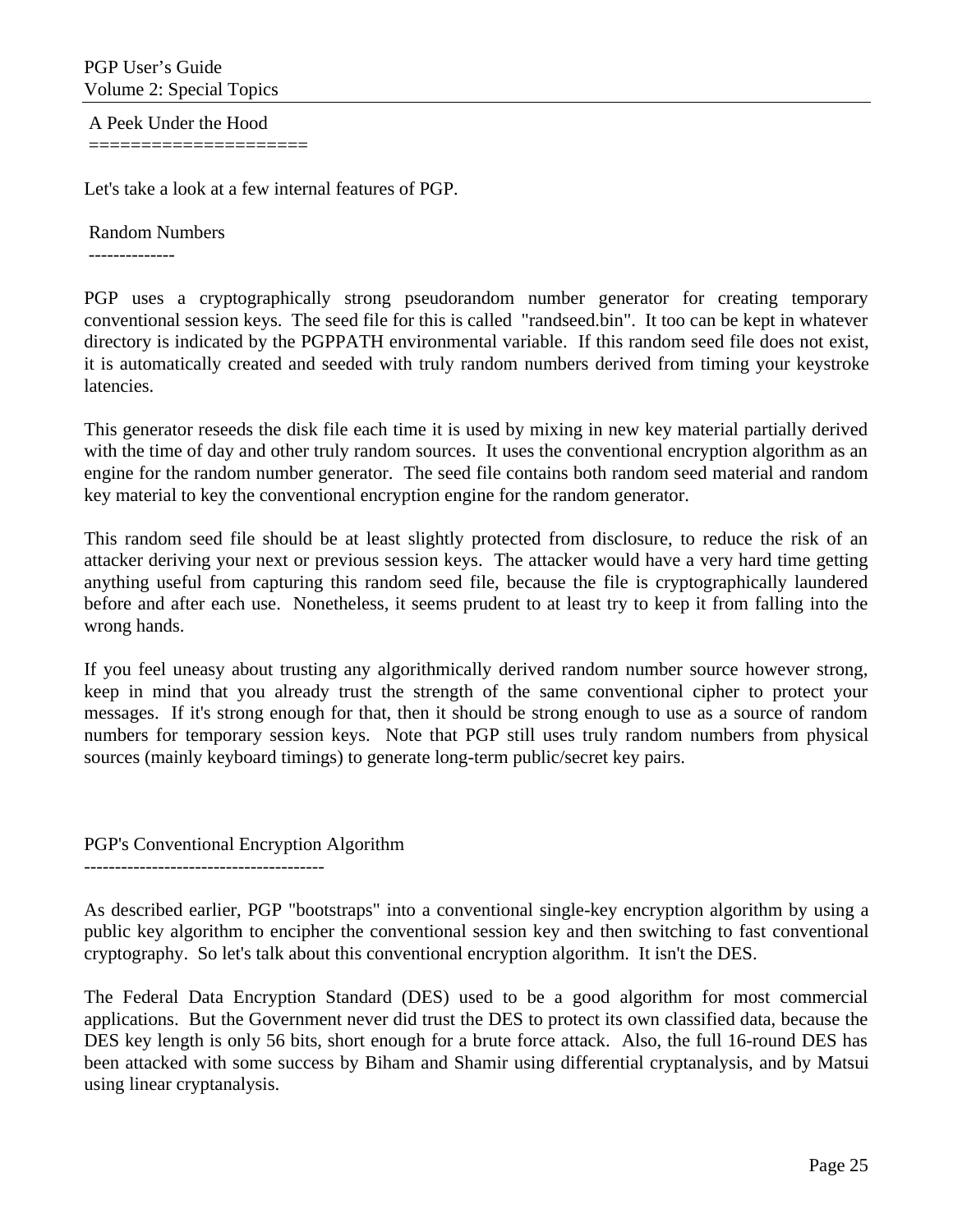## A Peek Under the Hood

Let's take a look at a few internal features of PGP.

### Random Numbers

PGP uses a cryptographically strong pseudorandom number generator for creating temporary conventional session keys. The seed file for this is called "randseed.bin". It too can be kept in whatever directory is indicated by the PGPPATH environmental variable. If this random seed file does not exist, it is automatically created and seeded with truly random numbers derived from timing your keystroke latencies.

This generator reseeds the disk file each time it is used by mixing in new key material partially derived with the time of day and other truly random sources. It uses the conventional encryption algorithm as an engine for the random number generator. The seed file contains both random seed material and random key material to key the conventional encryption engine for the random generator.

This random seed file should be at least slightly protected from disclosure, to reduce the risk of an attacker deriving your next or previous session keys. The attacker would have a very hard time getting anything useful from capturing this random seed file, because the file is cryptographically laundered before and after each use. Nonetheless, it seems prudent to at least try to keep it from falling into the wrong hands.

If you feel uneasy about trusting any algorithmically derived random number source however strong, keep in mind that you already trust the strength of the same conventional cipher to protect your messages. If it's strong enough for that, then it should be strong enough to use as a source of random numbers for temporary session keys. Note that PGP still uses truly random numbers from physical sources (mainly keyboard timings) to generate long-term public/secret key pairs.

### PGP's Conventional Encryption Algorithm

As described earlier, PGP "bootstraps" into a conventional single-key encryption algorithm by using a public key algorithm to encipher the conventional session key and then switching to fast conventional cryptography. So let's talk about this conventional encryption algorithm. It isn't the DES.

The Federal Data Encryption Standard (DES) used to be a good algorithm for most commercial applications. But the Government never did trust the DES to protect its own classified data, because the DES key length is only 56 bits, short enough for a brute force attack. Also, the full 16-round DES has been attacked with some success by Biham and Shamir using differential cryptanalysis, and by Matsui using linear cryptanalysis.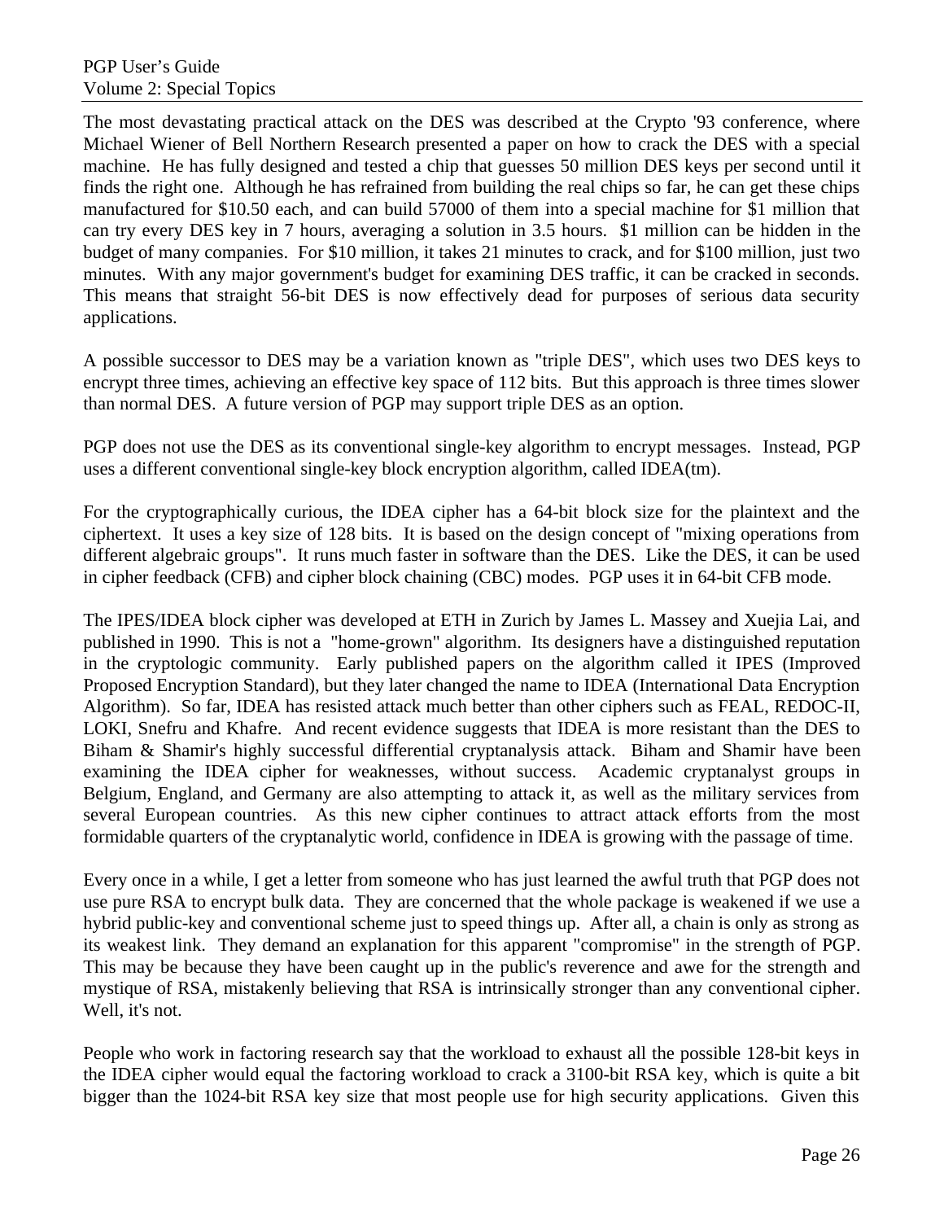The most devastating practical attack on the DES was described at the Crypto '93 conference, where Michael Wiener of Bell Northern Research presented a paper on how to crack the DES with a special machine. He has fully designed and tested a chip that guesses 50 million DES keys per second until it finds the right one. Although he has refrained from building the real chips so far, he can get these chips manufactured for $10.50 each, and can build 57000 of them into a special machine for $1 million that can try every DES key in 7 hours, averaging a solution in 3.5 hours. $1 million can be hidden in the budget of many companies. For $10 million, it takes 21 minutes to crack, and for $100 million, just two minutes. With any major government's budget for examining DES traffic, it can be cracked in seconds. This means that straight 56-bit DES is now effectively dead for purposes of serious data security applications.

A possible successor to DES may be a variation known as "triple DES", which uses two DES keys to encrypt three times, achieving an effective key space of 112 bits. But this approach is three times slower than normal DES. A future version of PGP may support triple DES as an option.

PGP does not use the DES as its conventional single-key algorithm to encrypt messages. Instead, PGP uses a different conventional single-key block encryption algorithm, called IDEA(tm).

For the cryptographically curious, the IDEA cipher has a 64-bit block size for the plaintext and the ciphertext. It uses a key size of 128 bits. It is based on the design concept of "mixing operations from different algebraic groups". It runs much faster in software than the DES. Like the DES, it can be used in cipher feedback (CFB) and cipher block chaining (CBC) modes. PGP uses it in 64-bit CFB mode.

The IPES/IDEA block cipher was developed at ETH in Zurich by James L. Massey and Xuejia Lai, and published in 1990. This is not a "home-grown" algorithm. Its designers have a distinguished reputation in the cryptologic community. Early published papers on the algorithm called it IPES (Improved Proposed Encryption Standard), but they later changed the name to IDEA (International Data Encryption Algorithm). So far, IDEA has resisted attack much better than other ciphers such as FEAL, REDOC-II, LOKI, Snefru and Khafre. And recent evidence suggests that IDEA is more resistant than the DES to Biham & Shamir's highly successful differential cryptanalysis attack. Biham and Shamir have been examining the IDEA cipher for weaknesses, without success. Academic cryptanalyst groups in Belgium, England, and Germany are also attempting to attack it, as well as the military services from several European countries. As this new cipher continues to attract attack efforts from the most formidable quarters of the cryptanalytic world, confidence in IDEA is growing with the passage of time.

Every once in a while, I get a letter from someone who has just learned the awful truth that PGP does not use pure RSA to encrypt bulk data. They are concerned that the whole package is weakened if we use a hybrid public-key and conventional scheme just to speed things up. After all, a chain is only as strong as its weakest link. They demand an explanation for this apparent "compromise" in the strength of PGP. This may be because they have been caught up in the public's reverence and awe for the strength and mystique of RSA, mistakenly believing that RSA is intrinsically stronger than any conventional cipher. Well, it's not.

People who work in factoring research say that the workload to exhaust all the possible 128-bit keys in the IDEA cipher would equal the factoring workload to crack a 3100-bit RSA key, which is quite a bit bigger than the 1024-bit RSA key size that most people use for high security applications. Given this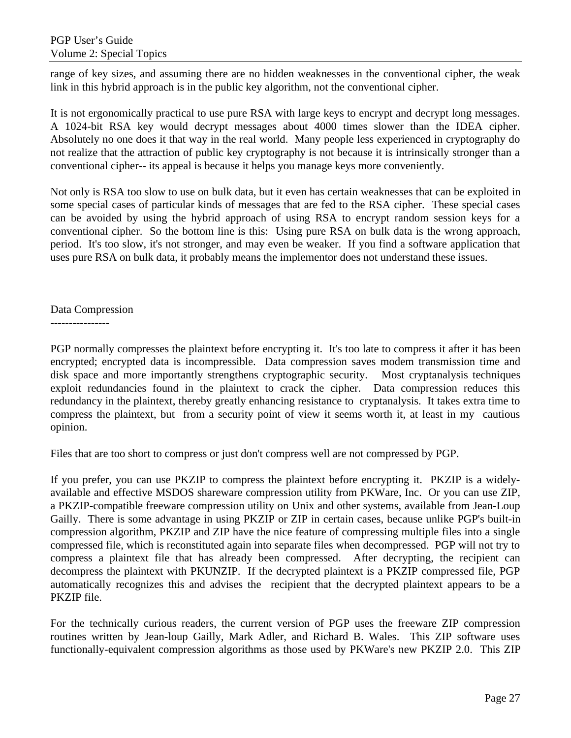range of key sizes, and assuming there are no hidden weaknesses in the conventional cipher, the weak link in this hybrid approach is in the public key algorithm, not the conventional cipher.

It is not ergonomically practical to use pure RSA with large keys to encrypt and decrypt long messages. A 1024-bit RSA key would decrypt messages about 4000 times slower than the IDEA cipher. Absolutely no one does it that way in the real world. Many people less experienced in cryptography do not realize that the attraction of public key cryptography is not because it is intrinsically stronger than a conventional cipher-- its appeal is because it helps you manage keys more conveniently.

Not only is RSA too slow to use on bulk data, but it even has certain weaknesses that can be exploited in some special cases of particular kinds of messages that are fed to the RSA cipher. These special cases can be avoided by using the hybrid approach of using RSA to encrypt random session keys for a conventional cipher. So the bottom line is this: Using pure RSA on bulk data is the wrong approach, period. It's too slow, it's not stronger, and may even be weaker. If you find a software application that uses pure RSA on bulk data, it probably means the implementor does not understand these issues.

## Data Compression

PGP normally compresses the plaintext before encrypting it. It's too late to compress it after it has been encrypted; encrypted data is incompressible. Data compression saves modem transmission time and disk space and more importantly strengthens cryptographic security. Most cryptanalysis techniques exploit redundancies found in the plaintext to crack the cipher. Data compression reduces this redundancy in the plaintext, thereby greatly enhancing resistance to cryptanalysis. It takes extra time to compress the plaintext, but from a security point of view it seems worth it, at least in my cautious opinion.

Files that are too short to compress or just don't compress well are not compressed by PGP.

If you prefer, you can use PKZIP to compress the plaintext before encrypting it. PKZIP is a widely-available and effective MSDOS shareware compression utility from PKWare, Inc. Or you can use ZIP, a PKZIP-compatible freeware compression utility on Unix and other systems, available from Jean-Loup Gailly. There is some advantage in using PKZIP or ZIP in certain cases, because unlike PGP's built-in compression algorithm, PKZIP and ZIP have the nice feature of compressing multiple files into a single compressed file, which is reconstituted again into separate files when decompressed. PGP will not try to compress a plaintext file that has already been compressed. After decrypting, the recipient can decompress the plaintext with PKUNZIP. If the decrypted plaintext is a PKZIP compressed file, PGP automatically recognizes this and advises the recipient that the decrypted plaintext appears to be a PKZIP file.

For the technically curious readers, the current version of PGP uses the freeware ZIP compression routines written by Jean-loup Gailly, Mark Adler, and Richard B. Wales. This ZIP software uses functionally-equivalent compression algorithms as those used by PKWare's new PKZIP 2.0. This ZIP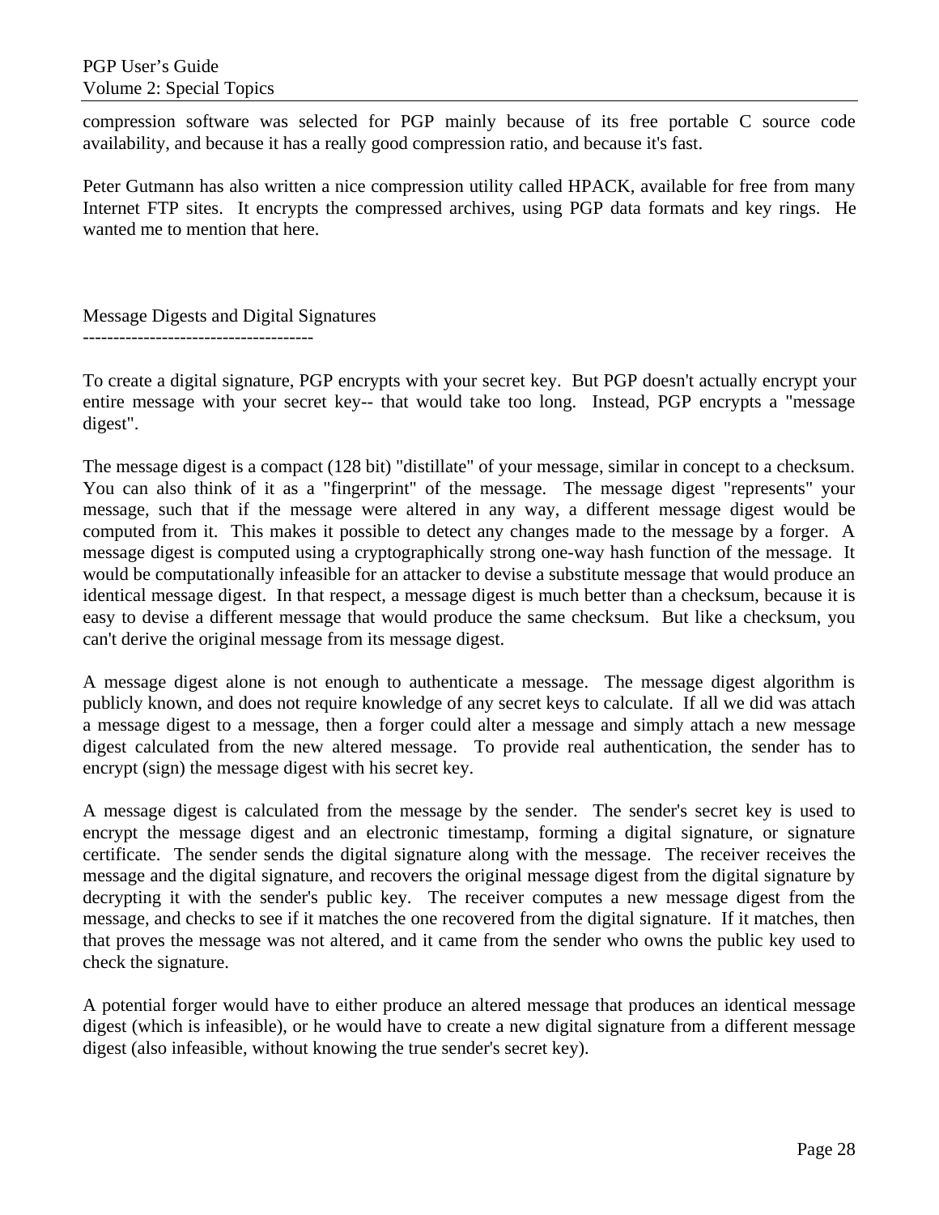compression software was selected for PGP mainly because of its free portable C source code availability, and because it has a really good compression ratio, and because it's fast.

Peter Gutmann has also written a nice compression utility called HPACK, available for free from many Internet FTP sites. It encrypts the compressed archives, using PGP data formats and key rings. He wanted me to mention that here.

## Message Digests and Digital Signatures

To create a digital signature, PGP encrypts with your secret key. But PGP doesn't actually encrypt your entire message with your secret key-- that would take too long. Instead, PGP encrypts a "message digest".

The message digest is a compact (128 bit) "distillate" of your message, similar in concept to a checksum. You can also think of it as a "fingerprint" of the message. The message digest "represents" your message, such that if the message were altered in any way, a different message digest would be computed from it. This makes it possible to detect any changes made to the message by a forger. A message digest is computed using a cryptographically strong one-way hash function of the message. It would be computationally infeasible for an attacker to devise a substitute message that would produce an identical message digest. In that respect, a message digest is much better than a checksum, because it is easy to devise a different message that would produce the same checksum. But like a checksum, you can't derive the original message from its message digest.

A message digest alone is not enough to authenticate a message. The message digest algorithm is publicly known, and does not require knowledge of any secret keys to calculate. If all we did was attach a message digest to a message, then a forger could alter a message and simply attach a new message digest calculated from the new altered message. To provide real authentication, the sender has to encrypt (sign) the message digest with his secret key.

A message digest is calculated from the message by the sender. The sender's secret key is used to encrypt the message digest and an electronic timestamp, forming a digital signature, or signature certificate. The sender sends the digital signature along with the message. The receiver receives the message and the digital signature, and recovers the original message digest from the digital signature by decrypting it with the sender's public key. The receiver computes a new message digest from the message, and checks to see if it matches the one recovered from the digital signature. If it matches, then that proves the message was not altered, and it came from the sender who owns the public key used to check the signature.

A potential forger would have to either produce an altered message that produces an identical message digest (which is infeasible), or he would have to create a new digital signature from a different message digest (also infeasible, without knowing the true sender's secret key).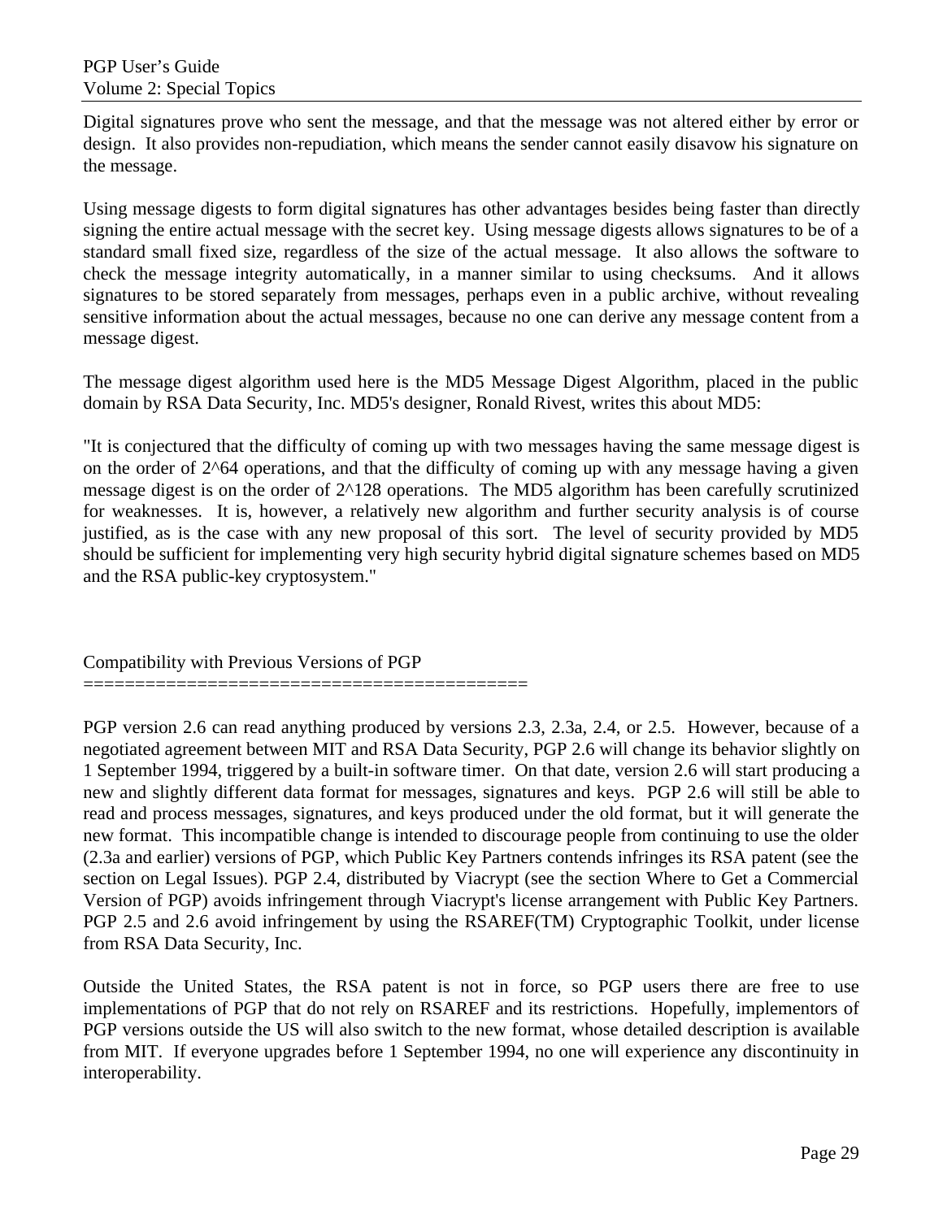Digital signatures prove who sent the message, and that the message was not altered either by error or design. It also provides non-repudiation, which means the sender cannot easily disavow his signature on the message.

Using message digests to form digital signatures has other advantages besides being faster than directly signing the entire actual message with the secret key. Using message digests allows signatures to be of a standard small fixed size, regardless of the size of the actual message. It also allows the software to check the message integrity automatically, in a manner similar to using checksums. And it allows signatures to be stored separately from messages, perhaps even in a public archive, without revealing sensitive information about the actual messages, because no one can derive any message content from a message digest.

The message digest algorithm used here is the MD5 Message Digest Algorithm, placed in the public domain by RSA Data Security, Inc. MD5's designer, Ronald Rivest, writes this about MD5:

"It is conjectured that the difficulty of coming up with two messages having the same message digest is on the order of 2^64 operations, and that the difficulty of coming up with any message having a given message digest is on the order of 2^128 operations. The MD5 algorithm has been carefully scrutinized for weaknesses. It is, however, a relatively new algorithm and further security analysis is of course justified, as is the case with any new proposal of this sort. The level of security provided by MD5 should be sufficient for implementing very high security hybrid digital signature schemes based on MD5 and the RSA public-key cryptosystem."

## Compatibility with Previous Versions of PGP

PGP version 2.6 can read anything produced by versions 2.3, 2.3a, 2.4, or 2.5. However, because of a negotiated agreement between MIT and RSA Data Security, PGP 2.6 will change its behavior slightly on 1 September 1994, triggered by a built-in software timer. On that date, version 2.6 will start producing a new and slightly different data format for messages, signatures and keys. PGP 2.6 will still be able to read and process messages, signatures, and keys produced under the old format, but it will generate the new format. This incompatible change is intended to discourage people from continuing to use the older (2.3a and earlier) versions of PGP, which Public Key Partners contends infringes its RSA patent (see the section on Legal Issues). PGP 2.4, distributed by Viacrypt (see the section Where to Get a Commercial Version of PGP) avoids infringement through Viacrypt's license arrangement with Public Key Partners. PGP 2.5 and 2.6 avoid infringement by using the RSAREF(TM) Cryptographic Toolkit, under license from RSA Data Security, Inc.

Outside the United States, the RSA patent is not in force, so PGP users there are free to use implementations of PGP that do not rely on RSAREF and its restrictions. Hopefully, implementors of PGP versions outside the US will also switch to the new format, whose detailed description is available from MIT. If everyone upgrades before 1 September 1994, no one will experience any discontinuity in interoperability.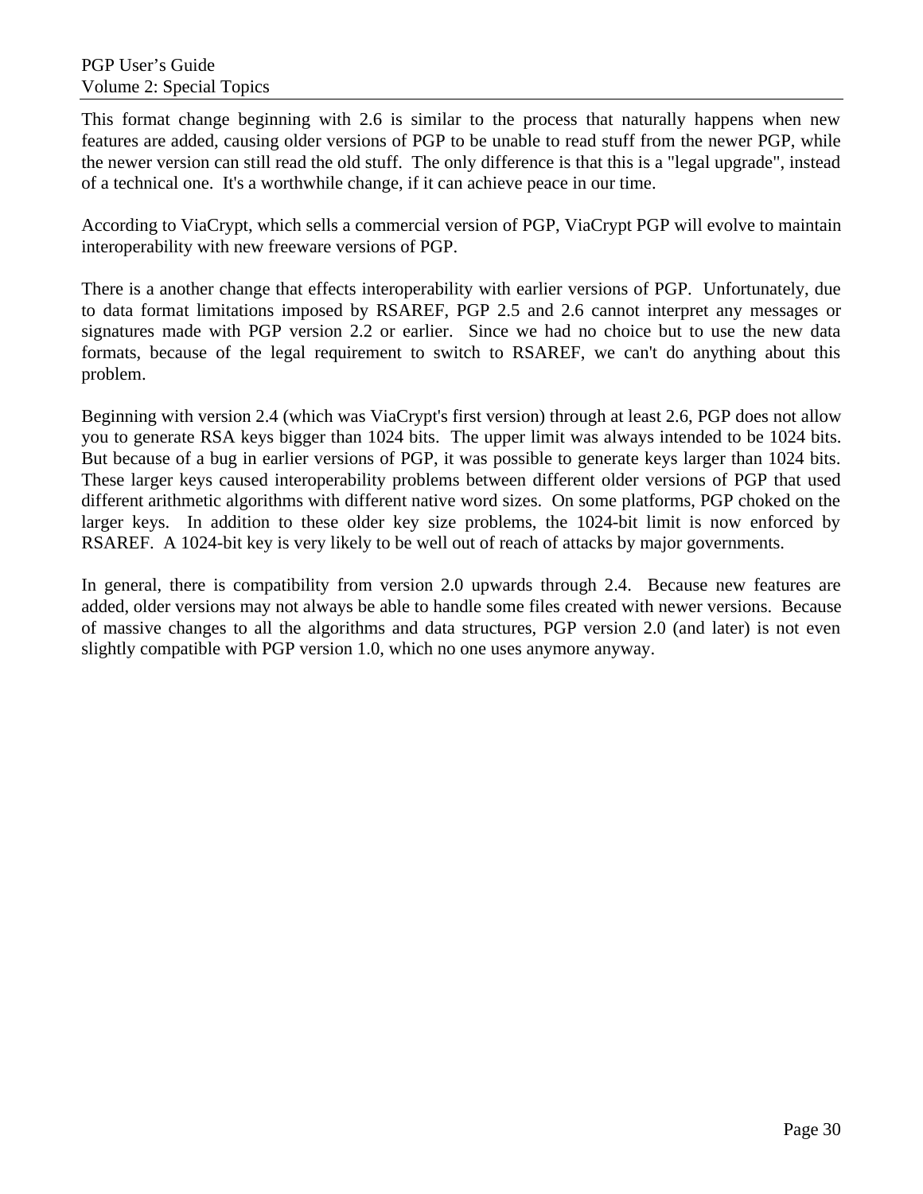This format change beginning with 2.6 is similar to the process that naturally happens when new features are added, causing older versions of PGP to be unable to read stuff from the newer PGP, while the newer version can still read the old stuff. The only difference is that this is a "legal upgrade", instead of a technical one. It's a worthwhile change, if it can achieve peace in our time.

According to ViaCrypt, which sells a commercial version of PGP, ViaCrypt PGP will evolve to maintain interoperability with new freeware versions of PGP.

There is a another change that effects interoperability with earlier versions of PGP. Unfortunately, due to data format limitations imposed by RSAREF, PGP 2.5 and 2.6 cannot interpret any messages or signatures made with PGP version 2.2 or earlier. Since we had no choice but to use the new data formats, because of the legal requirement to switch to RSAREF, we can't do anything about this problem.

Beginning with version 2.4 (which was ViaCrypt's first version) through at least 2.6, PGP does not allow you to generate RSA keys bigger than 1024 bits. The upper limit was always intended to be 1024 bits. But because of a bug in earlier versions of PGP, it was possible to generate keys larger than 1024 bits. These larger keys caused interoperability problems between different older versions of PGP that used different arithmetic algorithms with different native word sizes. On some platforms, PGP choked on the larger keys. In addition to these older key size problems, the 1024-bit limit is now enforced by RSAREF. A 1024-bit key is very likely to be well out of reach of attacks by major governments.

In general, there is compatibility from version 2.0 upwards through 2.4. Because new features are added, older versions may not always be able to handle some files created with newer versions. Because of massive changes to all the algorithms and data structures, PGP version 2.0 (and later) is not even slightly compatible with PGP version 1.0, which no one uses anymore anyway.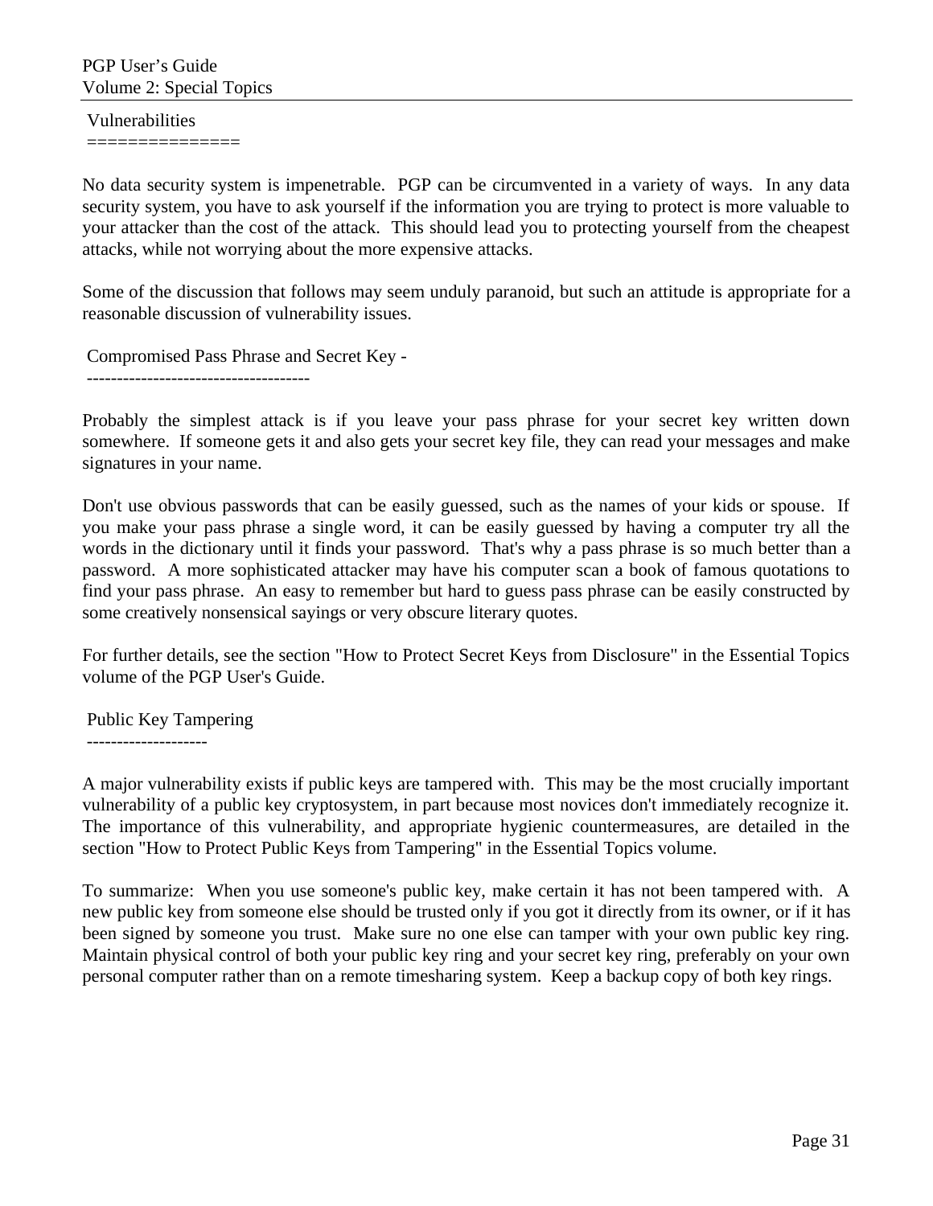## Vulnerabilities

No data security system is impenetrable. PGP can be circumvented in a variety of ways. In any data security system, you have to ask yourself if the information you are trying to protect is more valuable to your attacker than the cost of the attack. This should lead you to protecting yourself from the cheapest attacks, while not worrying about the more expensive attacks.

Some of the discussion that follows may seem unduly paranoid, but such an attitude is appropriate for a reasonable discussion of vulnerability issues.

### Compromised Pass Phrase and Secret Key -

Probably the simplest attack is if you leave your pass phrase for your secret key written down somewhere. If someone gets it and also gets your secret key file, they can read your messages and make signatures in your name.

Don't use obvious passwords that can be easily guessed, such as the names of your kids or spouse. If you make your pass phrase a single word, it can be easily guessed by having a computer try all the words in the dictionary until it finds your password. That's why a pass phrase is so much better than a password. A more sophisticated attacker may have his computer scan a book of famous quotations to find your pass phrase. An easy to remember but hard to guess pass phrase can be easily constructed by some creatively nonsensical sayings or very obscure literary quotes.

For further details, see the section "How to Protect Secret Keys from Disclosure" in the Essential Topics volume of the PGP User's Guide.

### Public Key Tampering

A major vulnerability exists if public keys are tampered with. This may be the most crucially important vulnerability of a public key cryptosystem, in part because most novices don't immediately recognize it. The importance of this vulnerability, and appropriate hygienic countermeasures, are detailed in the section "How to Protect Public Keys from Tampering" in the Essential Topics volume.

To summarize: When you use someone's public key, make certain it has not been tampered with. A new public key from someone else should be trusted only if you got it directly from its owner, or if it has been signed by someone you trust. Make sure no one else can tamper with your own public key ring. Maintain physical control of both your public key ring and your secret key ring, preferably on your own personal computer rather than on a remote timesharing system. Keep a backup copy of both key rings.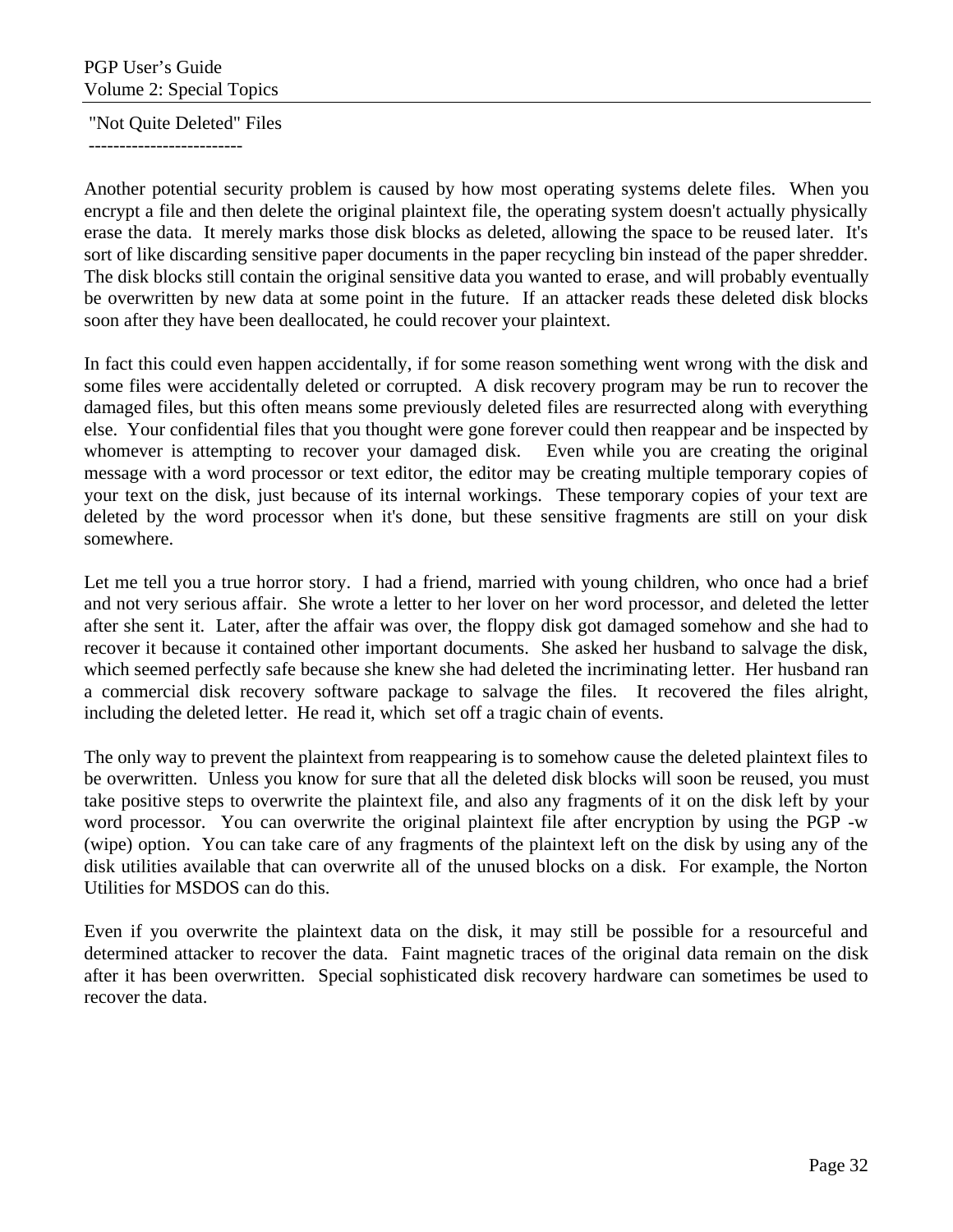## "Not Quite Deleted" Files

Another potential security problem is caused by how most operating systems delete files. When you encrypt a file and then delete the original plaintext file, the operating system doesn't actually physically erase the data. It merely marks those disk blocks as deleted, allowing the space to be reused later. It's sort of like discarding sensitive paper documents in the paper recycling bin instead of the paper shredder. The disk blocks still contain the original sensitive data you wanted to erase, and will probably eventually be overwritten by new data at some point in the future. If an attacker reads these deleted disk blocks soon after they have been deallocated, he could recover your plaintext.

In fact this could even happen accidentally, if for some reason something went wrong with the disk and some files were accidentally deleted or corrupted. A disk recovery program may be run to recover the damaged files, but this often means some previously deleted files are resurrected along with everything else. Your confidential files that you thought were gone forever could then reappear and be inspected by whomever is attempting to recover your damaged disk. Even while you are creating the original message with a word processor or text editor, the editor may be creating multiple temporary copies of your text on the disk, just because of its internal workings. These temporary copies of your text are deleted by the word processor when it's done, but these sensitive fragments are still on your disk somewhere.

Let me tell you a true horror story. I had a friend, married with young children, who once had a brief and not very serious affair. She wrote a letter to her lover on her word processor, and deleted the letter after she sent it. Later, after the affair was over, the floppy disk got damaged somehow and she had to recover it because it contained other important documents. She asked her husband to salvage the disk, which seemed perfectly safe because she knew she had deleted the incriminating letter. Her husband ran a commercial disk recovery software package to salvage the files. It recovered the files alright, including the deleted letter. He read it, which set off a tragic chain of events.

The only way to prevent the plaintext from reappearing is to somehow cause the deleted plaintext files to be overwritten. Unless you know for sure that all the deleted disk blocks will soon be reused, you must take positive steps to overwrite the plaintext file, and also any fragments of it on the disk left by your word processor. You can overwrite the original plaintext file after encryption by using the PGP -w (wipe) option. You can take care of any fragments of the plaintext left on the disk by using any of the disk utilities available that can overwrite all of the unused blocks on a disk. For example, the Norton Utilities for MSDOS can do this.

Even if you overwrite the plaintext data on the disk, it may still be possible for a resourceful and determined attacker to recover the data. Faint magnetic traces of the original data remain on the disk after it has been overwritten. Special sophisticated disk recovery hardware can sometimes be used to recover the data.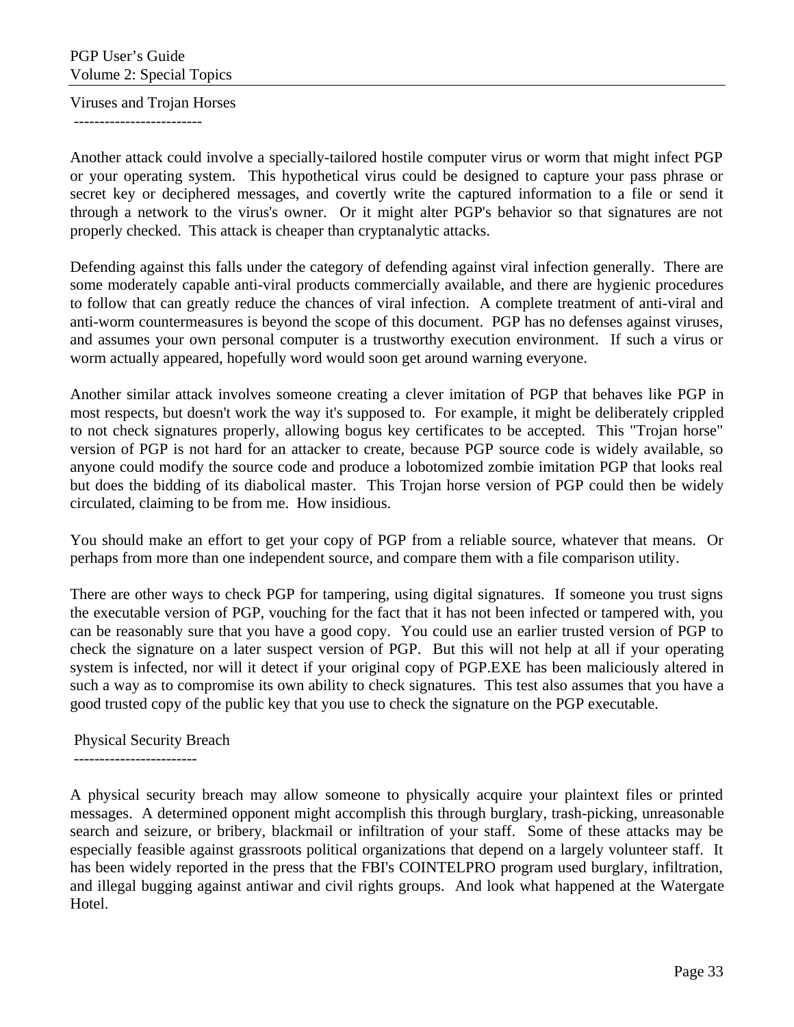## Viruses and Trojan Horses

Another attack could involve a specially-tailored hostile computer virus or worm that might infect PGP or your operating system. This hypothetical virus could be designed to capture your pass phrase or secret key or deciphered messages, and covertly write the captured information to a file or send it through a network to the virus's owner. Or it might alter PGP's behavior so that signatures are not properly checked. This attack is cheaper than cryptanalytic attacks.

Defending against this falls under the category of defending against viral infection generally. There are some moderately capable anti-viral products commercially available, and there are hygienic procedures to follow that can greatly reduce the chances of viral infection. A complete treatment of anti-viral and anti-worm countermeasures is beyond the scope of this document. PGP has no defenses against viruses, and assumes your own personal computer is a trustworthy execution environment. If such a virus or worm actually appeared, hopefully word would soon get around warning everyone.

Another similar attack involves someone creating a clever imitation of PGP that behaves like PGP in most respects, but doesn't work the way it's supposed to. For example, it might be deliberately crippled to not check signatures properly, allowing bogus key certificates to be accepted. This "Trojan horse" version of PGP is not hard for an attacker to create, because PGP source code is widely available, so anyone could modify the source code and produce a lobotomized zombie imitation PGP that looks real but does the bidding of its diabolical master. This Trojan horse version of PGP could then be widely circulated, claiming to be from me. How insidious.

You should make an effort to get your copy of PGP from a reliable source, whatever that means. Or perhaps from more than one independent source, and compare them with a file comparison utility.

There are other ways to check PGP for tampering, using digital signatures. If someone you trust signs the executable version of PGP, vouching for the fact that it has not been infected or tampered with, you can be reasonably sure that you have a good copy. You could use an earlier trusted version of PGP to check the signature on a later suspect version of PGP. But this will not help at all if your operating system is infected, nor will it detect if your original copy of PGP.EXE has been maliciously altered in such a way as to compromise its own ability to check signatures. This test also assumes that you have a good trusted copy of the public key that you use to check the signature on the PGP executable.

## Physical Security Breach

A physical security breach may allow someone to physically acquire your plaintext files or printed messages. A determined opponent might accomplish this through burglary, trash-picking, unreasonable search and seizure, or bribery, blackmail or infiltration of your staff. Some of these attacks may be especially feasible against grassroots political organizations that depend on a largely volunteer staff. It has been widely reported in the press that the FBI's COINTELPRO program used burglary, infiltration, and illegal bugging against antiwar and civil rights groups. And look what happened at the Watergate Hotel.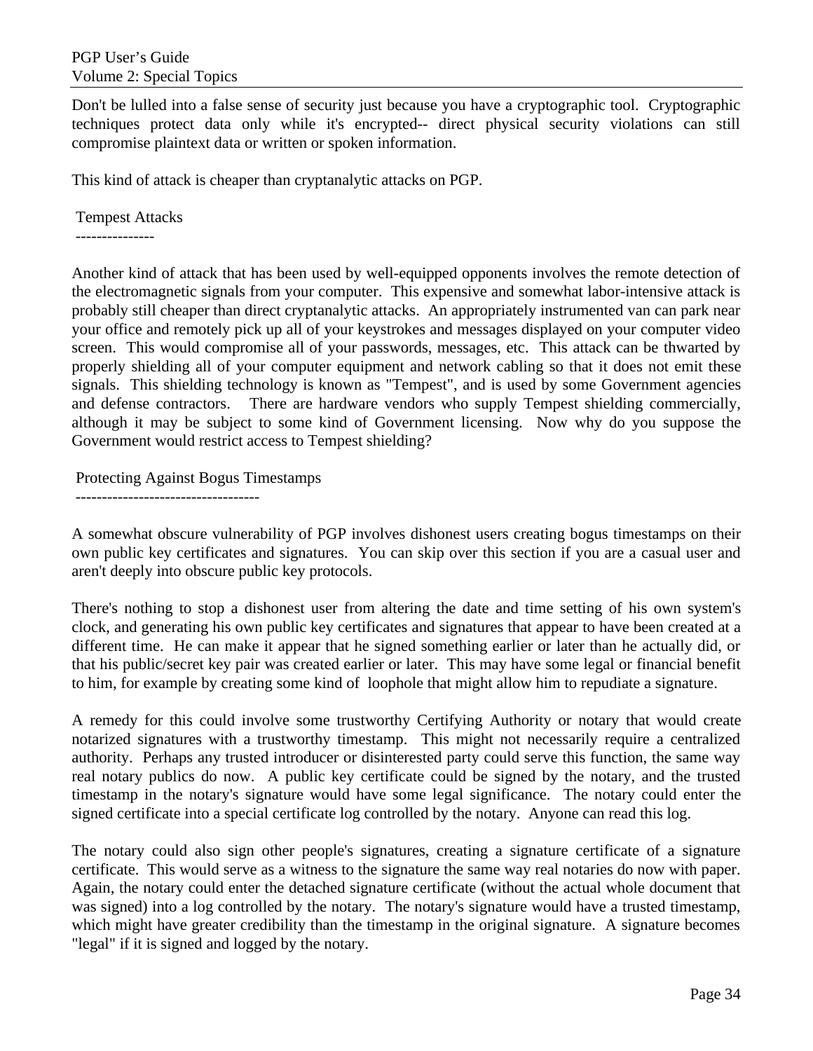Don't be lulled into a false sense of security just because you have a cryptographic tool. Cryptographic techniques protect data only while it's encrypted-- direct physical security violations can still compromise plaintext data or written or spoken information.

This kind of attack is cheaper than cryptanalytic attacks on PGP.

## Tempest Attacks

Another kind of attack that has been used by well-equipped opponents involves the remote detection of the electromagnetic signals from your computer. This expensive and somewhat labor-intensive attack is probably still cheaper than direct cryptanalytic attacks. An appropriately instrumented van can park near your office and remotely pick up all of your keystrokes and messages displayed on your computer video screen. This would compromise all of your passwords, messages, etc. This attack can be thwarted by properly shielding all of your computer equipment and network cabling so that it does not emit these signals. This shielding technology is known as "Tempest", and is used by some Government agencies and defense contractors. There are hardware vendors who supply Tempest shielding commercially, although it may be subject to some kind of Government licensing. Now why do you suppose the Government would restrict access to Tempest shielding?

## Protecting Against Bogus Timestamps

A somewhat obscure vulnerability of PGP involves dishonest users creating bogus timestamps on their own public key certificates and signatures. You can skip over this section if you are a casual user and aren't deeply into obscure public key protocols.

There's nothing to stop a dishonest user from altering the date and time setting of his own system's clock, and generating his own public key certificates and signatures that appear to have been created at a different time. He can make it appear that he signed something earlier or later than he actually did, or that his public/secret key pair was created earlier or later. This may have some legal or financial benefit to him, for example by creating some kind of loophole that might allow him to repudiate a signature.

A remedy for this could involve some trustworthy Certifying Authority or notary that would create notarized signatures with a trustworthy timestamp. This might not necessarily require a centralized authority. Perhaps any trusted introducer or disinterested party could serve this function, the same way real notary publics do now. A public key certificate could be signed by the notary, and the trusted timestamp in the notary's signature would have some legal significance. The notary could enter the signed certificate into a special certificate log controlled by the notary. Anyone can read this log.

The notary could also sign other people's signatures, creating a signature certificate of a signature certificate. This would serve as a witness to the signature the same way real notaries do now with paper. Again, the notary could enter the detached signature certificate (without the actual whole document that was signed) into a log controlled by the notary. The notary's signature would have a trusted timestamp, which might have greater credibility than the timestamp in the original signature. A signature becomes "legal" if it is signed and logged by the notary.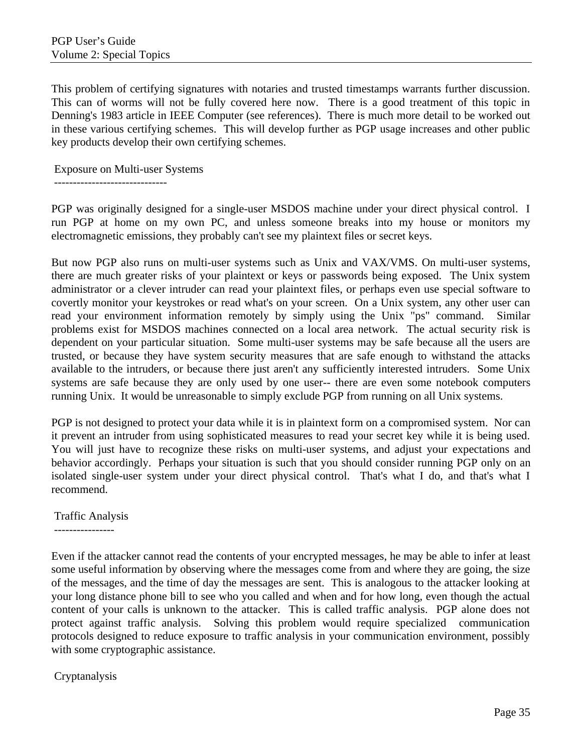This problem of certifying signatures with notaries and trusted timestamps warrants further discussion. This can of worms will not be fully covered here now. There is a good treatment of this topic in Denning's 1983 article in IEEE Computer (see references). There is much more detail to be worked out in these various certifying schemes. This will develop further as PGP usage increases and other public key products develop their own certifying schemes.

## Exposure on Multi-user Systems

PGP was originally designed for a single-user MSDOS machine under your direct physical control. I run PGP at home on my own PC, and unless someone breaks into my house or monitors my electromagnetic emissions, they probably can't see my plaintext files or secret keys.

But now PGP also runs on multi-user systems such as Unix and VAX/VMS. On multi-user systems, there are much greater risks of your plaintext or keys or passwords being exposed. The Unix system administrator or a clever intruder can read your plaintext files, or perhaps even use special software to covertly monitor your keystrokes or read what's on your screen. On a Unix system, any other user can read your environment information remotely by simply using the Unix "ps" command. Similar problems exist for MSDOS machines connected on a local area network. The actual security risk is dependent on your particular situation. Some multi-user systems may be safe because all the users are trusted, or because they have system security measures that are safe enough to withstand the attacks available to the intruders, or because there just aren't any sufficiently interested intruders. Some Unix systems are safe because they are only used by one user-- there are even some notebook computers running Unix. It would be unreasonable to simply exclude PGP from running on all Unix systems.

PGP is not designed to protect your data while it is in plaintext form on a compromised system. Nor can it prevent an intruder from using sophisticated measures to read your secret key while it is being used. You will just have to recognize these risks on multi-user systems, and adjust your expectations and behavior accordingly. Perhaps your situation is such that you should consider running PGP only on an isolated single-user system under your direct physical control. That's what I do, and that's what I recommend.

## Traffic Analysis

Even if the attacker cannot read the contents of your encrypted messages, he may be able to infer at least some useful information by observing where the messages come from and where they are going, the size of the messages, and the time of day the messages are sent. This is analogous to the attacker looking at your long distance phone bill to see who you called and when and for how long, even though the actual content of your calls is unknown to the attacker. This is called traffic analysis. PGP alone does not protect against traffic analysis. Solving this problem would require specialized communication protocols designed to reduce exposure to traffic analysis in your communication environment, possibly with some cryptographic assistance.

## Cryptanalysis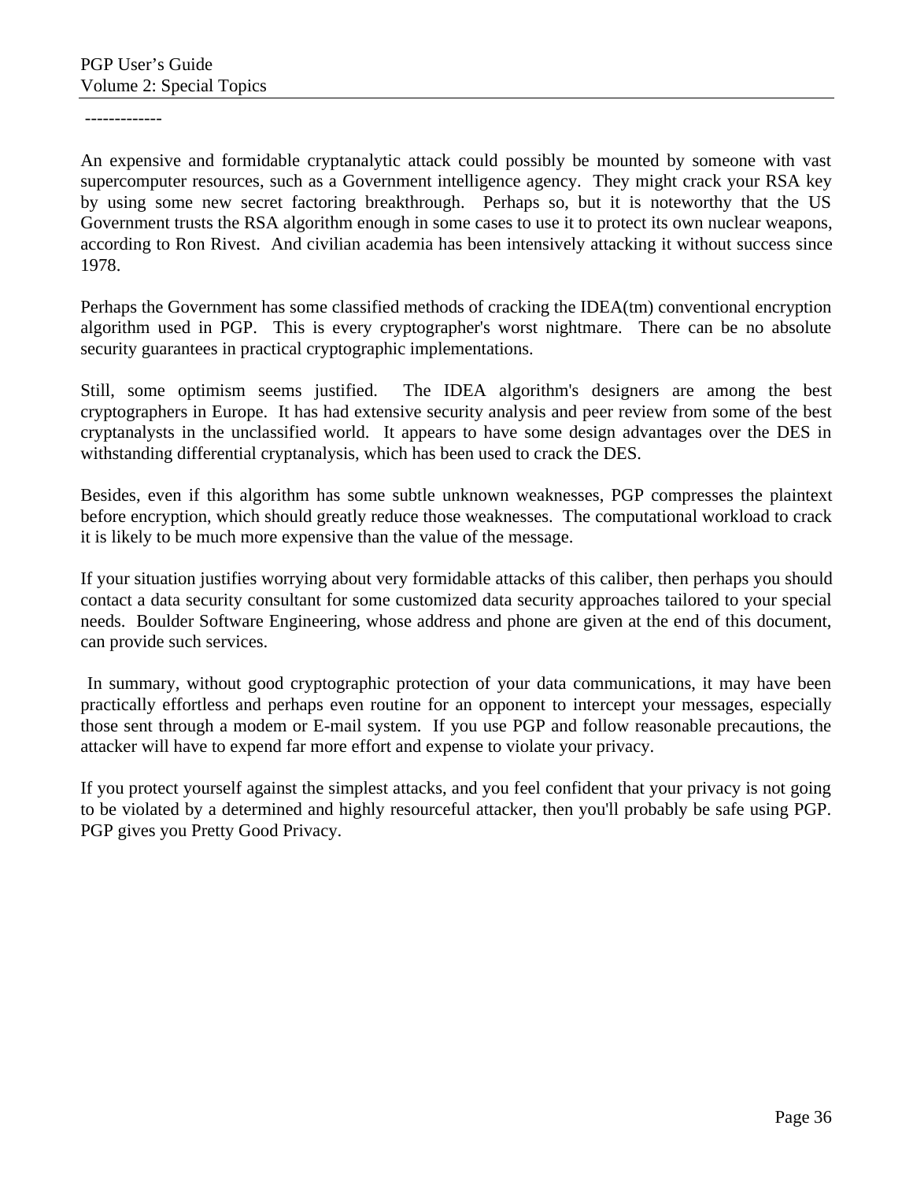-------------

An expensive and formidable cryptanalytic attack could possibly be mounted by someone with vast supercomputer resources, such as a Government intelligence agency. They might crack your RSA key by using some new secret factoring breakthrough. Perhaps so, but it is noteworthy that the US Government trusts the RSA algorithm enough in some cases to use it to protect its own nuclear weapons, according to Ron Rivest. And civilian academia has been intensively attacking it without success since 1978.

Perhaps the Government has some classified methods of cracking the IDEA(tm) conventional encryption algorithm used in PGP. This is every cryptographer's worst nightmare. There can be no absolute security guarantees in practical cryptographic implementations.

Still, some optimism seems justified. The IDEA algorithm's designers are among the best cryptographers in Europe. It has had extensive security analysis and peer review from some of the best cryptanalysts in the unclassified world. It appears to have some design advantages over the DES in withstanding differential cryptanalysis, which has been used to crack the DES.

Besides, even if this algorithm has some subtle unknown weaknesses, PGP compresses the plaintext before encryption, which should greatly reduce those weaknesses. The computational workload to crack it is likely to be much more expensive than the value of the message.

If your situation justifies worrying about very formidable attacks of this caliber, then perhaps you should contact a data security consultant for some customized data security approaches tailored to your special needs. Boulder Software Engineering, whose address and phone are given at the end of this document, can provide such services.

In summary, without good cryptographic protection of your data communications, it may have been practically effortless and perhaps even routine for an opponent to intercept your messages, especially those sent through a modem or E-mail system. If you use PGP and follow reasonable precautions, the attacker will have to expend far more effort and expense to violate your privacy.

If you protect yourself against the simplest attacks, and you feel confident that your privacy is not going to be violated by a determined and highly resourceful attacker, then you'll probably be safe using PGP. PGP gives you Pretty Good Privacy.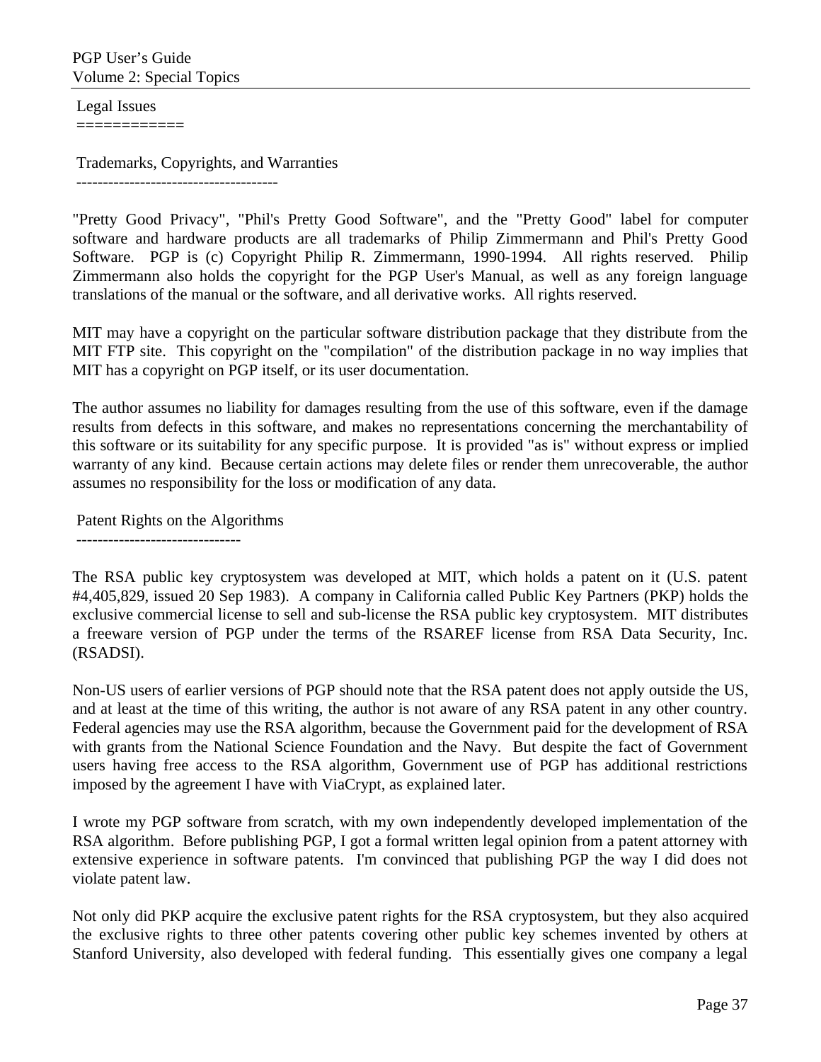## Legal Issues

### Trademarks, Copyrights, and Warranties

"Pretty Good Privacy", "Phil's Pretty Good Software", and the "Pretty Good" label for computer software and hardware products are all trademarks of Philip Zimmermann and Phil's Pretty Good Software. PGP is (c) Copyright Philip R. Zimmermann, 1990-1994. All rights reserved. Philip Zimmermann also holds the copyright for the PGP User's Manual, as well as any foreign language translations of the manual or the software, and all derivative works. All rights reserved.

MIT may have a copyright on the particular software distribution package that they distribute from the MIT FTP site. This copyright on the "compilation" of the distribution package in no way implies that MIT has a copyright on PGP itself, or its user documentation.

The author assumes no liability for damages resulting from the use of this software, even if the damage results from defects in this software, and makes no representations concerning the merchantability of this software or its suitability for any specific purpose. It is provided "as is" without express or implied warranty of any kind. Because certain actions may delete files or render them unrecoverable, the author assumes no responsibility for the loss or modification of any data.

### Patent Rights on the Algorithms

The RSA public key cryptosystem was developed at MIT, which holds a patent on it (U.S. patent #4,405,829, issued 20 Sep 1983). A company in California called Public Key Partners (PKP) holds the exclusive commercial license to sell and sub-license the RSA public key cryptosystem. MIT distributes a freeware version of PGP under the terms of the RSAREF license from RSA Data Security, Inc. (RSADSI).

Non-US users of earlier versions of PGP should note that the RSA patent does not apply outside the US, and at least at the time of this writing, the author is not aware of any RSA patent in any other country. Federal agencies may use the RSA algorithm, because the Government paid for the development of RSA with grants from the National Science Foundation and the Navy. But despite the fact of Government users having free access to the RSA algorithm, Government use of PGP has additional restrictions imposed by the agreement I have with ViaCrypt, as explained later.

I wrote my PGP software from scratch, with my own independently developed implementation of the RSA algorithm. Before publishing PGP, I got a formal written legal opinion from a patent attorney with extensive experience in software patents. I'm convinced that publishing PGP the way I did does not violate patent law.

Not only did PKP acquire the exclusive patent rights for the RSA cryptosystem, but they also acquired the exclusive rights to three other patents covering other public key schemes invented by others at Stanford University, also developed with federal funding. This essentially gives one company a legal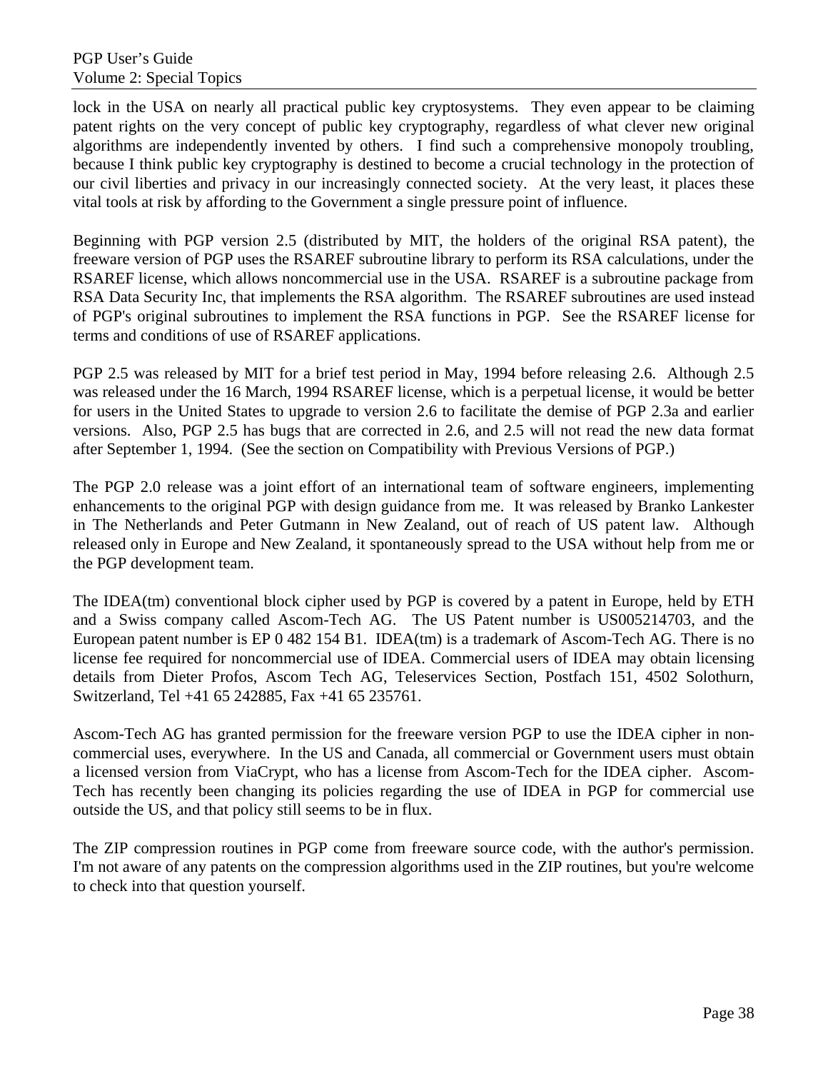lock in the USA on nearly all practical public key cryptosystems. They even appear to be claiming patent rights on the very concept of public key cryptography, regardless of what clever new original algorithms are independently invented by others. I find such a comprehensive monopoly troubling, because I think public key cryptography is destined to become a crucial technology in the protection of our civil liberties and privacy in our increasingly connected society. At the very least, it places these vital tools at risk by affording to the Government a single pressure point of influence.

Beginning with PGP version 2.5 (distributed by MIT, the holders of the original RSA patent), the freeware version of PGP uses the RSAREF subroutine library to perform its RSA calculations, under the RSAREF license, which allows noncommercial use in the USA. RSAREF is a subroutine package from RSA Data Security Inc, that implements the RSA algorithm. The RSAREF subroutines are used instead of PGP's original subroutines to implement the RSA functions in PGP. See the RSAREF license for terms and conditions of use of RSAREF applications.

PGP 2.5 was released by MIT for a brief test period in May, 1994 before releasing 2.6. Although 2.5 was released under the 16 March, 1994 RSAREF license, which is a perpetual license, it would be better for users in the United States to upgrade to version 2.6 to facilitate the demise of PGP 2.3a and earlier versions. Also, PGP 2.5 has bugs that are corrected in 2.6, and 2.5 will not read the new data format after September 1, 1994. (See the section on Compatibility with Previous Versions of PGP.)

The PGP 2.0 release was a joint effort of an international team of software engineers, implementing enhancements to the original PGP with design guidance from me. It was released by Branko Lankester in The Netherlands and Peter Gutmann in New Zealand, out of reach of US patent law. Although released only in Europe and New Zealand, it spontaneously spread to the USA without help from me or the PGP development team.

The IDEA(tm) conventional block cipher used by PGP is covered by a patent in Europe, held by ETH and a Swiss company called Ascom-Tech AG. The US Patent number is US005214703, and the European patent number is EP 0 482 154 B1. IDEA(tm) is a trademark of Ascom-Tech AG. There is no license fee required for noncommercial use of IDEA. Commercial users of IDEA may obtain licensing details from Dieter Profos, Ascom Tech AG, Teleservices Section, Postfach 151, 4502 Solothurn, Switzerland, Tel +41 65 242885, Fax +41 65 235761.

Ascom-Tech AG has granted permission for the freeware version PGP to use the IDEA cipher in non-commercial uses, everywhere. In the US and Canada, all commercial or Government users must obtain a licensed version from ViaCrypt, who has a license from Ascom-Tech for the IDEA cipher. Ascom-Tech has recently been changing its policies regarding the use of IDEA in PGP for commercial use outside the US, and that policy still seems to be in flux.

The ZIP compression routines in PGP come from freeware source code, with the author's permission. I'm not aware of any patents on the compression algorithms used in the ZIP routines, but you're welcome to check into that question yourself.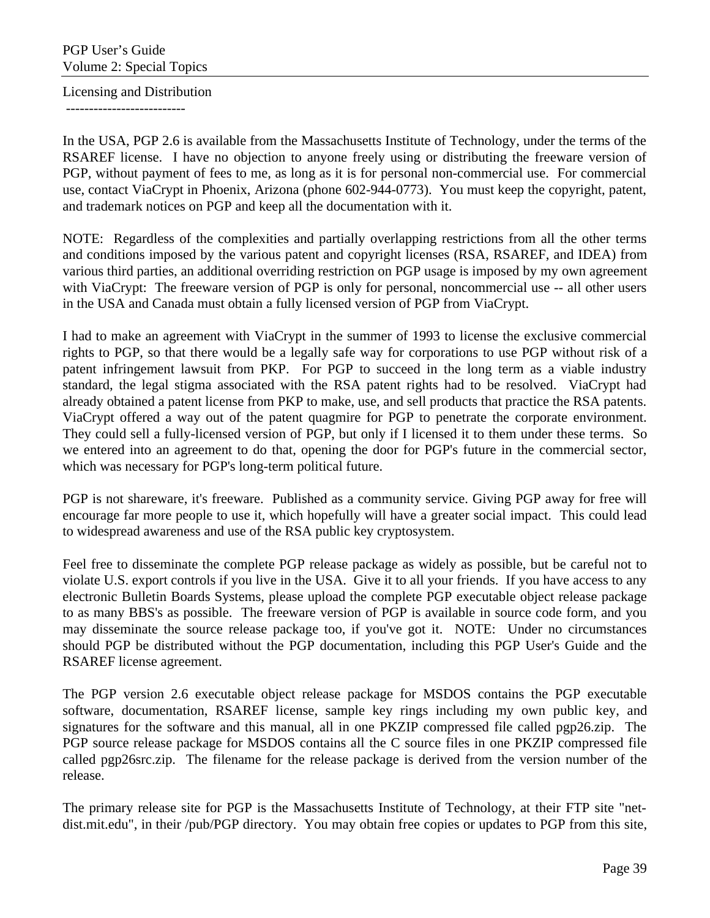Licensing and Distribution
--------------------------

In the USA, PGP 2.6 is available from the Massachusetts Institute of Technology, under the terms of the RSAREF license. I have no objection to anyone freely using or distributing the freeware version of PGP, without payment of fees to me, as long as it is for personal non-commercial use. For commercial use, contact ViaCrypt in Phoenix, Arizona (phone 602-944-0773). You must keep the copyright, patent, and trademark notices on PGP and keep all the documentation with it.

NOTE: Regardless of the complexities and partially overlapping restrictions from all the other terms and conditions imposed by the various patent and copyright licenses (RSA, RSAREF, and IDEA) from various third parties, an additional overriding restriction on PGP usage is imposed by my own agreement with ViaCrypt: The freeware version of PGP is only for personal, noncommercial use -- all other users in the USA and Canada must obtain a fully licensed version of PGP from ViaCrypt.

I had to make an agreement with ViaCrypt in the summer of 1993 to license the exclusive commercial rights to PGP, so that there would be a legally safe way for corporations to use PGP without risk of a patent infringement lawsuit from PKP. For PGP to succeed in the long term as a viable industry standard, the legal stigma associated with the RSA patent rights had to be resolved. ViaCrypt had already obtained a patent license from PKP to make, use, and sell products that practice the RSA patents. ViaCrypt offered a way out of the patent quagmire for PGP to penetrate the corporate environment. They could sell a fully-licensed version of PGP, but only if I licensed it to them under these terms. So we entered into an agreement to do that, opening the door for PGP's future in the commercial sector, which was necessary for PGP's long-term political future.

PGP is not shareware, it's freeware. Published as a community service. Giving PGP away for free will encourage far more people to use it, which hopefully will have a greater social impact. This could lead to widespread awareness and use of the RSA public key cryptosystem.

Feel free to disseminate the complete PGP release package as widely as possible, but be careful not to violate U.S. export controls if you live in the USA. Give it to all your friends. If you have access to any electronic Bulletin Boards Systems, please upload the complete PGP executable object release package to as many BBS's as possible. The freeware version of PGP is available in source code form, and you may disseminate the source release package too, if you've got it. NOTE: Under no circumstances should PGP be distributed without the PGP documentation, including this PGP User's Guide and the RSAREF license agreement.

The PGP version 2.6 executable object release package for MSDOS contains the PGP executable software, documentation, RSAREF license, sample key rings including my own public key, and signatures for the software and this manual, all in one PKZIP compressed file called pgp26.zip. The PGP source release package for MSDOS contains all the C source files in one PKZIP compressed file called pgp26src.zip. The filename for the release package is derived from the version number of the release.

The primary release site for PGP is the Massachusetts Institute of Technology, at their FTP site "net-dist.mit.edu", in their /pub/PGP directory. You may obtain free copies or updates to PGP from this site,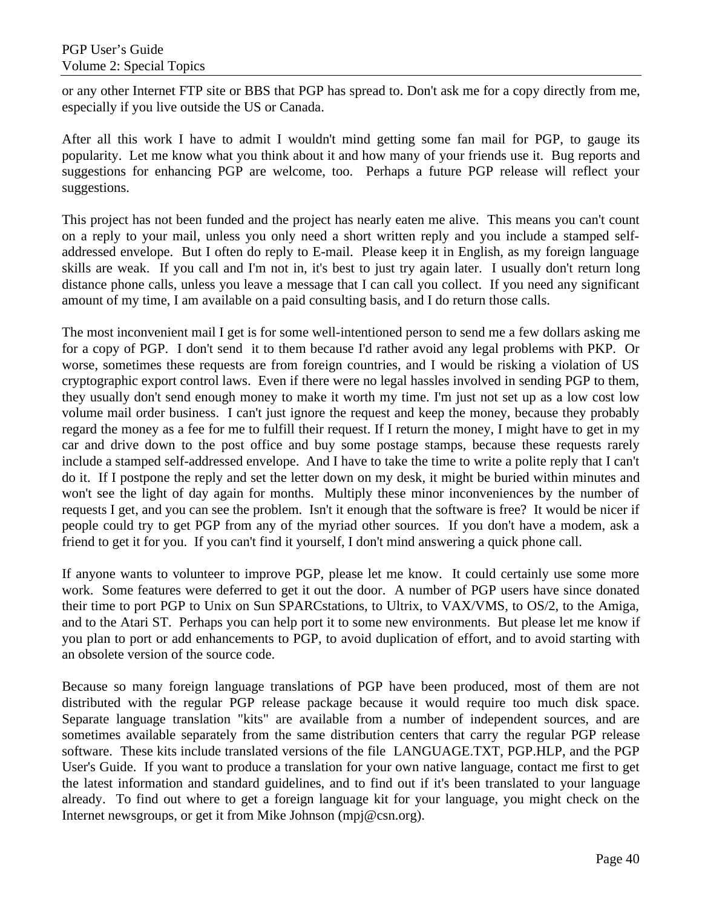or any other Internet FTP site or BBS that PGP has spread to. Don't ask me for a copy directly from me, especially if you live outside the US or Canada.

After all this work I have to admit I wouldn't mind getting some fan mail for PGP, to gauge its popularity. Let me know what you think about it and how many of your friends use it. Bug reports and suggestions for enhancing PGP are welcome, too. Perhaps a future PGP release will reflect your suggestions.

This project has not been funded and the project has nearly eaten me alive. This means you can't count on a reply to your mail, unless you only need a short written reply and you include a stamped self-addressed envelope. But I often do reply to E-mail. Please keep it in English, as my foreign language skills are weak. If you call and I'm not in, it's best to just try again later. I usually don't return long distance phone calls, unless you leave a message that I can call you collect. If you need any significant amount of my time, I am available on a paid consulting basis, and I do return those calls.

The most inconvenient mail I get is for some well-intentioned person to send me a few dollars asking me for a copy of PGP. I don't send it to them because I'd rather avoid any legal problems with PKP. Or worse, sometimes these requests are from foreign countries, and I would be risking a violation of US cryptographic export control laws. Even if there were no legal hassles involved in sending PGP to them, they usually don't send enough money to make it worth my time. I'm just not set up as a low cost low volume mail order business. I can't just ignore the request and keep the money, because they probably regard the money as a fee for me to fulfill their request. If I return the money, I might have to get in my car and drive down to the post office and buy some postage stamps, because these requests rarely include a stamped self-addressed envelope. And I have to take the time to write a polite reply that I can't do it. If I postpone the reply and set the letter down on my desk, it might be buried within minutes and won't see the light of day again for months. Multiply these minor inconveniences by the number of requests I get, and you can see the problem. Isn't it enough that the software is free? It would be nicer if people could try to get PGP from any of the myriad other sources. If you don't have a modem, ask a friend to get it for you. If you can't find it yourself, I don't mind answering a quick phone call.

If anyone wants to volunteer to improve PGP, please let me know. It could certainly use some more work. Some features were deferred to get it out the door. A number of PGP users have since donated their time to port PGP to Unix on Sun SPARCstations, to Ultrix, to VAX/VMS, to OS/2, to the Amiga, and to the Atari ST. Perhaps you can help port it to some new environments. But please let me know if you plan to port or add enhancements to PGP, to avoid duplication of effort, and to avoid starting with an obsolete version of the source code.

Because so many foreign language translations of PGP have been produced, most of them are not distributed with the regular PGP release package because it would require too much disk space. Separate language translation "kits" are available from a number of independent sources, and are sometimes available separately from the same distribution centers that carry the regular PGP release software. These kits include translated versions of the file LANGUAGE.TXT, PGP.HLP, and the PGP User's Guide. If you want to produce a translation for your own native language, contact me first to get the latest information and standard guidelines, and to find out if it's been translated to your language already. To find out where to get a foreign language kit for your language, you might check on the Internet newsgroups, or get it from Mike Johnson (mpj@csn.org).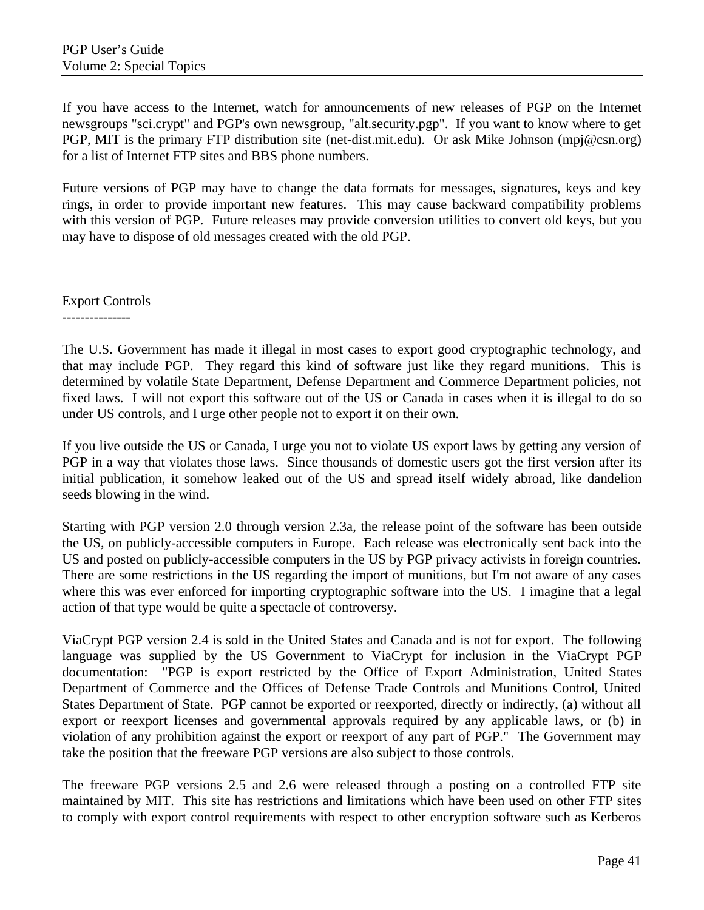If you have access to the Internet, watch for announcements of new releases of PGP on the Internet newsgroups "sci.crypt" and PGP's own newsgroup, "alt.security.pgp". If you want to know where to get PGP, MIT is the primary FTP distribution site (net-dist.mit.edu). Or ask Mike Johnson (mpj@csn.org) for a list of Internet FTP sites and BBS phone numbers.

Future versions of PGP may have to change the data formats for messages, signatures, keys and key rings, in order to provide important new features. This may cause backward compatibility problems with this version of PGP. Future releases may provide conversion utilities to convert old keys, but you may have to dispose of old messages created with the old PGP.

## Export Controls

The U.S. Government has made it illegal in most cases to export good cryptographic technology, and that may include PGP. They regard this kind of software just like they regard munitions. This is determined by volatile State Department, Defense Department and Commerce Department policies, not fixed laws. I will not export this software out of the US or Canada in cases when it is illegal to do so under US controls, and I urge other people not to export it on their own.

If you live outside the US or Canada, I urge you not to violate US export laws by getting any version of PGP in a way that violates those laws. Since thousands of domestic users got the first version after its initial publication, it somehow leaked out of the US and spread itself widely abroad, like dandelion seeds blowing in the wind.

Starting with PGP version 2.0 through version 2.3a, the release point of the software has been outside the US, on publicly-accessible computers in Europe. Each release was electronically sent back into the US and posted on publicly-accessible computers in the US by PGP privacy activists in foreign countries. There are some restrictions in the US regarding the import of munitions, but I'm not aware of any cases where this was ever enforced for importing cryptographic software into the US. I imagine that a legal action of that type would be quite a spectacle of controversy.

ViaCrypt PGP version 2.4 is sold in the United States and Canada and is not for export. The following language was supplied by the US Government to ViaCrypt for inclusion in the ViaCrypt PGP documentation: "PGP is export restricted by the Office of Export Administration, United States Department of Commerce and the Offices of Defense Trade Controls and Munitions Control, United States Department of State. PGP cannot be exported or reexported, directly or indirectly, (a) without all export or reexport licenses and governmental approvals required by any applicable laws, or (b) in violation of any prohibition against the export or reexport of any part of PGP." The Government may take the position that the freeware PGP versions are also subject to those controls.

The freeware PGP versions 2.5 and 2.6 were released through a posting on a controlled FTP site maintained by MIT. This site has restrictions and limitations which have been used on other FTP sites to comply with export control requirements with respect to other encryption software such as Kerberos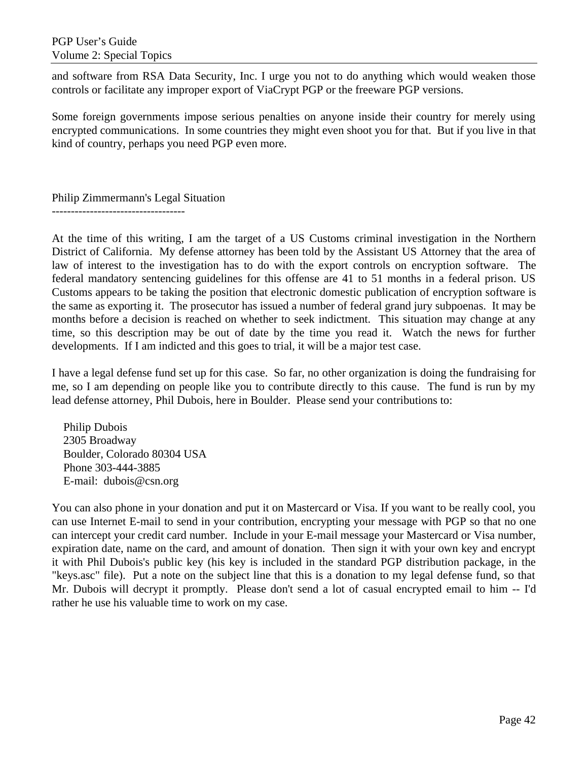and software from RSA Data Security, Inc. I urge you not to do anything which would weaken those controls or facilitate any improper export of ViaCrypt PGP or the freeware PGP versions.

Some foreign governments impose serious penalties on anyone inside their country for merely using encrypted communications. In some countries they might even shoot you for that. But if you live in that kind of country, perhaps you need PGP even more.

## Philip Zimmermann's Legal Situation

At the time of this writing, I am the target of a US Customs criminal investigation in the Northern District of California. My defense attorney has been told by the Assistant US Attorney that the area of law of interest to the investigation has to do with the export controls on encryption software. The federal mandatory sentencing guidelines for this offense are 41 to 51 months in a federal prison. US Customs appears to be taking the position that electronic domestic publication of encryption software is the same as exporting it. The prosecutor has issued a number of federal grand jury subpoenas. It may be months before a decision is reached on whether to seek indictment. This situation may change at any time, so this description may be out of date by the time you read it. Watch the news for further developments. If I am indicted and this goes to trial, it will be a major test case.

I have a legal defense fund set up for this case. So far, no other organization is doing the fundraising for me, so I am depending on people like you to contribute directly to this cause. The fund is run by my lead defense attorney, Phil Dubois, here in Boulder. Please send your contributions to:

Philip Dubois
2305 Broadway
Boulder, Colorado 80304 USA
Phone 303-444-3885
E-mail: dubois@csn.org

You can also phone in your donation and put it on Mastercard or Visa. If you want to be really cool, you can use Internet E-mail to send in your contribution, encrypting your message with PGP so that no one can intercept your credit card number. Include in your E-mail message your Mastercard or Visa number, expiration date, name on the card, and amount of donation. Then sign it with your own key and encrypt it with Phil Dubois's public key (his key is included in the standard PGP distribution package, in the "keys.asc" file). Put a note on the subject line that this is a donation to my legal defense fund, so that Mr. Dubois will decrypt it promptly. Please don't send a lot of casual encrypted email to him -- I'd rather he use his valuable time to work on my case.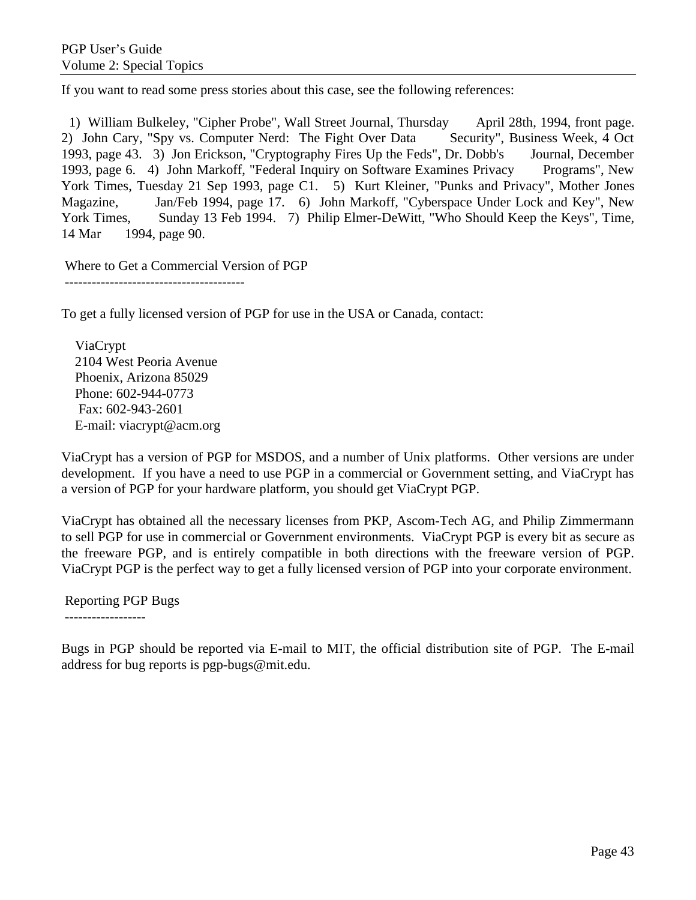If you want to read some press stories about this case, see the following references:

1) William Bulkeley, "Cipher Probe", Wall Street Journal, Thursday April 28th, 1994, front page. 2) John Cary, "Spy vs. Computer Nerd: The Fight Over Data Security", Business Week, 4 Oct 1993, page 43. 3) Jon Erickson, "Cryptography Fires Up the Feds", Dr. Dobb's Journal, December 1993, page 6. 4) John Markoff, "Federal Inquiry on Software Examines Privacy Programs", New York Times, Tuesday 21 Sep 1993, page C1. 5) Kurt Kleiner, "Punks and Privacy", Mother Jones Magazine, Jan/Feb 1994, page 17. 6) John Markoff, "Cyberspace Under Lock and Key", New York Times, Sunday 13 Feb 1994. 7) Philip Elmer-DeWitt, "Who Should Keep the Keys", Time, 14 Mar 1994, page 90.

## Where to Get a Commercial Version of PGP

To get a fully licensed version of PGP for use in the USA or Canada, contact:

ViaCrypt
2104 West Peoria Avenue
Phoenix, Arizona 85029
Phone: 602-944-0773
Fax: 602-943-2601
E-mail: viacrypt@acm.org

ViaCrypt has a version of PGP for MSDOS, and a number of Unix platforms. Other versions are under development. If you have a need to use PGP in a commercial or Government setting, and ViaCrypt has a version of PGP for your hardware platform, you should get ViaCrypt PGP.

ViaCrypt has obtained all the necessary licenses from PKP, Ascom-Tech AG, and Philip Zimmermann to sell PGP for use in commercial or Government environments. ViaCrypt PGP is every bit as secure as the freeware PGP, and is entirely compatible in both directions with the freeware version of PGP. ViaCrypt PGP is the perfect way to get a fully licensed version of PGP into your corporate environment.

## Reporting PGP Bugs

Bugs in PGP should be reported via E-mail to MIT, the official distribution site of PGP. The E-mail address for bug reports is pgp-bugs@mit.edu.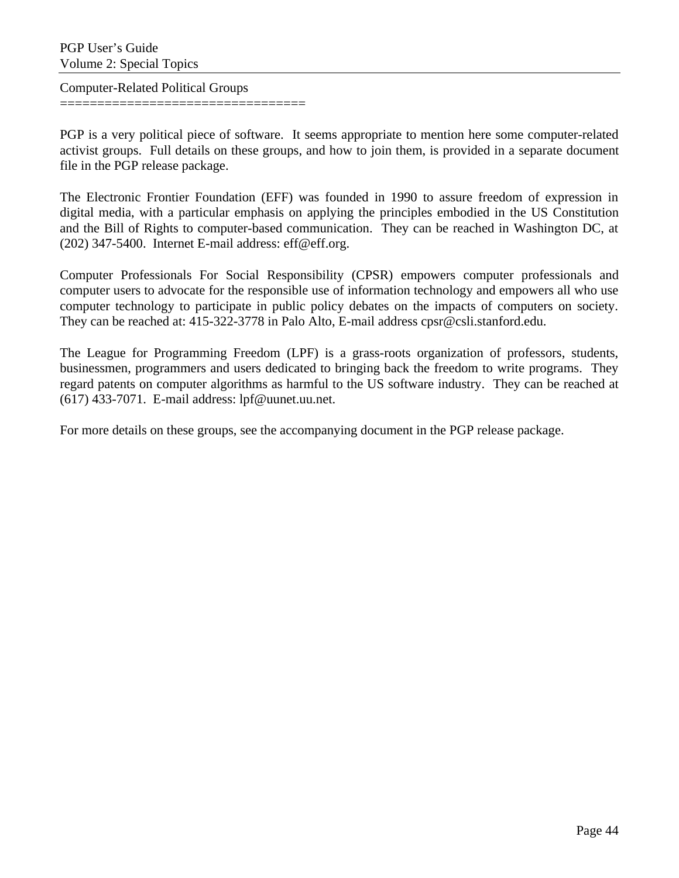## Computer-Related Political Groups

PGP is a very political piece of software. It seems appropriate to mention here some computer-related activist groups. Full details on these groups, and how to join them, is provided in a separate document file in the PGP release package.

The Electronic Frontier Foundation (EFF) was founded in 1990 to assure freedom of expression in digital media, with a particular emphasis on applying the principles embodied in the US Constitution and the Bill of Rights to computer-based communication. They can be reached in Washington DC, at (202) 347-5400. Internet E-mail address: eff@eff.org.

Computer Professionals For Social Responsibility (CPSR) empowers computer professionals and computer users to advocate for the responsible use of information technology and empowers all who use computer technology to participate in public policy debates on the impacts of computers on society. They can be reached at: 415-322-3778 in Palo Alto, E-mail address cpsr@csli.stanford.edu.

The League for Programming Freedom (LPF) is a grass-roots organization of professors, students, businessmen, programmers and users dedicated to bringing back the freedom to write programs. They regard patents on computer algorithms as harmful to the US software industry. They can be reached at (617) 433-7071. E-mail address: lpf@uunet.uu.net.

For more details on these groups, see the accompanying document in the PGP release package.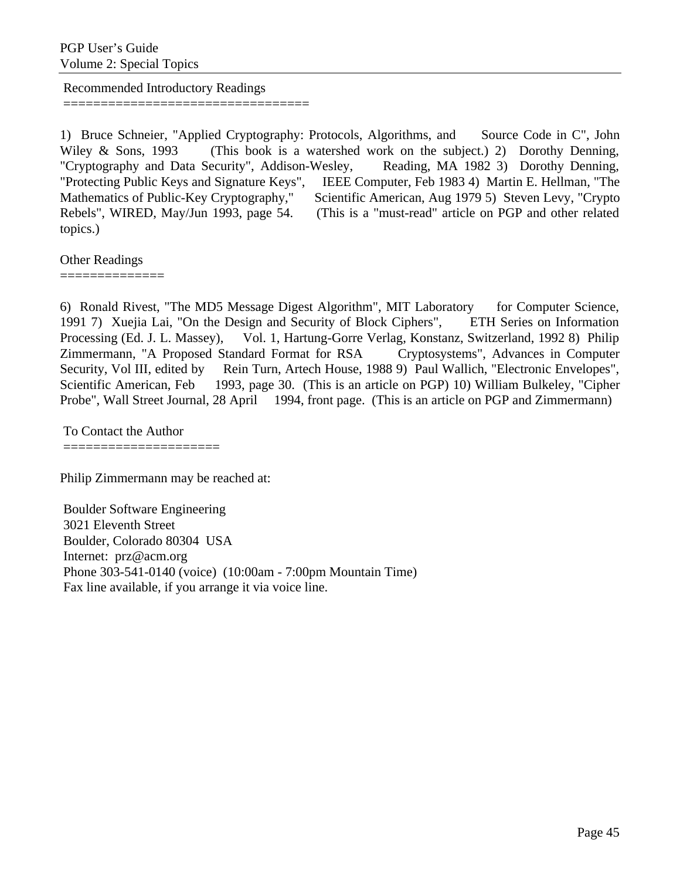## Recommended Introductory Readings

1) Bruce Schneier, "Applied Cryptography: Protocols, Algorithms, and Source Code in C", John Wiley & Sons, 1993 (This book is a watershed work on the subject.)
2) Dorothy Denning, "Cryptography and Data Security", Addison-Wesley, Reading, MA 1982
3) Dorothy Denning, "Protecting Public Keys and Signature Keys", IEEE Computer, Feb 1983
4) Martin E. Hellman, "The Mathematics of Public-Key Cryptography," Scientific American, Aug 1979
5) Steven Levy, "Crypto Rebels", WIRED, May/Jun 1993, page 54. (This is a "must-read" article on PGP and other related topics.)

## Other Readings

6) Ronald Rivest, "The MD5 Message Digest Algorithm", MIT Laboratory for Computer Science, 1991
7) Xuejia Lai, "On the Design and Security of Block Ciphers", ETH Series on Information Processing (Ed. J. L. Massey), Vol. 1, Hartung-Gorre Verlag, Konstanz, Switzerland, 1992
8) Philip Zimmermann, "A Proposed Standard Format for RSA Cryptosystems", Advances in Computer Security, Vol III, edited by Rein Turn, Artech House, 1988
9) Paul Wallich, "Electronic Envelopes", Scientific American, Feb 1993, page 30. (This is an article on PGP)
10) William Bulkeley, "Cipher Probe", Wall Street Journal, 28 April 1994, front page. (This is an article on PGP and Zimmermann)

## To Contact the Author

Philip Zimmermann may be reached at:

Boulder Software Engineering
3021 Eleventh Street
Boulder, Colorado 80304 USA
Internet: prz@acm.org
Phone 303-541-0140 (voice) (10:00am - 7:00pm Mountain Time)
Fax line available, if you arrange it via voice line.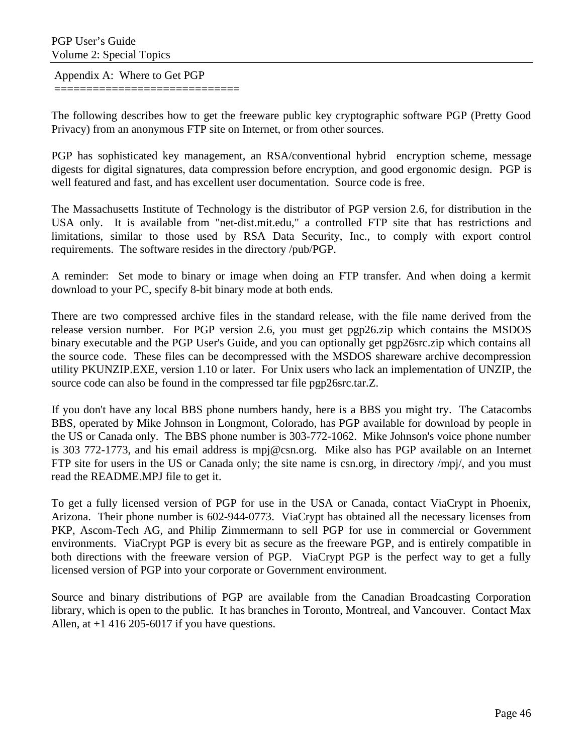## Appendix A: Where to Get PGP

The following describes how to get the freeware public key cryptographic software PGP (Pretty Good Privacy) from an anonymous FTP site on Internet, or from other sources.

PGP has sophisticated key management, an RSA/conventional hybrid encryption scheme, message digests for digital signatures, data compression before encryption, and good ergonomic design. PGP is well featured and fast, and has excellent user documentation. Source code is free.

The Massachusetts Institute of Technology is the distributor of PGP version 2.6, for distribution in the USA only. It is available from "net-dist.mit.edu," a controlled FTP site that has restrictions and limitations, similar to those used by RSA Data Security, Inc., to comply with export control requirements. The software resides in the directory /pub/PGP.

A reminder: Set mode to binary or image when doing an FTP transfer. And when doing a kermit download to your PC, specify 8-bit binary mode at both ends.

There are two compressed archive files in the standard release, with the file name derived from the release version number. For PGP version 2.6, you must get pgp26.zip which contains the MSDOS binary executable and the PGP User's Guide, and you can optionally get pgp26src.zip which contains all the source code. These files can be decompressed with the MSDOS shareware archive decompression utility PKUNZIP.EXE, version 1.10 or later. For Unix users who lack an implementation of UNZIP, the source code can also be found in the compressed tar file pgp26src.tar.Z.

If you don't have any local BBS phone numbers handy, here is a BBS you might try. The Catacombs BBS, operated by Mike Johnson in Longmont, Colorado, has PGP available for download by people in the US or Canada only. The BBS phone number is 303-772-1062. Mike Johnson's voice phone number is 303 772-1773, and his email address is mpj@csn.org. Mike also has PGP available on an Internet FTP site for users in the US or Canada only; the site name is csn.org, in directory /mpj/, and you must read the README.MPJ file to get it.

To get a fully licensed version of PGP for use in the USA or Canada, contact ViaCrypt in Phoenix, Arizona. Their phone number is 602-944-0773. ViaCrypt has obtained all the necessary licenses from PKP, Ascom-Tech AG, and Philip Zimmermann to sell PGP for use in commercial or Government environments. ViaCrypt PGP is every bit as secure as the freeware PGP, and is entirely compatible in both directions with the freeware version of PGP. ViaCrypt PGP is the perfect way to get a fully licensed version of PGP into your corporate or Government environment.

Source and binary distributions of PGP are available from the Canadian Broadcasting Corporation library, which is open to the public. It has branches in Toronto, Montreal, and Vancouver. Contact Max Allen, at +1 416 205-6017 if you have questions.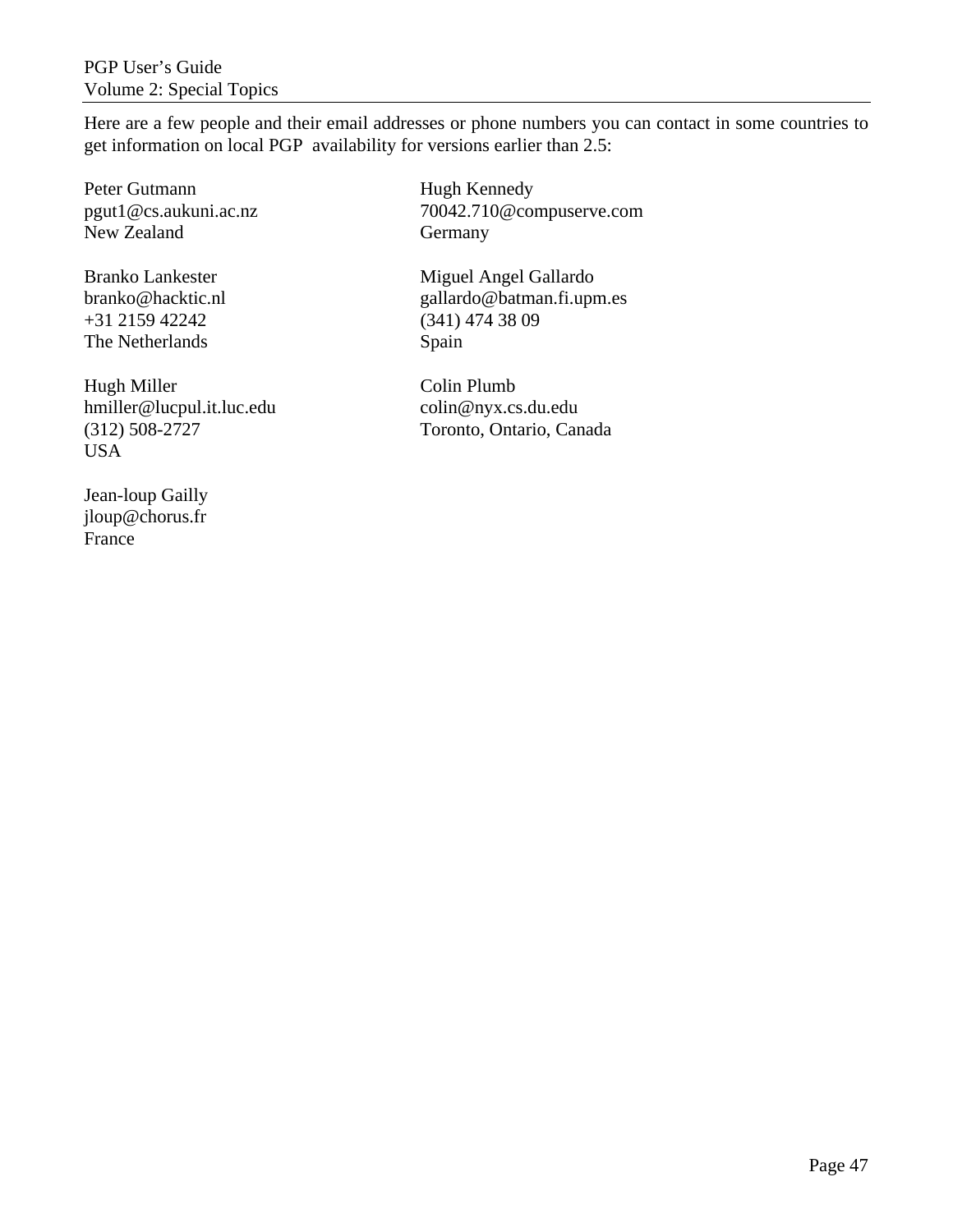Here are a few people and their email addresses or phone numbers you can contact in some countries to get information on local PGP availability for versions earlier than 2.5:

Peter Gutmann
pgut1@cs.aukuni.ac.nz
New Zealand

Hugh Kennedy
70042.710@compuserve.com
Germany

Branko Lankester
branko@hacktic.nl
+31 2159 42242
The Netherlands

Miguel Angel Gallardo
gallardo@batman.fi.upm.es
(341) 474 38 09
Spain

Hugh Miller
hmiller@lucpul.it.luc.edu
(312) 508-2727
USA

Colin Plumb
colin@nyx.cs.du.edu
Toronto, Ontario, Canada

Jean-loup Gailly
jloup@chorus.fr
France